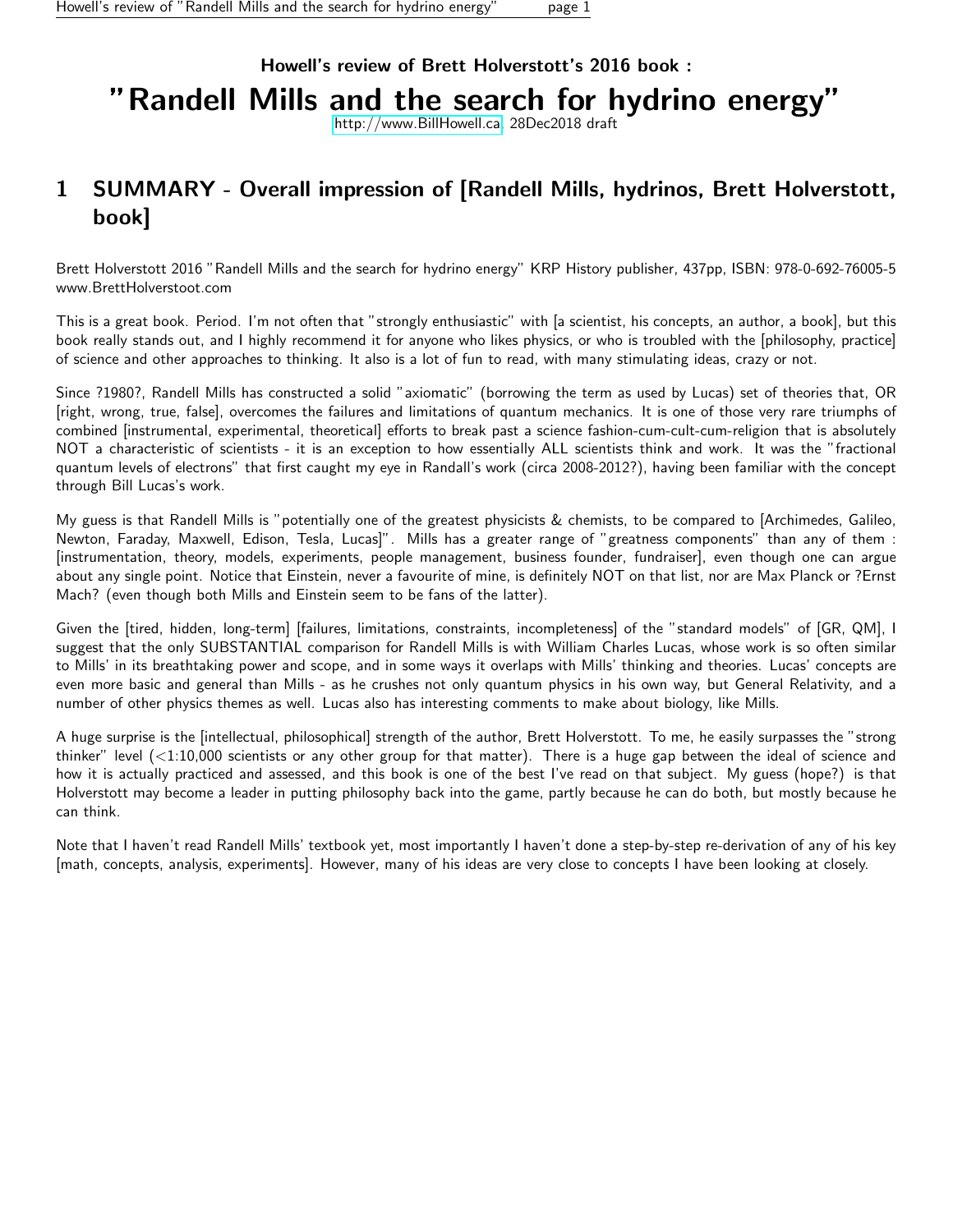# Howell's review of Brett Holverstott's 2016 book :

# "Randell Mills and the search for hydrino energy"

http://www.BillHowell.ca 28Dec2018 draft

## 1 SUMMARY - Overall impression of [Randell Mills, hydrinos, Brett Holverstott, book]

Brett Holverstott 2016 "Randell Mills and the search for hydrino energy" KRP History publisher, 437pp, ISBN: 978-0-692-76005-5 www.BrettHolverstoot.com

This is a great book. Period. I'm not often that "strongly enthusiastic" with [a scientist, his concepts, an author, a book], but this book really stands out, and I highly recommend it for anyone who likes physics, or who is troubled with the [philosophy, practice] of science and other approaches to thinking. It also is a lot of fun to read, with many stimulating ideas, crazy or not.

Since ?1980?, Randell Mills has constructed a solid "axiomatic" (borrowing the term as used by Lucas) set of theories that, OR [right, wrong, true, false], overcomes the failures and limitations of quantum mechanics. It is one of those very rare triumphs of combined [instrumental, experimental, theoretical] efforts to break past a science fashion-cum-cult-cum-religion that is absolutely NOT a characteristic of scientists - it is an exception to how essentially ALL scientists think and work. It was the "fractional quantum levels of electrons" that first caught my eye in Randall's work (circa 2008-2012?), having been familiar with the concept through Bill Lucas's work.

My guess is that Randell Mills is "potentially one of the greatest physicists & chemists, to be compared to [Archimedes, Galileo, Newton, Faraday, Maxwell, Edison, Tesla, Lucas]". Mills has a greater range of "greatness components" than any of them : [instrumentation, theory, models, experiments, people management, business founder, fundraiser], even though one can argue about any single point. Notice that Einstein, never a favourite of mine, is definitely NOT on that list, nor are Max Planck or ?Ernst Mach? (even though both Mills and Einstein seem to be fans of the latter).

Given the [tired, hidden, long-term] [failures, limitations, constraints, incompleteness] of the "standard models" of [GR, QM], I suggest that the only SUBSTANTIAL comparison for Randell Mills is with William Charles Lucas, whose work is so often similar to Mills' in its breathtaking power and scope, and in some ways it overlaps with Mills' thinking and theories. Lucas' concepts are even more basic and general than Mills - as he crushes not only quantum physics in his own way, but General Relativity, and a number of other physics themes as well. Lucas also has interesting comments to make about biology, like Mills.

A huge surprise is the [intellectual, philosophical] strength of the author, Brett Holverstott. To me, he easily surpasses the "strong thinker" level (<1:10,000 scientists or any other group for that matter). There is a huge gap between the ideal of science and how it is actually practiced and assessed, and this book is one of the best I've read on that subject. My guess (hope?) is that Holverstott may become a leader in putting philosophy back into the game, partly because he can do both, but mostly because he can think.

Note that I haven't read Randell Mills' textbook yet, most importantly I haven't done a step-by-step re-derivation of any of his key [math, concepts, analysis, experiments]. However, many of his ideas are very close to concepts I have been looking at closely.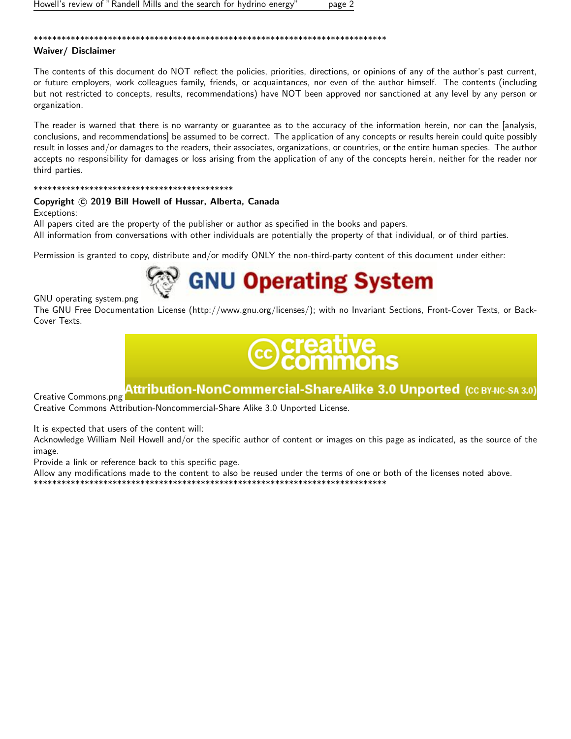******************************************************************************

**Waiver/ Disclaimer**

The contents of this document do NOT reflect the policies, priorities, directions, or opinions of any of the author's past current, or future employers, work colleagues family, friends, or acquaintances, nor even of the author himself. The contents (including but not restricted to concepts, results, recommendations) have NOT been approved nor sanctioned at any level by any person or organization.

The reader is warned that there is no warranty or guarantee as to the accuracy of the information herein, nor can the [analysis, conclusions, and recommendations] be assumed to be correct. The application of any concepts or results herein could quite possibly result in losses and/or damages to the readers, their associates, organizations, or countries, or the entire human species. The author accepts no responsibility for damages or loss arising from the application of any of the concepts herein, neither for the reader nor third parties.

*********************************************

**Copyright © 2019 Bill Howell of Hussar, Alberta, Canada**

Exceptions:
All papers cited are the property of the publisher or author as specified in the books and papers.
All information from conversations with other individuals are potentially the property of that individual, or of third parties.

Permission is granted to copy, distribute and/or modify ONLY the non-third-party content of this document under either:

GNU operating system.png

The GNU Free Documentation License (http://www.gnu.org/licenses/); with no Invariant Sections, Front-Cover Texts, or Back-Cover Texts.

Creative Commons.png

Creative Commons Attribution-Noncommercial-Share Alike 3.0 Unported License.

It is expected that users of the content will:
Acknowledge William Neil Howell and/or the specific author of content or images on this page as indicated, as the source of the image.
Provide a link or reference back to this specific page.
Allow any modifications made to the content to also be reused under the terms of one or both of the licenses noted above.

******************************************************************************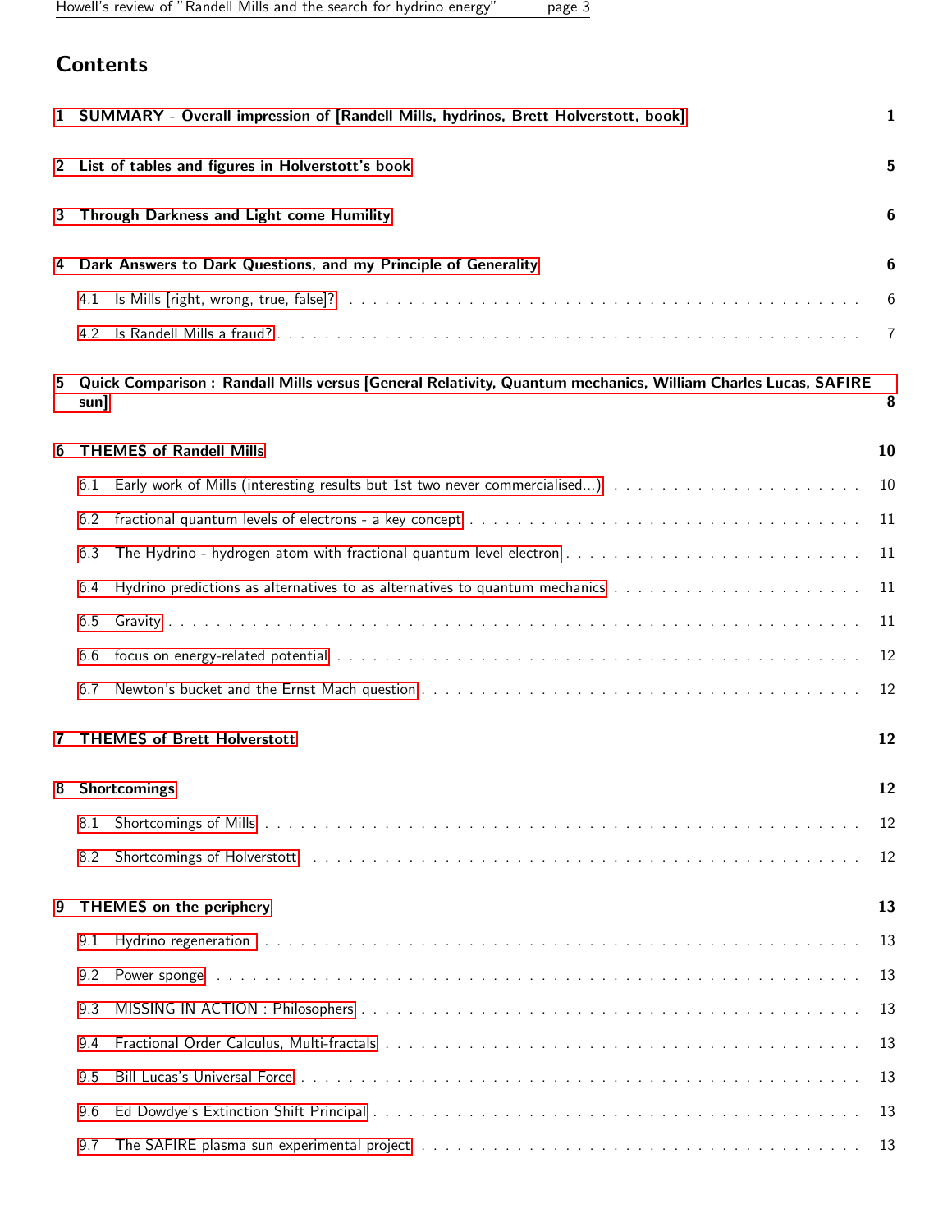# Contents

**1 SUMMARY - Overall impression of [Randell Mills, hydrinos, Brett Holverstott, book]** — 1

**2 List of tables and figures in Holverstott's book** — 5

**3 Through Darkness and Light come Humility** — 6

**4 Dark Answers to Dark Questions, and my Principle of Generality** — 6

- 4.1 Is Mills [right, wrong, true, false]? — 6
- 4.2 Is Randell Mills a fraud? — 7

**5 Quick Comparison : Randall Mills versus [General Relativity, Quantum mechanics, William Charles Lucas, SAFIRE sun]** — 8

**6 THEMES of Randell Mills** — 10

- 6.1 Early work of Mills (interesting results but 1st two never commercialised...) — 10
- 6.2 fractional quantum levels of electrons - a key concept — 11
- 6.3 The Hydrino - hydrogen atom with fractional quantum level electron — 11
- 6.4 Hydrino predictions as alternatives to as alternatives to quantum mechanics — 11
- 6.5 Gravity — 11
- 6.6 focus on energy-related potential — 12
- 6.7 Newton's bucket and the Ernst Mach question — 12

**7 THEMES of Brett Holverstott** — 12

**8 Shortcomings** — 12

- 8.1 Shortcomings of Mills — 12
- 8.2 Shortcomings of Holverstott — 12

**9 THEMES on the periphery** — 13

- 9.1 Hydrino regeneration — 13
- 9.2 Power sponge — 13
- 9.3 MISSING IN ACTION : Philosophers — 13
- 9.4 Fractional Order Calculus, Multi-fractals — 13
- 9.5 Bill Lucas's Universal Force — 13
- 9.6 Ed Dowdye's Extinction Shift Principal — 13
- 9.7 The SAFIRE plasma sun experimental project — 13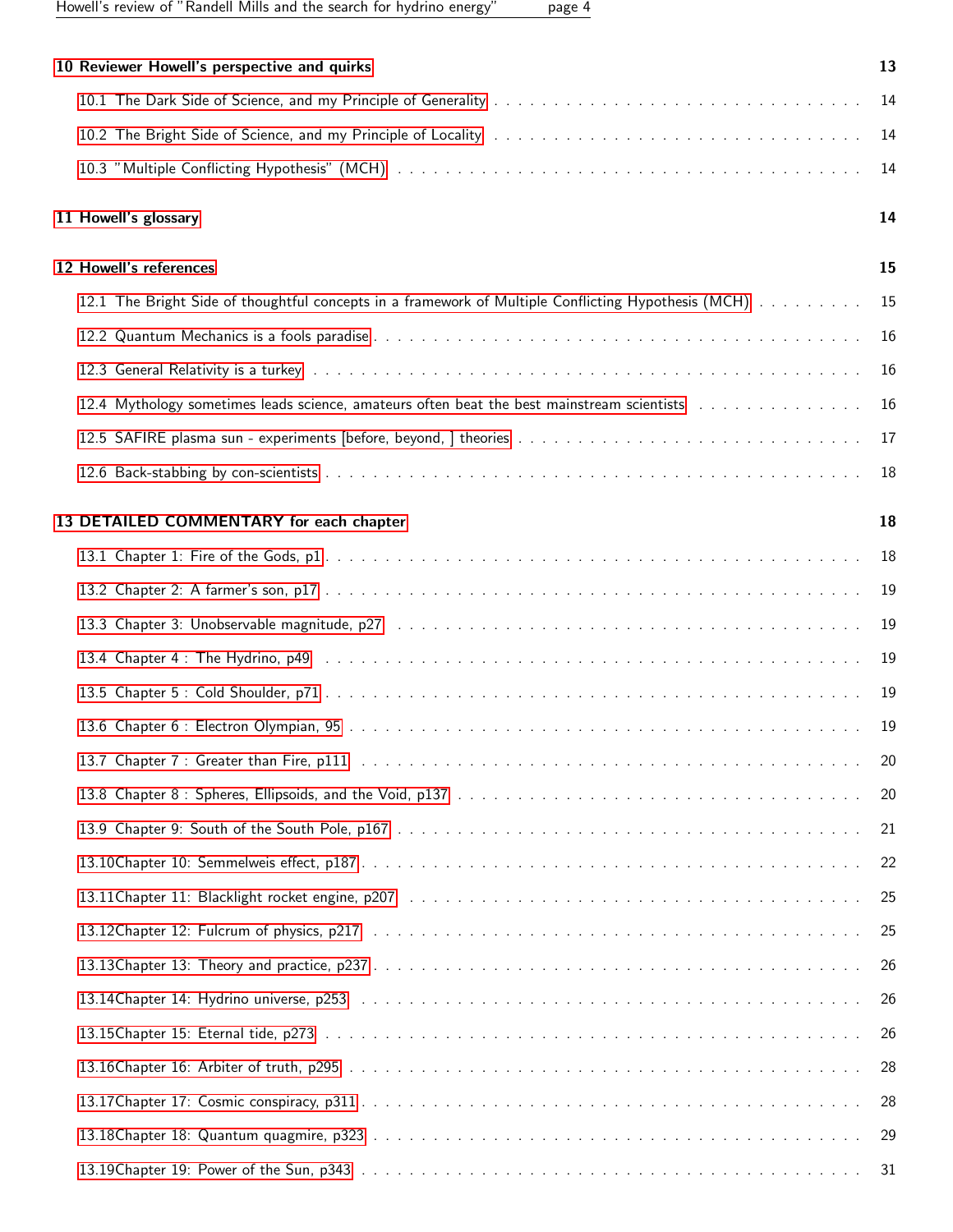**10 Reviewer Howell's perspective and quirks** 13

- 10.1 The Dark Side of Science, and my Principle of Generality . . . 14
- 10.2 The Bright Side of Science, and my Principle of Locality . . . 14
- 10.3 "Multiple Conflicting Hypothesis" (MCH) . . . 14

**11 Howell's glossary** 14

**12 Howell's references** 15

- 12.1 The Bright Side of thoughtful concepts in a framework of Multiple Conflicting Hypothesis (MCH) . . . 15
- 12.2 Quantum Mechanics is a fools paradise . . . 16
- 12.3 General Relativity is a turkey . . . 16
- 12.4 Mythology sometimes leads science, amateurs often beat the best mainstream scientists . . . 16
- 12.5 SAFIRE plasma sun - experiments [before, beyond, ] theories . . . 17
- 12.6 Back-stabbing by con-scientists . . . 18

**13 DETAILED COMMENTARY for each chapter** 18

- 13.1 Chapter 1: Fire of the Gods, p1 . . . 18
- 13.2 Chapter 2: A farmer's son, p17 . . . 19
- 13.3 Chapter 3: Unobservable magnitude, p27 . . . 19
- 13.4 Chapter 4 : The Hydrino, p49 . . . 19
- 13.5 Chapter 5 : Cold Shoulder, p71 . . . 19
- 13.6 Chapter 6 : Electron Olympian, 95 . . . 19
- 13.7 Chapter 7 : Greater than Fire, p111 . . . 20
- 13.8 Chapter 8 : Spheres, Ellipsoids, and the Void, p137 . . . 20
- 13.9 Chapter 9: South of the South Pole, p167 . . . 21
- 13.10 Chapter 10: Semmelweis effect, p187 . . . 22
- 13.11 Chapter 11: Blacklight rocket engine, p207 . . . 25
- 13.12 Chapter 12: Fulcrum of physics, p217 . . . 25
- 13.13 Chapter 13: Theory and practice, p237 . . . 26
- 13.14 Chapter 14: Hydrino universe, p253 . . . 26
- 13.15 Chapter 15: Eternal tide, p273 . . . 26
- 13.16 Chapter 16: Arbiter of truth, p295 . . . 28
- 13.17 Chapter 17: Cosmic conspiracy, p311 . . . 28
- 13.18 Chapter 18: Quantum quagmire, p323 . . . 29
- 13.19 Chapter 19: Power of the Sun, p343 . . . 31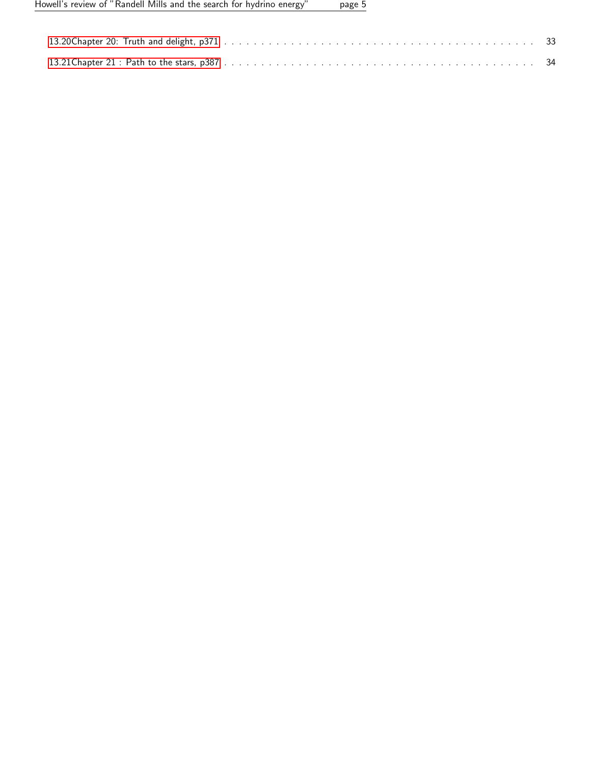13.20 Chapter 20: Truth and delight, p371 . . . . . . . . . . 33

13.21 Chapter 21 : Path to the stars, p387 . . . . . . . . . . 34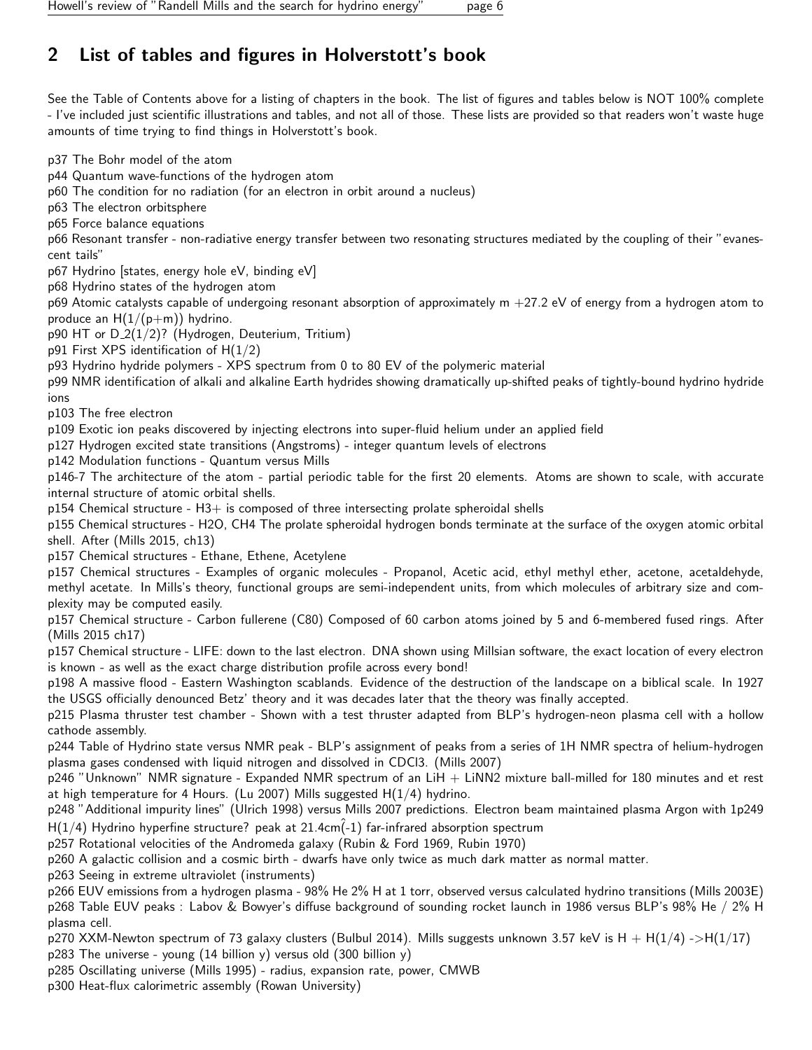## 2 List of tables and figures in Holverstott's book

See the Table of Contents above for a listing of chapters in the book. The list of figures and tables below is NOT 100% complete - I've included just scientific illustrations and tables, and not all of those. These lists are provided so that readers won't waste huge amounts of time trying to find things in Holverstott's book.

p37 The Bohr model of the atom
p44 Quantum wave-functions of the hydrogen atom
p60 The condition for no radiation (for an electron in orbit around a nucleus)
p63 The electron orbitsphere
p65 Force balance equations
p66 Resonant transfer - non-radiative energy transfer between two resonating structures mediated by the coupling of their "evanescent tails"
p67 Hydrino [states, energy hole eV, binding eV]
p68 Hydrino states of the hydrogen atom
p69 Atomic catalysts capable of undergoing resonant absorption of approximately m +27.2 eV of energy from a hydrogen atom to produce an H(1/(p+m)) hydrino.
p90 HT or D_2(1/2)? (Hydrogen, Deuterium, Tritium)
p91 First XPS identification of H(1/2)
p93 Hydrino hydride polymers - XPS spectrum from 0 to 80 EV of the polymeric material
p99 NMR identification of alkali and alkaline Earth hydrides showing dramatically up-shifted peaks of tightly-bound hydrino hydride ions
p103 The free electron
p109 Exotic ion peaks discovered by injecting electrons into super-fluid helium under an applied field
p127 Hydrogen excited state transitions (Angstroms) - integer quantum levels of electrons
p142 Modulation functions - Quantum versus Mills
p146-7 The architecture of the atom - partial periodic table for the first 20 elements. Atoms are shown to scale, with accurate internal structure of atomic orbital shells.
p154 Chemical structure - H3+ is composed of three intersecting prolate spheroidal shells
p155 Chemical structures - H2O, CH4 The prolate spheroidal hydrogen bonds terminate at the surface of the oxygen atomic orbital shell. After (Mills 2015, ch13)
p157 Chemical structures - Ethane, Ethene, Acetylene
p157 Chemical structures - Examples of organic molecules - Propanol, Acetic acid, ethyl methyl ether, acetone, acetaldehyde, methyl acetate. In Mills's theory, functional groups are semi-independent units, from which molecules of arbitrary size and complexity may be computed easily.
p157 Chemical structure - Carbon fullerene (C80) Composed of 60 carbon atoms joined by 5 and 6-membered fused rings. After (Mills 2015 ch17)
p157 Chemical structure - LIFE: down to the last electron. DNA shown using Millsian software, the exact location of every electron is known - as well as the exact charge distribution profile across every bond!
p198 A massive flood - Eastern Washington scablands. Evidence of the destruction of the landscape on a biblical scale. In 1927 the USGS officially denounced Betz' theory and it was decades later that the theory was finally accepted.
p215 Plasma thruster test chamber - Shown with a test thruster adapted from BLP's hydrogen-neon plasma cell with a hollow cathode assembly.
p244 Table of Hydrino state versus NMR peak - BLP's assignment of peaks from a series of 1H NMR spectra of helium-hydrogen plasma gases condensed with liquid nitrogen and dissolved in CDCl3. (Mills 2007)
p246 "Unknown" NMR signature - Expanded NMR spectrum of an LiH + LiNN2 mixture ball-milled for 180 minutes and et rest at high temperature for 4 Hours. (Lu 2007) Mills suggested H(1/4) hydrino.
p248 "Additional impurity lines" (Ulrich 1998) versus Mills 2007 predictions. Electron beam maintained plasma Argon with 1p249 H(1/4) Hydrino hyperfine structure? peak at 21.4cm(̂-1) far-infrared absorption spectrum
p257 Rotational velocities of the Andromeda galaxy (Rubin & Ford 1969, Rubin 1970)
p260 A galactic collision and a cosmic birth - dwarfs have only twice as much dark matter as normal matter.
p263 Seeing in extreme ultraviolet (instruments)
p266 EUV emissions from a hydrogen plasma - 98% He 2% H at 1 torr, observed versus calculated hydrino transitions (Mills 2003E)
p268 Table EUV peaks : Labov & Bowyer's diffuse background of sounding rocket launch in 1986 versus BLP's 98% He / 2% H plasma cell.
p270 XXM-Newton spectrum of 73 galaxy clusters (Bulbul 2014). Mills suggests unknown 3.57 keV is H + H(1/4) ->H(1/17)
p283 The universe - young (14 billion y) versus old (300 billion y)
p285 Oscillating universe (Mills 1995) - radius, expansion rate, power, CMWB
p300 Heat-flux calorimetric assembly (Rowan University)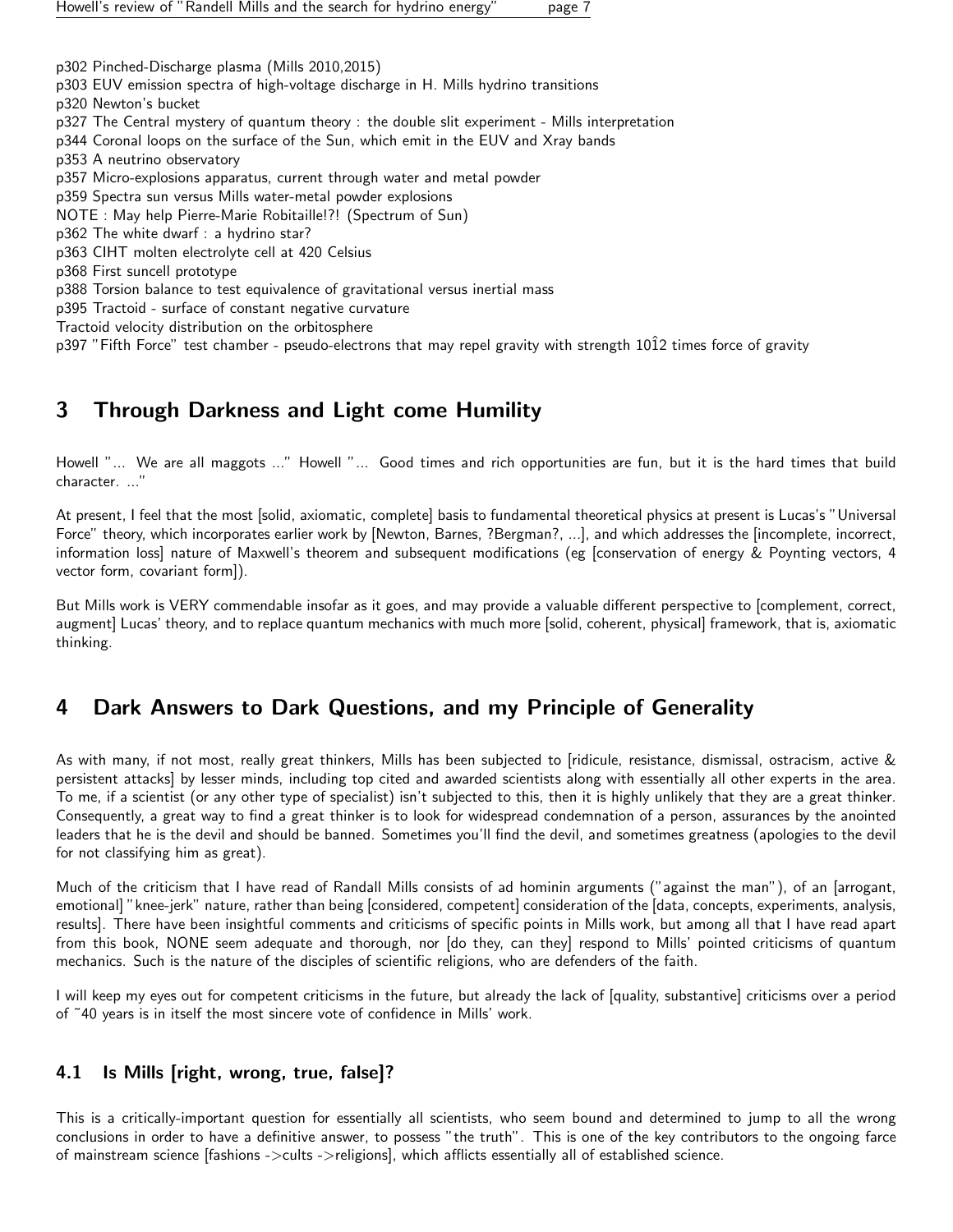p302 Pinched-Discharge plasma (Mills 2010,2015)
p303 EUV emission spectra of high-voltage discharge in H. Mills hydrino transitions
p320 Newton's bucket
p327 The Central mystery of quantum theory : the double slit experiment - Mills interpretation
p344 Coronal loops on the surface of the Sun, which emit in the EUV and Xray bands
p353 A neutrino observatory
p357 Micro-explosions apparatus, current through water and metal powder
p359 Spectra sun versus Mills water-metal powder explosions
NOTE : May help Pierre-Marie Robitaille!?! (Spectrum of Sun)
p362 The white dwarf : a hydrino star?
p363 CIHT molten electrolyte cell at 420 Celsius
p368 First suncell prototype
p388 Torsion balance to test equivalence of gravitational versus inertial mass
p395 Tractoid - surface of constant negative curvature
Tractoid velocity distribution on the orbitosphere
p397 "Fifth Force" test chamber - pseudo-electrons that may repel gravity with strength $10^{12}$ times force of gravity

## 3 Through Darkness and Light come Humility

Howell "... We are all maggots ..." Howell "... Good times and rich opportunities are fun, but it is the hard times that build character. ..."

At present, I feel that the most [solid, axiomatic, complete] basis to fundamental theoretical physics at present is Lucas's "Universal Force" theory, which incorporates earlier work by [Newton, Barnes, ?Bergman?, ...], and which addresses the [incomplete, incorrect, information loss] nature of Maxwell's theorem and subsequent modifications (eg [conservation of energy & Poynting vectors, 4 vector form, covariant form]).

But Mills work is VERY commendable insofar as it goes, and may provide a valuable different perspective to [complement, correct, augment] Lucas' theory, and to replace quantum mechanics with much more [solid, coherent, physical] framework, that is, axiomatic thinking.

## 4 Dark Answers to Dark Questions, and my Principle of Generality

As with many, if not most, really great thinkers, Mills has been subjected to [ridicule, resistance, dismissal, ostracism, active & persistent attacks] by lesser minds, including top cited and awarded scientists along with essentially all other experts in the area. To me, if a scientist (or any other type of specialist) isn't subjected to this, then it is highly unlikely that they are a great thinker. Consequently, a great way to find a great thinker is to look for widespread condemnation of a person, assurances by the anointed leaders that he is the devil and should be banned. Sometimes you'll find the devil, and sometimes greatness (apologies to the devil for not classifying him as great).

Much of the criticism that I have read of Randall Mills consists of ad hominin arguments ("against the man"), of an [arrogant, emotional] "knee-jerk" nature, rather than being [considered, competent] consideration of the [data, concepts, experiments, analysis, results]. There have been insightful comments and criticisms of specific points in Mills work, but among all that I have read apart from this book, NONE seem adequate and thorough, nor [do they, can they] respond to Mills' pointed criticisms of quantum mechanics. Such is the nature of the disciples of scientific religions, who are defenders of the faith.

I will keep my eyes out for competent criticisms in the future, but already the lack of [quality, substantive] criticisms over a period of ~40 years is in itself the most sincere vote of confidence in Mills' work.

### 4.1 Is Mills [right, wrong, true, false]?

This is a critically-important question for essentially all scientists, who seem bound and determined to jump to all the wrong conclusions in order to have a definitive answer, to possess "the truth". This is one of the key contributors to the ongoing farce of mainstream science [fashions ->cults ->religions], which afflicts essentially all of established science.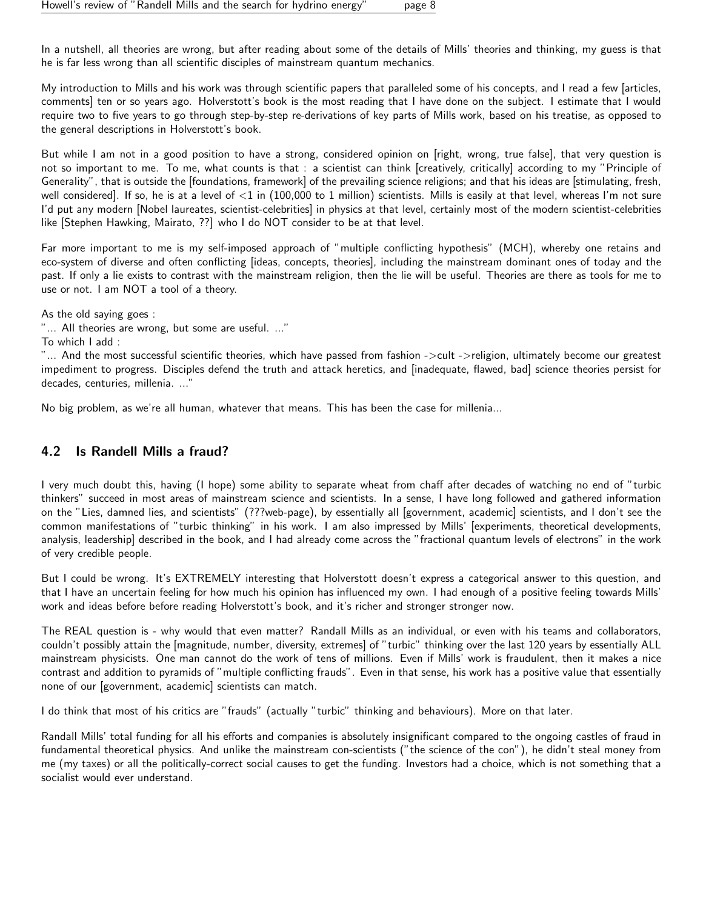In a nutshell, all theories are wrong, but after reading about some of the details of Mills' theories and thinking, my guess is that he is far less wrong than all scientific disciples of mainstream quantum mechanics.

My introduction to Mills and his work was through scientific papers that paralleled some of his concepts, and I read a few [articles, comments] ten or so years ago. Holverstott's book is the most reading that I have done on the subject. I estimate that I would require two to five years to go through step-by-step re-derivations of key parts of Mills work, based on his treatise, as opposed to the general descriptions in Holverstott's book.

But while I am not in a good position to have a strong, considered opinion on [right, wrong, true false], that very question is not so important to me. To me, what counts is that : a scientist can think [creatively, critically] according to my "Principle of Generality", that is outside the [foundations, framework] of the prevailing science religions; and that his ideas are [stimulating, fresh, well considered]. If so, he is at a level of <1 in (100,000 to 1 million) scientists. Mills is easily at that level, whereas I'm not sure I'd put any modern [Nobel laureates, scientist-celebrities] in physics at that level, certainly most of the modern scientist-celebrities like [Stephen Hawking, Mairato, ??] who I do NOT consider to be at that level.

Far more important to me is my self-imposed approach of "multiple conflicting hypothesis" (MCH), whereby one retains and eco-system of diverse and often conflicting [ideas, concepts, theories], including the mainstream dominant ones of today and the past. If only a lie exists to contrast with the mainstream religion, then the lie will be useful. Theories are there as tools for me to use or not. I am NOT a tool of a theory.

As the old saying goes :
"... All theories are wrong, but some are useful. ..."
To which I add :
"... And the most successful scientific theories, which have passed from fashion ->cult ->religion, ultimately become our greatest impediment to progress. Disciples defend the truth and attack heretics, and [inadequate, flawed, bad] science theories persist for decades, centuries, millenia. ..."

No big problem, as we're all human, whatever that means. This has been the case for millenia...

## 4.2 Is Randell Mills a fraud?

I very much doubt this, having (I hope) some ability to separate wheat from chaff after decades of watching no end of "turbic thinkers" succeed in most areas of mainstream science and scientists. In a sense, I have long followed and gathered information on the "Lies, damned lies, and scientists" (???web-page), by essentially all [government, academic] scientists, and I don't see the common manifestations of "turbic thinking" in his work. I am also impressed by Mills' [experiments, theoretical developments, analysis, leadership] described in the book, and I had already come across the "fractional quantum levels of electrons" in the work of very credible people.

But I could be wrong. It's EXTREMELY interesting that Holverstott doesn't express a categorical answer to this question, and that I have an uncertain feeling for how much his opinion has influenced my own. I had enough of a positive feeling towards Mills' work and ideas before before reading Holverstott's book, and it's richer and stronger stronger now.

The REAL question is - why would that even matter? Randall Mills as an individual, or even with his teams and collaborators, couldn't possibly attain the [magnitude, number, diversity, extremes] of "turbic" thinking over the last 120 years by essentially ALL mainstream physicists. One man cannot do the work of tens of millions. Even if Mills' work is fraudulent, then it makes a nice contrast and addition to pyramids of "multiple conflicting frauds". Even in that sense, his work has a positive value that essentially none of our [government, academic] scientists can match.

I do think that most of his critics are "frauds" (actually "turbic" thinking and behaviours). More on that later.

Randall Mills' total funding for all his efforts and companies is absolutely insignificant compared to the ongoing castles of fraud in fundamental theoretical physics. And unlike the mainstream con-scientists ("the science of the con"), he didn't steal money from me (my taxes) or all the politically-correct social causes to get the funding. Investors had a choice, which is not something that a socialist would ever understand.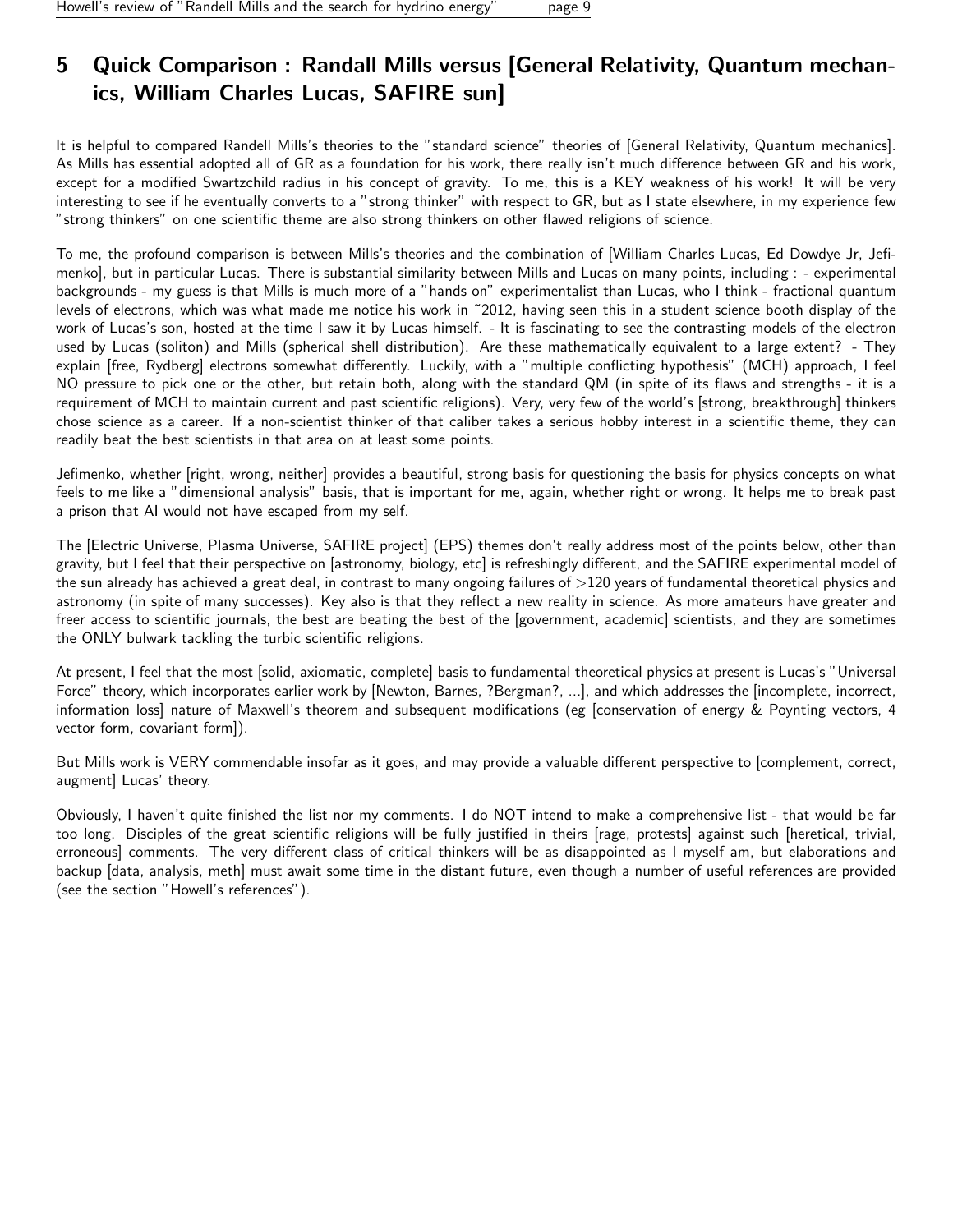# 5 Quick Comparison : Randall Mills versus [General Relativity, Quantum mechanics, William Charles Lucas, SAFIRE sun]

It is helpful to compared Randell Mills's theories to the "standard science" theories of [General Relativity, Quantum mechanics]. As Mills has essential adopted all of GR as a foundation for his work, there really isn't much difference between GR and his work, except for a modified Swartzchild radius in his concept of gravity. To me, this is a KEY weakness of his work! It will be very interesting to see if he eventually converts to a "strong thinker" with respect to GR, but as I state elsewhere, in my experience few "strong thinkers" on one scientific theme are also strong thinkers on other flawed religions of science.

To me, the profound comparison is between Mills's theories and the combination of [William Charles Lucas, Ed Dowdye Jr, Jefimenko], but in particular Lucas. There is substantial similarity between Mills and Lucas on many points, including : - experimental backgrounds - my guess is that Mills is much more of a "hands on" experimentalist than Lucas, who I think - fractional quantum levels of electrons, which was what made me notice his work in ~2012, having seen this in a student science booth display of the work of Lucas's son, hosted at the time I saw it by Lucas himself. - It is fascinating to see the contrasting models of the electron used by Lucas (soliton) and Mills (spherical shell distribution). Are these mathematically equivalent to a large extent? - They explain [free, Rydberg] electrons somewhat differently. Luckily, with a "multiple conflicting hypothesis" (MCH) approach, I feel NO pressure to pick one or the other, but retain both, along with the standard QM (in spite of its flaws and strengths - it is a requirement of MCH to maintain current and past scientific religions). Very, very few of the world's [strong, breakthrough] thinkers chose science as a career. If a non-scientist thinker of that caliber takes a serious hobby interest in a scientific theme, they can readily beat the best scientists in that area on at least some points.

Jefimenko, whether [right, wrong, neither] provides a beautiful, strong basis for questioning the basis for physics concepts on what feels to me like a "dimensional analysis" basis, that is important for me, again, whether right or wrong. It helps me to break past a prison that AI would not have escaped from my self.

The [Electric Universe, Plasma Universe, SAFIRE project] (EPS) themes don't really address most of the points below, other than gravity, but I feel that their perspective on [astronomy, biology, etc] is refreshingly different, and the SAFIRE experimental model of the sun already has achieved a great deal, in contrast to many ongoing failures of >120 years of fundamental theoretical physics and astronomy (in spite of many successes). Key also is that they reflect a new reality in science. As more amateurs have greater and freer access to scientific journals, the best are beating the best of the [government, academic] scientists, and they are sometimes the ONLY bulwark tackling the turbic scientific religions.

At present, I feel that the most [solid, axiomatic, complete] basis to fundamental theoretical physics at present is Lucas's "Universal Force" theory, which incorporates earlier work by [Newton, Barnes, ?Bergman?, ...], and which addresses the [incomplete, incorrect, information loss] nature of Maxwell's theorem and subsequent modifications (eg [conservation of energy & Poynting vectors, 4 vector form, covariant form]).

But Mills work is VERY commendable insofar as it goes, and may provide a valuable different perspective to [complement, correct, augment] Lucas' theory.

Obviously, I haven't quite finished the list nor my comments. I do NOT intend to make a comprehensive list - that would be far too long. Disciples of the great scientific religions will be fully justified in theirs [rage, protests] against such [heretical, trivial, erroneous] comments. The very different class of critical thinkers will be as disappointed as I myself am, but elaborations and backup [data, analysis, meth] must await some time in the distant future, even though a number of useful references are provided (see the section "Howell's references").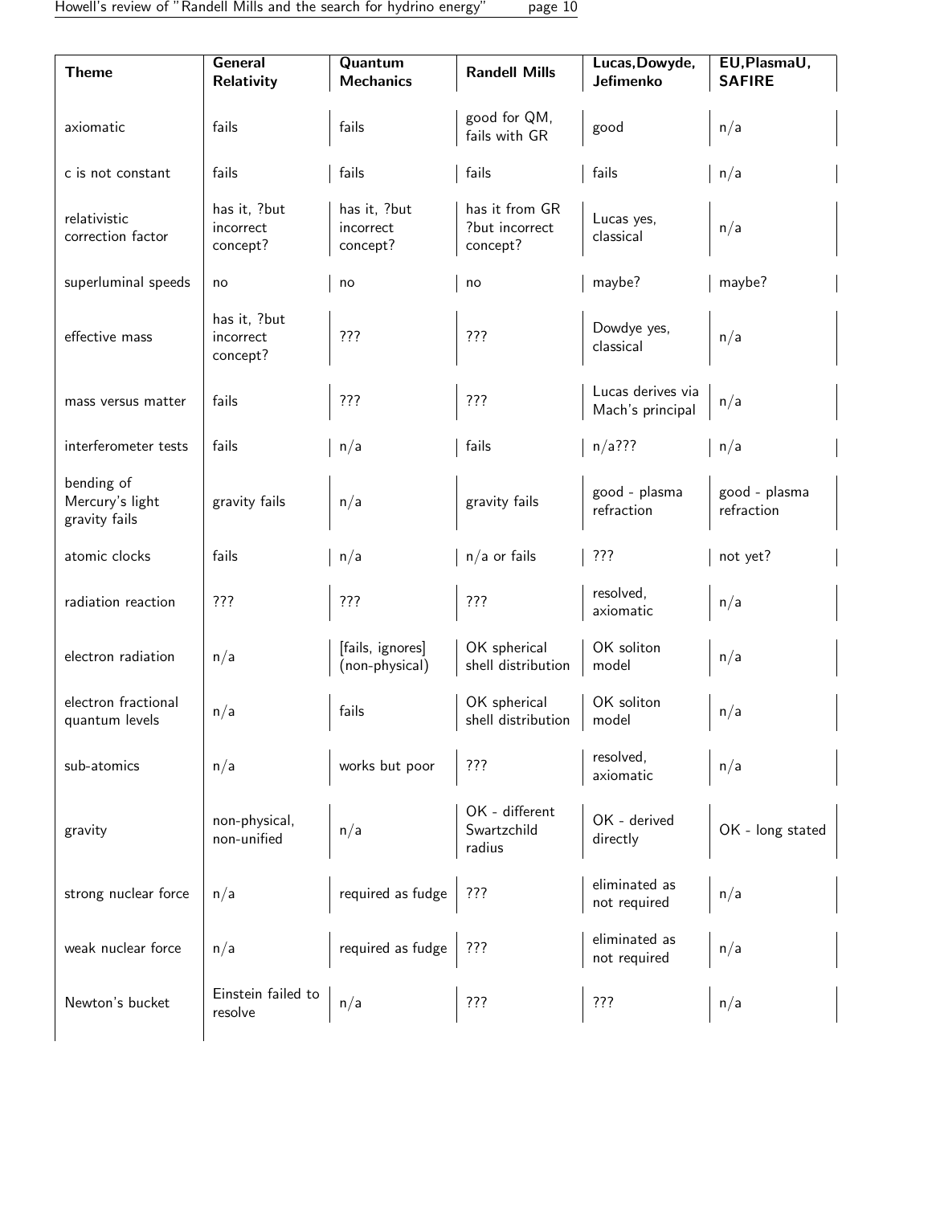| Theme | General Relativity | Quantum Mechanics | Randell Mills | Lucas,Dowyde, Jefimenko | EU,PlasmaU, SAFIRE |
|---|---|---|---|---|---|
| axiomatic | fails | fails | good for QM, fails with GR | good | n/a |
| c is not constant | fails | fails | fails | fails | n/a |
| relativistic correction factor | has it, ?but incorrect concept? | has it, ?but incorrect concept? | has it from GR ?but incorrect concept? | Lucas yes, classical | n/a |
| superluminal speeds | no | no | no | maybe? | maybe? |
| effective mass | has it, ?but incorrect concept? | ??? | ??? | Dowdye yes, classical | n/a |
| mass versus matter | fails | ??? | ??? | Lucas derives via Mach's principal | n/a |
| interferometer tests | fails | n/a | fails | n/a??? | n/a |
| bending of Mercury's light gravity fails | gravity fails | n/a | gravity fails | good - plasma refraction | good - plasma refraction |
| atomic clocks | fails | n/a | n/a or fails | ??? | not yet? |
| radiation reaction | ??? | ??? | ??? | resolved, axiomatic | n/a |
| electron radiation | n/a | [fails, ignores] (non-physical) | OK spherical shell distribution | OK soliton model | n/a |
| electron fractional quantum levels | n/a | fails | OK spherical shell distribution | OK soliton model | n/a |
| sub-atomics | n/a | works but poor | ??? | resolved, axiomatic | n/a |
| gravity | non-physical, non-unified | n/a | OK - different Swartzchild radius | OK - derived directly | OK - long stated |
| strong nuclear force | n/a | required as fudge | ??? | eliminated as not required | n/a |
| weak nuclear force | n/a | required as fudge | ??? | eliminated as not required | n/a |
| Newton's bucket | Einstein failed to resolve | n/a | ??? | ??? | n/a |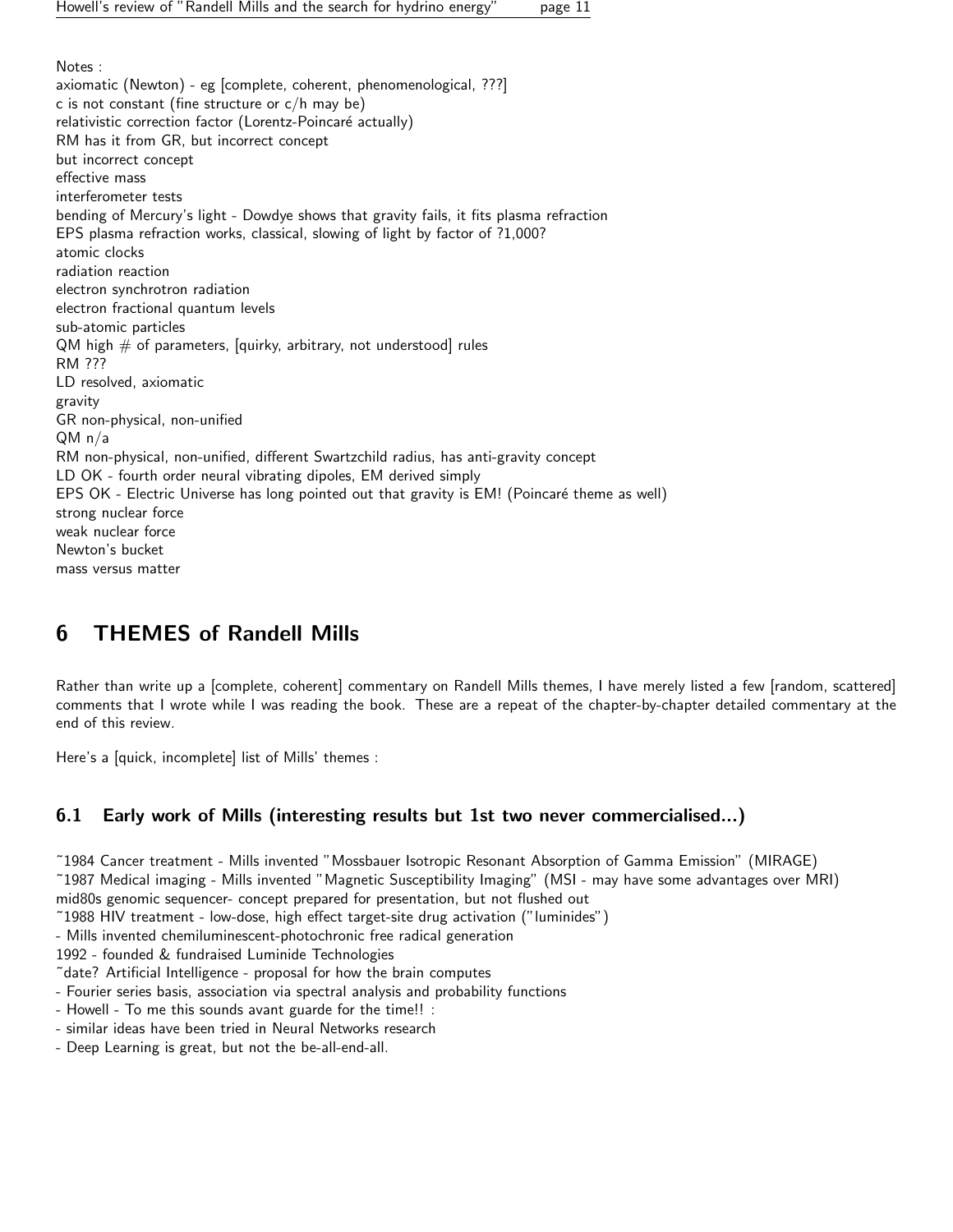Notes :
axiomatic (Newton) - eg [complete, coherent, phenomenological, ???]
c is not constant (fine structure or c/h may be)
relativistic correction factor (Lorentz-Poincaré actually)
RM has it from GR, but incorrect concept
but incorrect concept
effective mass
interferometer tests
bending of Mercury's light - Dowdye shows that gravity fails, it fits plasma refraction
EPS plasma refraction works, classical, slowing of light by factor of ?1,000?
atomic clocks
radiation reaction
electron synchrotron radiation
electron fractional quantum levels
sub-atomic particles
QM high # of parameters, [quirky, arbitrary, not understood] rules
RM ???
LD resolved, axiomatic
gravity
GR non-physical, non-unified
QM n/a
RM non-physical, non-unified, different Swartzchild radius, has anti-gravity concept
LD OK - fourth order neural vibrating dipoles, EM derived simply
EPS OK - Electric Universe has long pointed out that gravity is EM! (Poincaré theme as well)
strong nuclear force
weak nuclear force
Newton's bucket
mass versus matter

# 6 THEMES of Randell Mills

Rather than write up a [complete, coherent] commentary on Randell Mills themes, I have merely listed a few [random, scattered] comments that I wrote while I was reading the book. These are a repeat of the chapter-by-chapter detailed commentary at the end of this review.

Here's a [quick, incomplete] list of Mills' themes :

## 6.1 Early work of Mills (interesting results but 1st two never commercialised...)

~1984 Cancer treatment - Mills invented "Mossbauer Isotropic Resonant Absorption of Gamma Emission" (MIRAGE)
~1987 Medical imaging - Mills invented "Magnetic Susceptibility Imaging" (MSI - may have some advantages over MRI)
mid80s genomic sequencer- concept prepared for presentation, but not flushed out
~1988 HIV treatment - low-dose, high effect target-site drug activation ("luminides")
- Mills invented chemiluminescent-photochronic free radical generation
1992 - founded & fundraised Luminide Technologies
~date? Artificial Intelligence - proposal for how the brain computes
- Fourier series basis, association via spectral analysis and probability functions
- Howell - To me this sounds avant guarde for the time!! :
- similar ideas have been tried in Neural Networks research
- Deep Learning is great, but not the be-all-end-all.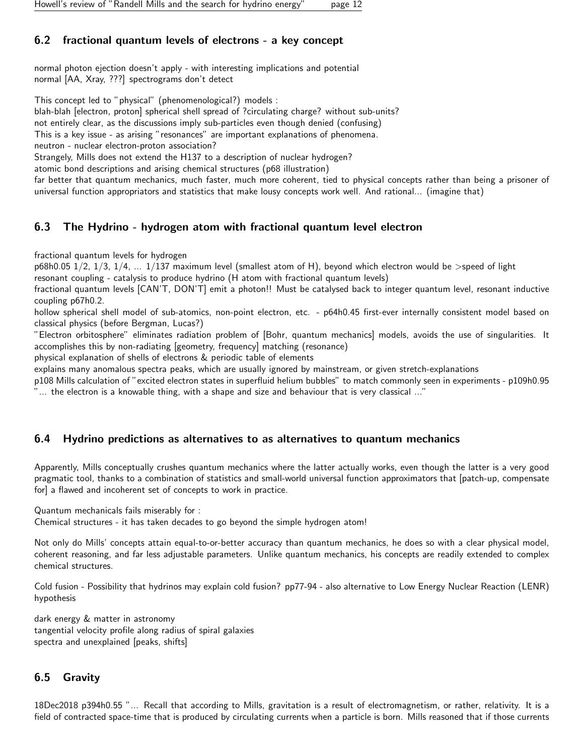## 6.2 fractional quantum levels of electrons - a key concept

normal photon ejection doesn't apply - with interesting implications and potential
normal [AA, Xray, ???] spectrograms don't detect

This concept led to "physical" (phenomenological?) models :
blah-blah [electron, proton] spherical shell spread of ?circulating charge? without sub-units?
not entirely clear, as the discussions imply sub-particles even though denied (confusing)
This is a key issue - as arising "resonances" are important explanations of phenomena.
neutron - nuclear electron-proton association?
Strangely, Mills does not extend the H137 to a description of nuclear hydrogen?
atomic bond descriptions and arising chemical structures (p68 illustration)
far better that quantum mechanics, much faster, much more coherent, tied to physical concepts rather than being a prisoner of universal function appropriators and statistics that make lousy concepts work well. And rational... (imagine that)

## 6.3 The Hydrino - hydrogen atom with fractional quantum level electron

fractional quantum levels for hydrogen
p68h0.05 1/2, 1/3, 1/4, ... 1/137 maximum level (smallest atom of H), beyond which electron would be >speed of light
resonant coupling - catalysis to produce hydrino (H atom with fractional quantum levels)
fractional quantum levels [CAN'T, DON'T] emit a photon!! Must be catalysed back to integer quantum level, resonant inductive coupling p67h0.2.
hollow spherical shell model of sub-atomics, non-point electron, etc. - p64h0.45 first-ever internally consistent model based on classical physics (before Bergman, Lucas?)
"Electron orbitosphere" eliminates radiation problem of [Bohr, quantum mechanics] models, avoids the use of singularities. It accomplishes this by non-radiating [geometry, frequency] matching (resonance)
physical explanation of shells of electrons & periodic table of elements
explains many anomalous spectra peaks, which are usually ignored by mainstream, or given stretch-explanations
p108 Mills calculation of "excited electron states in superfluid helium bubbles" to match commonly seen in experiments - p109h0.95 "... the electron is a knowable thing, with a shape and size and behaviour that is very classical ..."

## 6.4 Hydrino predictions as alternatives to as alternatives to quantum mechanics

Apparently, Mills conceptually crushes quantum mechanics where the latter actually works, even though the latter is a very good pragmatic tool, thanks to a combination of statistics and small-world universal function approximators that [patch-up, compensate for] a flawed and incoherent set of concepts to work in practice.

Quantum mechanicals fails miserably for :
Chemical structures - it has taken decades to go beyond the simple hydrogen atom!

Not only do Mills' concepts attain equal-to-or-better accuracy than quantum mechanics, he does so with a clear physical model, coherent reasoning, and far less adjustable parameters. Unlike quantum mechanics, his concepts are readily extended to complex chemical structures.

Cold fusion - Possibility that hydrinos may explain cold fusion? pp77-94 - also alternative to Low Energy Nuclear Reaction (LENR) hypothesis

dark energy & matter in astronomy
tangential velocity profile along radius of spiral galaxies
spectra and unexplained [peaks, shifts]

## 6.5 Gravity

18Dec2018 p394h0.55 "... Recall that according to Mills, gravitation is a result of electromagnetism, or rather, relativity. It is a field of contracted space-time that is produced by circulating currents when a particle is born. Mills reasoned that if those currents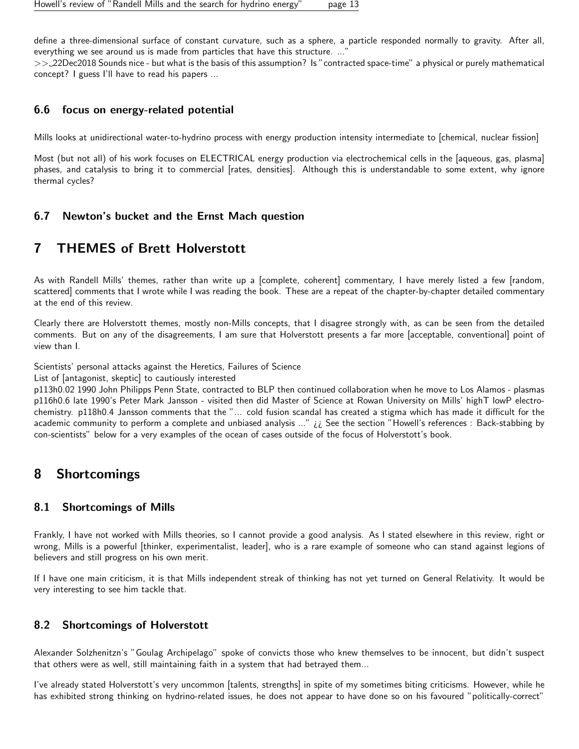define a three-dimensional surface of constant curvature, such as a sphere, a particle responded normally to gravity. After all, everything we see around us is made from particles that have this structure. ..."

>>␣22Dec2018 Sounds nice - but what is the basis of this assumption? Is "contracted space-time" a physical or purely mathematical concept? I guess I'll have to read his papers ...

### 6.6 focus on energy-related potential

Mills looks at unidirectional water-to-hydrino process with energy production intensity intermediate to [chemical, nuclear fission]

Most (but not all) of his work focuses on ELECTRICAL energy production via electrochemical cells in the [aqueous, gas, plasma] phases, and catalysis to bring it to commercial [rates, densities]. Although this is understandable to some extent, why ignore thermal cycles?

### 6.7 Newton's bucket and the Ernst Mach question

## 7 THEMES of Brett Holverstott

As with Randell Mills' themes, rather than write up a [complete, coherent] commentary, I have merely listed a few [random, scattered] comments that I wrote while I was reading the book. These are a repeat of the chapter-by-chapter detailed commentary at the end of this review.

Clearly there are Holverstott themes, mostly non-Mills concepts, that I disagree strongly with, as can be seen from the detailed comments. But on any of the disagreements, I am sure that Holverstott presents a far more [acceptable, conventional] point of view than I.

Scientists' personal attacks against the Heretics, Failures of Science

List of [antagonist, skeptic] to cautiously interested

p113h0.02 1990 John Philipps Penn State, contracted to BLP then continued collaboration when he move to Los Alamos - plasmas

p116h0.6 late 1990's Peter Mark Jansson - visited then did Master of Science at Rowan University on Mills' highT lowP electrochemistry. p118h0.4 Jansson comments that the "... cold fusion scandal has created a stigma which has made it difficult for the academic community to perform a complete and unbiased analysis ..." ¿¿ See the section "Howell's references : Back-stabbing by con-scientists" below for a very examples of the ocean of cases outside of the focus of Holverstott's book.

## 8 Shortcomings

### 8.1 Shortcomings of Mills

Frankly, I have not worked with Mills theories, so I cannot provide a good analysis. As I stated elsewhere in this review, right or wrong, Mills is a powerful [thinker, experimentalist, leader], who is a rare example of someone who can stand against legions of believers and still progress on his own merit.

If I have one main criticism, it is that Mills independent streak of thinking has not yet turned on General Relativity. It would be very interesting to see him tackle that.

### 8.2 Shortcomings of Holverstott

Alexander Solzhenitzn's "Goulag Archipelago" spoke of convicts those who knew themselves to be innocent, but didn't suspect that others were as well, still maintaining faith in a system that had betrayed them...

I've already stated Holverstott's very uncommon [talents, strengths] in spite of my sometimes biting criticisms. However, while he has exhibited strong thinking on hydrino-related issues, he does not appear to have done so on his favoured "politically-correct"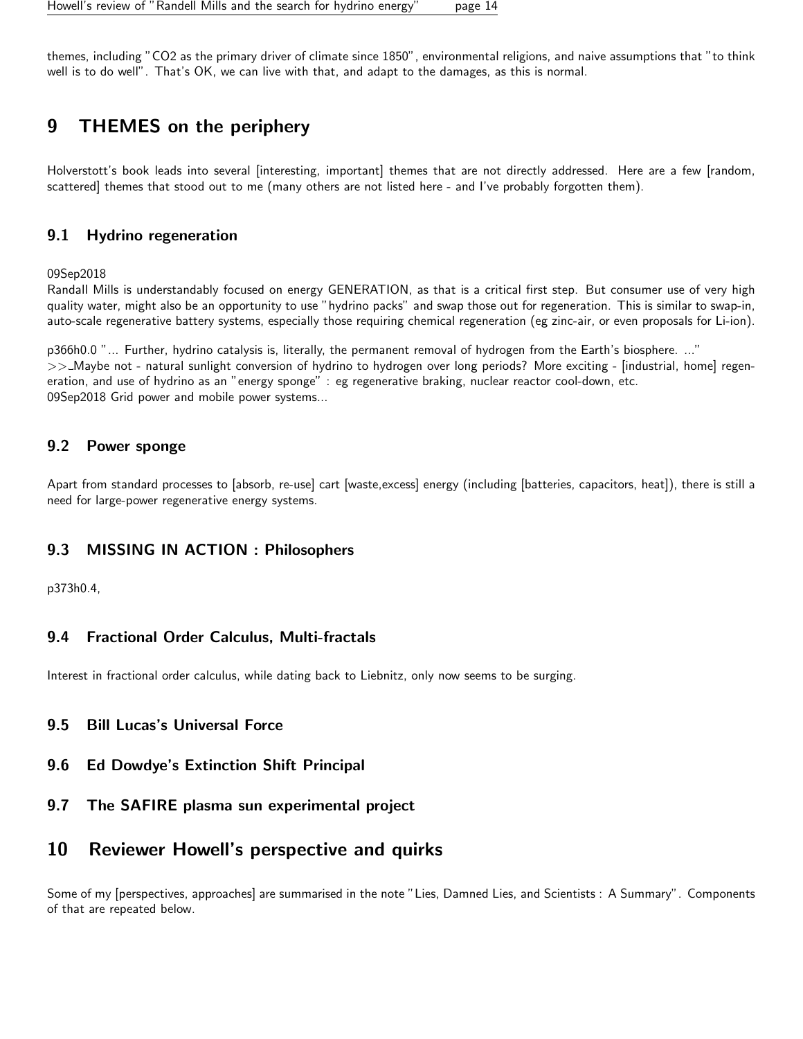themes, including "CO2 as the primary driver of climate since 1850", environmental religions, and naive assumptions that "to think well is to do well". That's OK, we can live with that, and adapt to the damages, as this is normal.

## 9 THEMES on the periphery

Holverstott's book leads into several [interesting, important] themes that are not directly addressed. Here are a few [random, scattered] themes that stood out to me (many others are not listed here - and I've probably forgotten them).

### 9.1 Hydrino regeneration

09Sep2018
Randall Mills is understandably focused on energy GENERATION, as that is a critical first step. But consumer use of very high quality water, might also be an opportunity to use "hydrino packs" and swap those out for regeneration. This is similar to swap-in, auto-scale regenerative battery systems, especially those requiring chemical regeneration (eg zinc-air, or even proposals for Li-ion).

p366h0.0 "... Further, hydrino catalysis is, literally, the permanent removal of hydrogen from the Earth's biosphere. ..."
>>_Maybe not - natural sunlight conversion of hydrino to hydrogen over long periods? More exciting - [industrial, home] regeneration, and use of hydrino as an "energy sponge" : eg regenerative braking, nuclear reactor cool-down, etc.
09Sep2018 Grid power and mobile power systems...

### 9.2 Power sponge

Apart from standard processes to [absorb, re-use] cart [waste,excess] energy (including [batteries, capacitors, heat]), there is still a need for large-power regenerative energy systems.

### 9.3 MISSING IN ACTION : Philosophers

p373h0.4,

### 9.4 Fractional Order Calculus, Multi-fractals

Interest in fractional order calculus, while dating back to Liebnitz, only now seems to be surging.

### 9.5 Bill Lucas's Universal Force

### 9.6 Ed Dowdye's Extinction Shift Principal

### 9.7 The SAFIRE plasma sun experimental project

## 10 Reviewer Howell's perspective and quirks

Some of my [perspectives, approaches] are summarised in the note "Lies, Damned Lies, and Scientists : A Summary". Components of that are repeated below.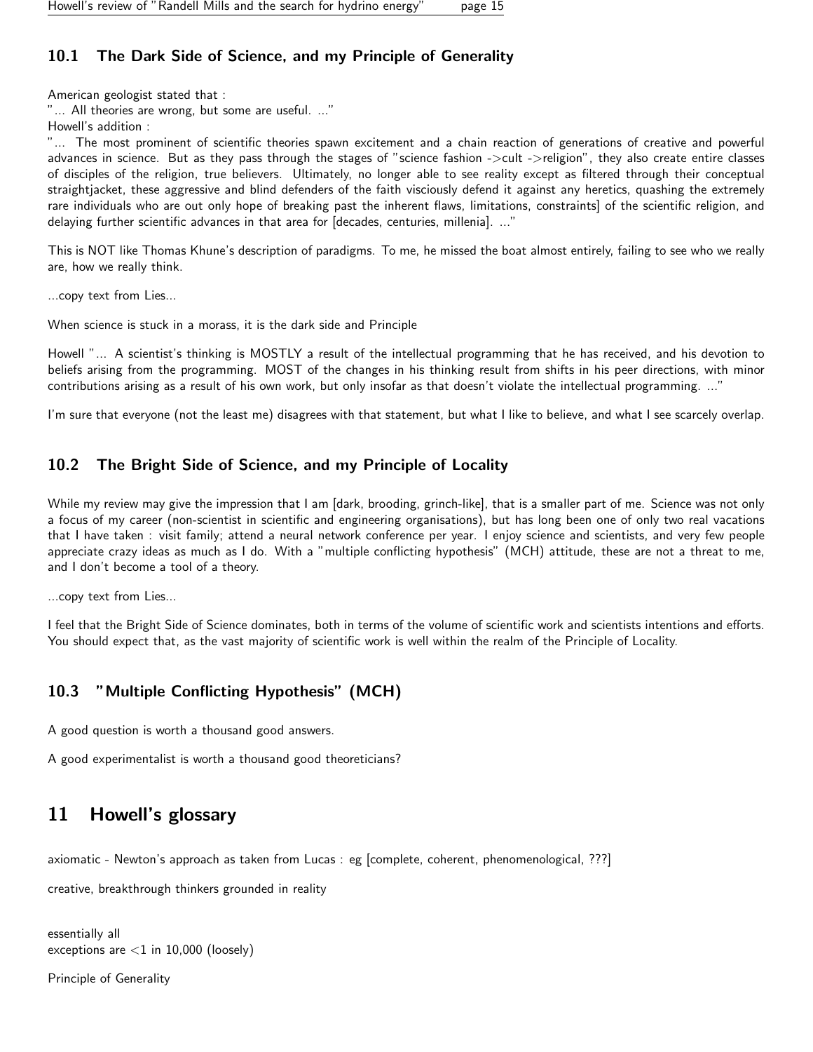### 10.1 The Dark Side of Science, and my Principle of Generality

American geologist stated that :
"... All theories are wrong, but some are useful. ..."
Howell's addition :
"... The most prominent of scientific theories spawn excitement and a chain reaction of generations of creative and powerful advances in science. But as they pass through the stages of "science fashion ->cult ->religion", they also create entire classes of disciples of the religion, true believers. Ultimately, no longer able to see reality except as filtered through their conceptual straightjacket, these aggressive and blind defenders of the faith visciously defend it against any heretics, quashing the extremely rare individuals who are out only hope of breaking past the inherent flaws, limitations, constraints] of the scientific religion, and delaying further scientific advances in that area for [decades, centuries, millenia]. ..."

This is NOT like Thomas Khune's description of paradigms. To me, he missed the boat almost entirely, failing to see who we really are, how we really think.

...copy text from Lies...

When science is stuck in a morass, it is the dark side and Principle

Howell "... A scientist's thinking is MOSTLY a result of the intellectual programming that he has received, and his devotion to beliefs arising from the programming. MOST of the changes in his thinking result from shifts in his peer directions, with minor contributions arising as a result of his own work, but only insofar as that doesn't violate the intellectual programming. ..."

I'm sure that everyone (not the least me) disagrees with that statement, but what I like to believe, and what I see scarcely overlap.

### 10.2 The Bright Side of Science, and my Principle of Locality

While my review may give the impression that I am [dark, brooding, grinch-like], that is a smaller part of me. Science was not only a focus of my career (non-scientist in scientific and engineering organisations), but has long been one of only two real vacations that I have taken : visit family; attend a neural network conference per year. I enjoy science and scientists, and very few people appreciate crazy ideas as much as I do. With a "multiple conflicting hypothesis" (MCH) attitude, these are not a threat to me, and I don't become a tool of a theory.

...copy text from Lies...

I feel that the Bright Side of Science dominates, both in terms of the volume of scientific work and scientists intentions and efforts. You should expect that, as the vast majority of scientific work is well within the realm of the Principle of Locality.

### 10.3 "Multiple Conflicting Hypothesis" (MCH)

A good question is worth a thousand good answers.

A good experimentalist is worth a thousand good theoreticians?

## 11 Howell's glossary

axiomatic - Newton's approach as taken from Lucas : eg [complete, coherent, phenomenological, ???]

creative, breakthrough thinkers grounded in reality

essentially all
exceptions are <1 in 10,000 (loosely)

Principle of Generality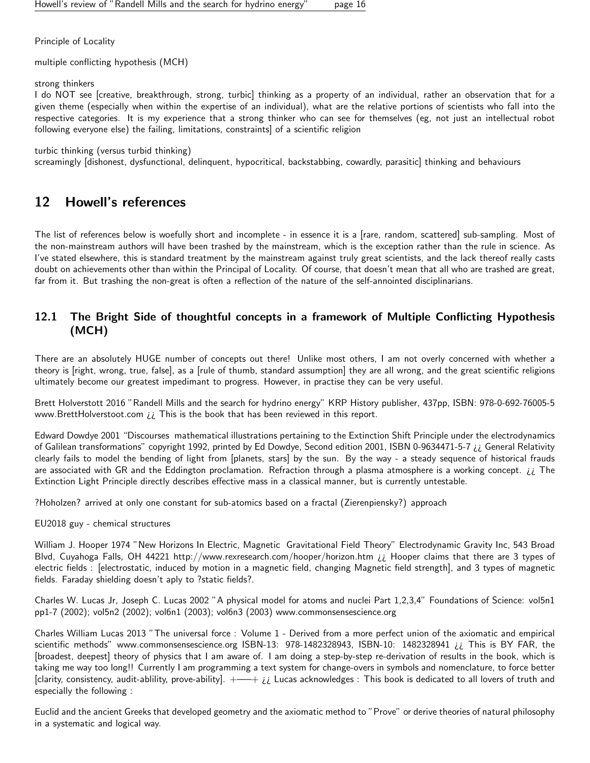Principle of Locality

multiple conflicting hypothesis (MCH)

strong thinkers
I do NOT see [creative, breakthrough, strong, turbic] thinking as a property of an individual, rather an observation that for a given theme (especially when within the expertise of an individual), what are the relative portions of scientists who fall into the respective categories. It is my experience that a strong thinker who can see for themselves (eg, not just an intellectual robot following everyone else) the failing, limitations, constraints] of a scientific religion

turbic thinking (versus turbid thinking)
screamingly [dishonest, dysfunctional, delinquent, hypocritical, backstabbing, cowardly, parasitic] thinking and behaviours

## 12 Howell's references

The list of references below is woefully short and incomplete - in essence it is a [rare, random, scattered] sub-sampling. Most of the non-mainstream authors will have been trashed by the mainstream, which is the exception rather than the rule in science. As I've stated elsewhere, this is standard treatment by the mainstream against truly great scientists, and the lack thereof really casts doubt on achievements other than within the Principal of Locality. Of course, that doesn't mean that all who are trashed are great, far from it. But trashing the non-great is often a reflection of the nature of the self-annointed disciplinarians.

### 12.1 The Bright Side of thoughtful concepts in a framework of Multiple Conflicting Hypothesis (MCH)

There are an absolutely HUGE number of concepts out there! Unlike most others, I am not overly concerned with whether a theory is [right, wrong, true, false], as a [rule of thumb, standard assumption] they are all wrong, and the great scientific religions ultimately become our greatest impedimant to progress. However, in practise they can be very useful.

Brett Holverstott 2016 "Randell Mills and the search for hydrino energy" KRP History publisher, 437pp, ISBN: 978-0-692-76005-5 www.BrettHolverstoot.com ¿¿ This is the book that has been reviewed in this report.

Edward Dowdye 2001 "Discourses mathematical illustrations pertaining to the Extinction Shift Principle under the electrodynamics of Galilean transformations" copyright 1992, printed by Ed Dowdye, Second edition 2001, ISBN 0-9634471-5-7 ¿¿ General Relativity clearly fails to model the bending of light from [planets, stars] by the sun. By the way - a steady sequence of historical frauds are associated with GR and the Eddington proclamation. Refraction through a plasma atmosphere is a working concept. ¿¿ The Extinction Light Principle directly describes effective mass in a classical manner, but is currently untestable.

?Hoholzen? arrived at only one constant for sub-atomics based on a fractal (Zierenpiensky?) approach

EU2018 guy - chemical structures

William J. Hooper 1974 "New Horizons In Electric, Magnetic Gravitational Field Theory" Electrodynamic Gravity Inc, 543 Broad Blvd, Cuyahoga Falls, OH 44221 http://www.rexresearch.com/hooper/horizon.htm ¿¿ Hooper claims that there are 3 types of electric fields : [electrostatic, induced by motion in a magnetic field, changing Magnetic field strength], and 3 types of magnetic fields. Faraday shielding doesn't aply to ?static fields?.

Charles W. Lucas Jr, Joseph C. Lucas 2002 "A physical model for atoms and nuclei Part 1,2,3,4" Foundations of Science: vol5n1 pp1-7 (2002); vol5n2 (2002); vol6n1 (2003); vol6n3 (2003) www.commonsensescience.org

Charles William Lucas 2013 "The universal force : Volume 1 - Derived from a more perfect union of the axiomatic and empirical scientific methods" www.commonsensescience.org ISBN-13: 978-1482328943, ISBN-10: 1482328941 ¿¿ This is BY FAR, the [broadest, deepest] theory of physics that I am aware of. I am doing a step-by-step re-derivation of results in the book, which is taking me way too long!! Currently I am programming a text system for change-overs in symbols and nomenclature, to force better [clarity, consistency, audit-ablility, prove-ability]. +—–+ ¿¿ Lucas acknowledges : This book is dedicated to all lovers of truth and especially the following :

Euclid and the ancient Greeks that developed geometry and the axiomatic method to "Prove" or derive theories of natural philosophy in a systematic and logical way.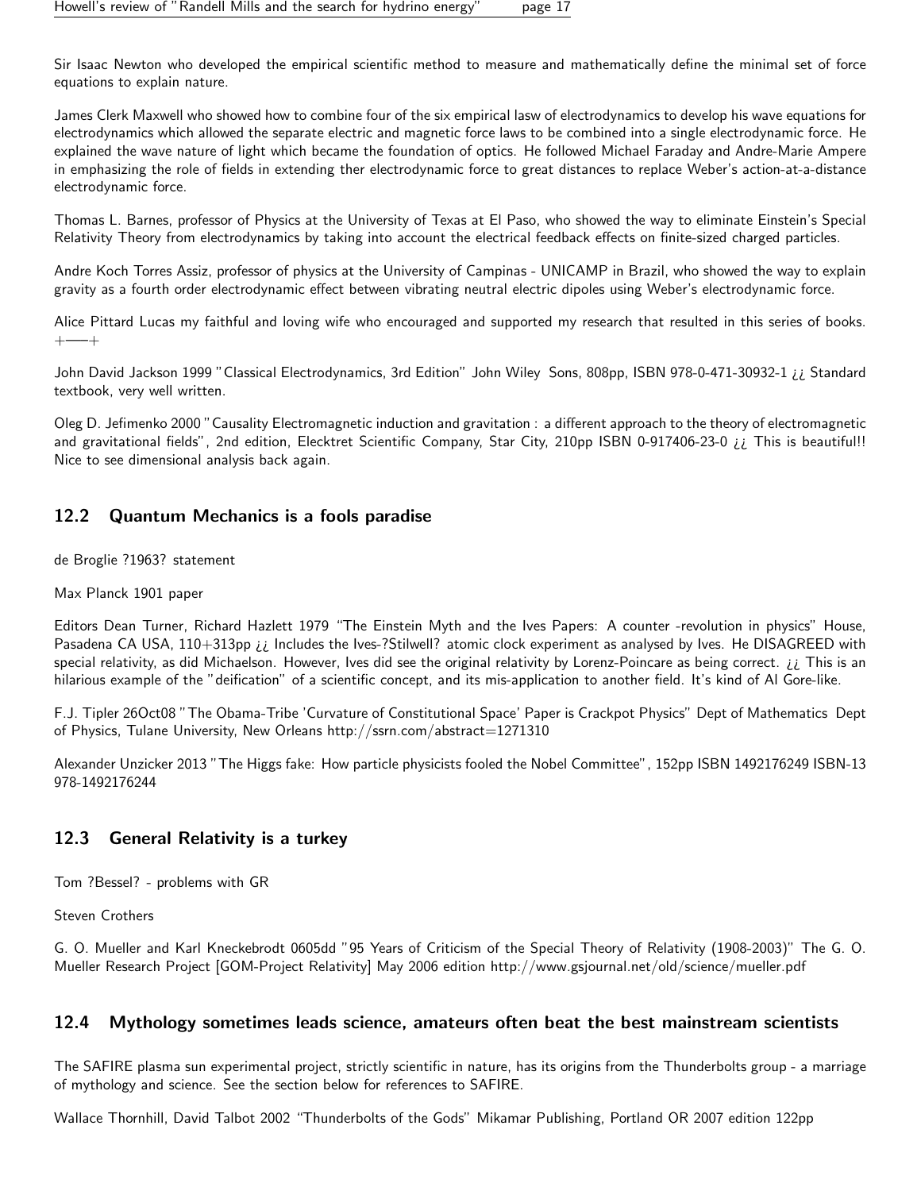Sir Isaac Newton who developed the empirical scientific method to measure and mathematically define the minimal set of force equations to explain nature.

James Clerk Maxwell who showed how to combine four of the six empirical lasw of electrodynamics to develop his wave equations for electrodynamics which allowed the separate electric and magnetic force laws to be combined into a single electrodynamic force. He explained the wave nature of light which became the foundation of optics. He followed Michael Faraday and Andre-Marie Ampere in emphasizing the role of fields in extending ther electrodynamic force to great distances to replace Weber's action-at-a-distance electrodynamic force.

Thomas L. Barnes, professor of Physics at the University of Texas at El Paso, who showed the way to eliminate Einstein's Special Relativity Theory from electrodynamics by taking into account the electrical feedback effects on finite-sized charged particles.

Andre Koch Torres Assiz, professor of physics at the University of Campinas - UNICAMP in Brazil, who showed the way to explain gravity as a fourth order electrodynamic effect between vibrating neutral electric dipoles using Weber's electrodynamic force.

Alice Pittard Lucas my faithful and loving wife who encouraged and supported my research that resulted in this series of books. +—–+

John David Jackson 1999 "Classical Electrodynamics, 3rd Edition" John Wiley Sons, 808pp, ISBN 978-0-471-30932-1 ¿¿ Standard textbook, very well written.

Oleg D. Jefimenko 2000 "Causality Electromagnetic induction and gravitation : a different approach to the theory of electromagnetic and gravitational fields", 2nd edition, Elecktret Scientific Company, Star City, 210pp ISBN 0-917406-23-0 ¿¿ This is beautiful!! Nice to see dimensional analysis back again.

## 12.2 Quantum Mechanics is a fools paradise

de Broglie ?1963? statement

Max Planck 1901 paper

Editors Dean Turner, Richard Hazlett 1979 "The Einstein Myth and the Ives Papers: A counter -revolution in physics" House, Pasadena CA USA, 110+313pp ¿¿ Includes the Ives-?Stilwell? atomic clock experiment as analysed by Ives. He DISAGREED with special relativity, as did Michaelson. However, Ives did see the original relativity by Lorenz-Poincare as being correct. ¿¿ This is an hilarious example of the "deification" of a scientific concept, and its mis-application to another field. It's kind of Al Gore-like.

F.J. Tipler 26Oct08 "The Obama-Tribe 'Curvature of Constitutional Space' Paper is Crackpot Physics" Dept of Mathematics Dept of Physics, Tulane University, New Orleans http://ssrn.com/abstract=1271310

Alexander Unzicker 2013 "The Higgs fake: How particle physicists fooled the Nobel Committee", 152pp ISBN 1492176249 ISBN-13 978-1492176244

## 12.3 General Relativity is a turkey

Tom ?Bessel? - problems with GR

Steven Crothers

G. O. Mueller and Karl Kneckebrodt 0605dd "95 Years of Criticism of the Special Theory of Relativity (1908-2003)" The G. O. Mueller Research Project [GOM-Project Relativity] May 2006 edition http://www.gsjournal.net/old/science/mueller.pdf

## 12.4 Mythology sometimes leads science, amateurs often beat the best mainstream scientists

The SAFIRE plasma sun experimental project, strictly scientific in nature, has its origins from the Thunderbolts group - a marriage of mythology and science. See the section below for references to SAFIRE.

Wallace Thornhill, David Talbot 2002 "Thunderbolts of the Gods" Mikamar Publishing, Portland OR 2007 edition 122pp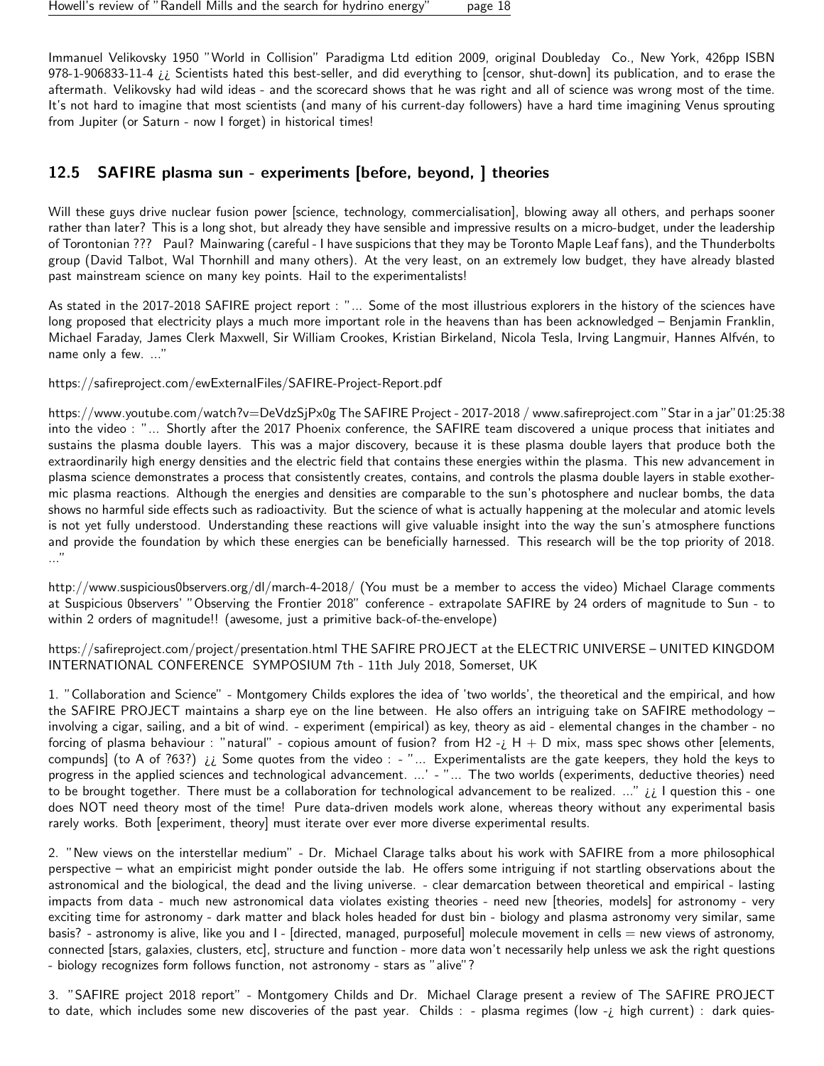Immanuel Velikovsky 1950 "World in Collision" Paradigma Ltd edition 2009, original Doubleday Co., New York, 426pp ISBN 978-1-906833-11-4 ¿¿ Scientists hated this best-seller, and did everything to [censor, shut-down] its publication, and to erase the aftermath. Velikovsky had wild ideas - and the scorecard shows that he was right and all of science was wrong most of the time. It's not hard to imagine that most scientists (and many of his current-day followers) have a hard time imagining Venus sprouting from Jupiter (or Saturn - now I forget) in historical times!

## 12.5 SAFIRE plasma sun - experiments [before, beyond, ] theories

Will these guys drive nuclear fusion power [science, technology, commercialisation], blowing away all others, and perhaps sooner rather than later? This is a long shot, but already they have sensible and impressive results on a micro-budget, under the leadership of Torontonian ??? Paul? Mainwaring (careful - I have suspicions that they may be Toronto Maple Leaf fans), and the Thunderbolts group (David Talbot, Wal Thornhill and many others). At the very least, on an extremely low budget, they have already blasted past mainstream science on many key points. Hail to the experimentalists!

As stated in the 2017-2018 SAFIRE project report : "... Some of the most illustrious explorers in the history of the sciences have long proposed that electricity plays a much more important role in the heavens than has been acknowledged – Benjamin Franklin, Michael Faraday, James Clerk Maxwell, Sir William Crookes, Kristian Birkeland, Nicola Tesla, Irving Langmuir, Hannes Alfvén, to name only a few. ..."

https://safireproject.com/ewExternalFiles/SAFIRE-Project-Report.pdf

https://www.youtube.com/watch?v=DeVdzSjPx0g The SAFIRE Project - 2017-2018 / www.safireproject.com "Star in a jar" 01:25:38 into the video : "... Shortly after the 2017 Phoenix conference, the SAFIRE team discovered a unique process that initiates and sustains the plasma double layers. This was a major discovery, because it is these plasma double layers that produce both the extraordinarily high energy densities and the electric field that contains these energies within the plasma. This new advancement in plasma science demonstrates a process that consistently creates, contains, and controls the plasma double layers in stable exothermic plasma reactions. Although the energies and densities are comparable to the sun's photosphere and nuclear bombs, the data shows no harmful side effects such as radioactivity. But the science of what is actually happening at the molecular and atomic levels is not yet fully understood. Understanding these reactions will give valuable insight into the way the sun's atmosphere functions and provide the foundation by which these energies can be beneficially harnessed. This research will be the top priority of 2018. ..."

http://www.suspicious0bservers.org/dl/march-4-2018/ (You must be a member to access the video) Michael Clarage comments at Suspicious 0bservers' "Observing the Frontier 2018" conference - extrapolate SAFIRE by 24 orders of magnitude to Sun - to within 2 orders of magnitude!! (awesome, just a primitive back-of-the-envelope)

https://safireproject.com/project/presentation.html THE SAFIRE PROJECT at the ELECTRIC UNIVERSE – UNITED KINGDOM INTERNATIONAL CONFERENCE SYMPOSIUM 7th - 11th July 2018, Somerset, UK

1. "Collaboration and Science" - Montgomery Childs explores the idea of 'two worlds', the theoretical and the empirical, and how the SAFIRE PROJECT maintains a sharp eye on the line between. He also offers an intriguing take on SAFIRE methodology – involving a cigar, sailing, and a bit of wind. - experiment (empirical) as key, theory as aid - elemental changes in the chamber - no forcing of plasma behaviour : "natural" - copious amount of fusion? from H2 -¿ H + D mix, mass spec shows other [elements, compunds] (to A of ?63?) ¿¿ Some quotes from the video : - "... Experimentalists are the gate keepers, they hold the keys to progress in the applied sciences and technological advancement. ...' - "... The two worlds (experiments, deductive theories) need to be brought together. There must be a collaboration for technological advancement to be realized. ..." ¿¿ I question this - one does NOT need theory most of the time! Pure data-driven models work alone, whereas theory without any experimental basis rarely works. Both [experiment, theory] must iterate over ever more diverse experimental results.

2. "New views on the interstellar medium" - Dr. Michael Clarage talks about his work with SAFIRE from a more philosophical perspective – what an empiricist might ponder outside the lab. He offers some intriguing if not startling observations about the astronomical and the biological, the dead and the living universe. - clear demarcation between theoretical and empirical - lasting impacts from data - much new astronomical data violates existing theories - need new [theories, models] for astronomy - very exciting time for astronomy - dark matter and black holes headed for dust bin - biology and plasma astronomy very similar, same basis? - astronomy is alive, like you and I - [directed, managed, purposeful] molecule movement in cells = new views of astronomy, connected [stars, galaxies, clusters, etc], structure and function - more data won't necessarily help unless we ask the right questions - biology recognizes form follows function, not astronomy - stars as "alive"?

3. "SAFIRE project 2018 report" - Montgomery Childs and Dr. Michael Clarage present a review of The SAFIRE PROJECT to date, which includes some new discoveries of the past year. Childs : - plasma regimes (low -¿ high current) : dark quies-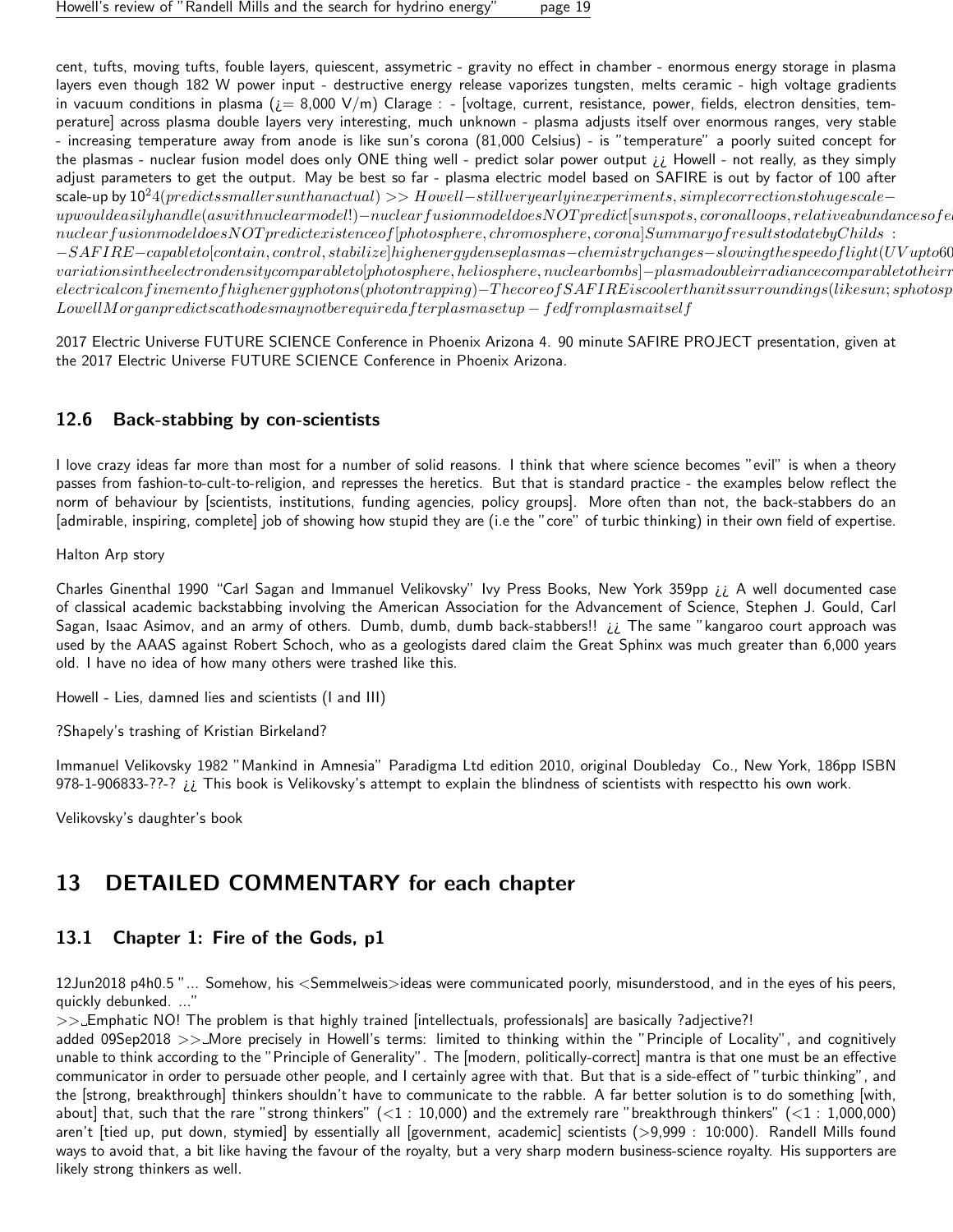cent, tufts, moving tufts, fouble layers, quiescent, assymetric - gravity no effect in chamber - enormous energy storage in plasma layers even though 182 W power input - destructive energy release vaporizes tungsten, melts ceramic - high voltage gradients in vacuum conditions in plasma (¿= 8,000 V/m) Clarage : - [voltage, current, resistance, power, fields, electron densities, temperature] across plasma double layers very interesting, much unknown - plasma adjusts itself over enormous ranges, very stable - increasing temperature away from anode is like sun's corona (81,000 Celsius) - is "temperature" a poorly suited concept for the plasmas - nuclear fusion model does only ONE thing well - predict solar power output ¿¿ Howell - not really, as they simply adjust parameters to get the output. May be best so far - plasma electric model based on SAFIRE is out by factor of 100 after scale-up by 10^24(predictssmallersunthanactual) >> Howell−stillveryearlyinexperiments, simplecorrectionstohugescale−
upwouldeasilyhandle(aswithnuclearmodel!)−nuclearfusionmodeldoesNOTpredict[sunspots, coronalloops, relativeabundancesofe
nuclearfusionmodeldoesNOTpredictexistenceof[photosphere, chromosphere, corona]SummaryofresultstodatebyChilds :
−SAFIRE−capableto[contain, control, stabilize]highenergydenseplasmas−chemistrychanges−slowingthespeedoflight(UVupto60
variationsintheelectrondensitycomparableto[photosphere, heliosphere, nuclearbombs]−plasmadoubleirradiancecomparabletotheirr
electricalconfinementofhighenergyphotons(photontrapping)−ThecoreofSAFIREiscoolerthanitssurroundings(likesun; sphotosp
LowellMorganpredictscathodesmaynotberequiredafterplasmasetup − fedfromplasmaitself

2017 Electric Universe FUTURE SCIENCE Conference in Phoenix Arizona 4. 90 minute SAFIRE PROJECT presentation, given at the 2017 Electric Universe FUTURE SCIENCE Conference in Phoenix Arizona.

### 12.6 Back-stabbing by con-scientists

I love crazy ideas far more than most for a number of solid reasons. I think that where science becomes "evil" is when a theory passes from fashion-to-cult-to-religion, and represses the heretics. But that is standard practice - the examples below reflect the norm of behaviour by [scientists, institutions, funding agencies, policy groups]. More often than not, the back-stabbers do an [admirable, inspiring, complete] job of showing how stupid they are (i.e the "core" of turbic thinking) in their own field of expertise.

Halton Arp story

Charles Ginenthal 1990 "Carl Sagan and Immanuel Velikovsky" Ivy Press Books, New York 359pp ¿¿ A well documented case of classical academic backstabbing involving the American Association for the Advancement of Science, Stephen J. Gould, Carl Sagan, Isaac Asimov, and an army of others. Dumb, dumb, dumb back-stabbers!! ¿¿ The same "kangaroo court approach was used by the AAAS against Robert Schoch, who as a geologists dared claim the Great Sphinx was much greater than 6,000 years old. I have no idea of how many others were trashed like this.

Howell - Lies, damned lies and scientists (I and III)

?Shapely's trashing of Kristian Birkeland?

Immanuel Velikovsky 1982 "Mankind in Amnesia" Paradigma Ltd edition 2010, original Doubleday Co., New York, 186pp ISBN 978-1-906833-??-? ¿¿ This book is Velikovsky's attempt to explain the blindness of scientists with respectto his own work.

Velikovsky's daughter's book

## 13 DETAILED COMMENTARY for each chapter

### 13.1 Chapter 1: Fire of the Gods, p1

12Jun2018 p4h0.5 "... Somehow, his <Semmelweis>ideas were communicated poorly, misunderstood, and in the eyes of his peers, quickly debunked. ..."
>>_Emphatic NO! The problem is that highly trained [intellectuals, professionals] are basically ?adjective?!
added 09Sep2018 >>_More precisely in Howell's terms: limited to thinking within the "Principle of Locality", and cognitively unable to think according to the "Principle of Generality". The [modern, politically-correct] mantra is that one must be an effective communicator in order to persuade other people, and I certainly agree with that. But that is a side-effect of "turbic thinking", and the [strong, breakthrough] thinkers shouldn't have to communicate to the rabble. A far better solution is to do something [with, about] that, such that the rare "strong thinkers" (<1 : 10,000) and the extremely rare "breakthrough thinkers" (<1 : 1,000,000) aren't [tied up, put down, stymied] by essentially all [government, academic] scientists (>9,999 : 10:000). Randell Mills found ways to avoid that, a bit like having the favour of the royalty, but a very sharp modern business-science royalty. His supporters are likely strong thinkers as well.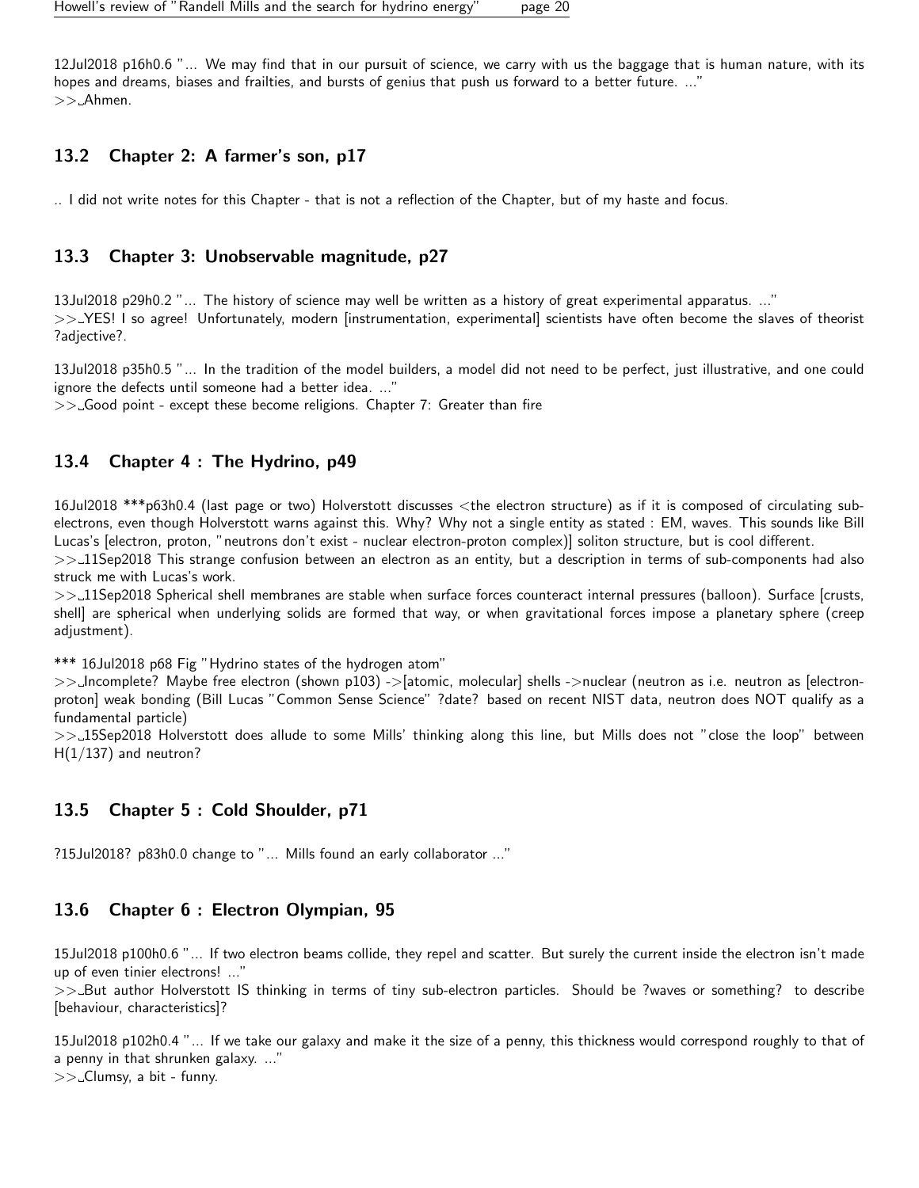12Jul2018 p16h0.6 "... We may find that in our pursuit of science, we carry with us the baggage that is human nature, with its hopes and dreams, biases and frailties, and bursts of genius that push us forward to a better future. ..."
>>_Ahmen.

## 13.2 Chapter 2: A farmer's son, p17

.. I did not write notes for this Chapter - that is not a reflection of the Chapter, but of my haste and focus.

## 13.3 Chapter 3: Unobservable magnitude, p27

13Jul2018 p29h0.2 "... The history of science may well be written as a history of great experimental apparatus. ..."
>>_YES! I so agree! Unfortunately, modern [instrumentation, experimental] scientists have often become the slaves of theorist ?adjective?.

13Jul2018 p35h0.5 "... In the tradition of the model builders, a model did not need to be perfect, just illustrative, and one could ignore the defects until someone had a better idea. ..."
>>_Good point - except these become religions. Chapter 7: Greater than fire

## 13.4 Chapter 4 : The Hydrino, p49

16Jul2018 ***p63h0.4 (last page or two) Holverstott discusses <the electron structure) as if it is composed of circulating sub-electrons, even though Holverstott warns against this. Why? Why not a single entity as stated : EM, waves. This sounds like Bill Lucas's [electron, proton, "neutrons don't exist - nuclear electron-proton complex)] soliton structure, but is cool different.
>>_11Sep2018 This strange confusion between an electron as an entity, but a description in terms of sub-components had also struck me with Lucas's work.
>>_11Sep2018 Spherical shell membranes are stable when surface forces counteract internal pressures (balloon). Surface [crusts, shell] are spherical when underlying solids are formed that way, or when gravitational forces impose a planetary sphere (creep adjustment).

*** 16Jul2018 p68 Fig "Hydrino states of the hydrogen atom"
>>_Incomplete? Maybe free electron (shown p103) ->[atomic, molecular] shells ->nuclear (neutron as i.e. neutron as [electron-proton] weak bonding (Bill Lucas "Common Sense Science" ?date? based on recent NIST data, neutron does NOT qualify as a fundamental particle)
>>_15Sep2018 Holverstott does allude to some Mills' thinking along this line, but Mills does not "close the loop" between H(1/137) and neutron?

## 13.5 Chapter 5 : Cold Shoulder, p71

?15Jul2018? p83h0.0 change to "... Mills found an early collaborator ..."

## 13.6 Chapter 6 : Electron Olympian, 95

15Jul2018 p100h0.6 "... If two electron beams collide, they repel and scatter. But surely the current inside the electron isn't made up of even tinier electrons! ..."
>>_But author Holverstott IS thinking in terms of tiny sub-electron particles. Should be ?waves or something? to describe [behaviour, characteristics]?

15Jul2018 p102h0.4 "... If we take our galaxy and make it the size of a penny, this thickness would correspond roughly to that of a penny in that shrunken galaxy. ..."
>>_Clumsy, a bit - funny.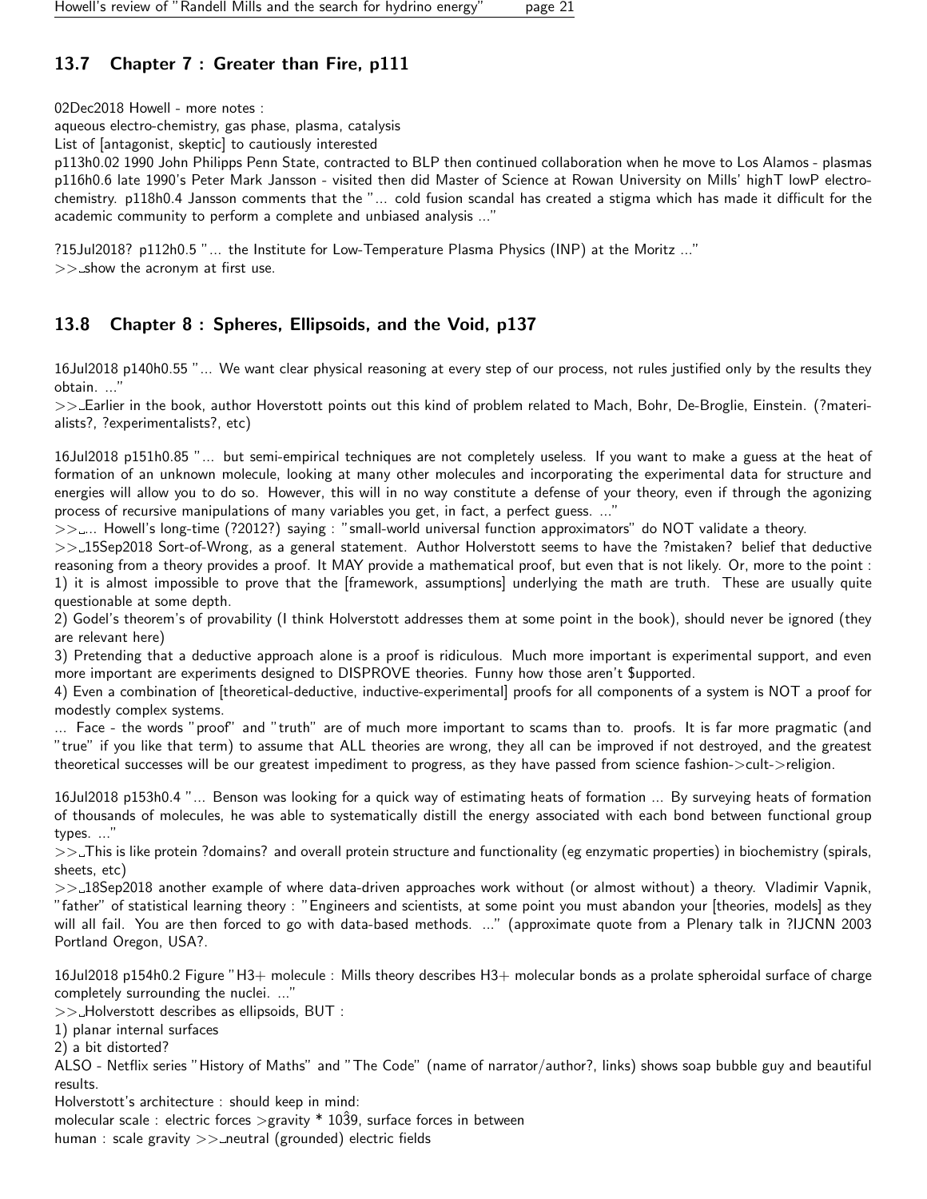### 13.7 Chapter 7 : Greater than Fire, p111

02Dec2018 Howell - more notes :
aqueous electro-chemistry, gas phase, plasma, catalysis
List of [antagonist, skeptic] to cautiously interested
p113h0.02 1990 John Philipps Penn State, contracted to BLP then continued collaboration when he move to Los Alamos - plasmas
p116h0.6 late 1990's Peter Mark Jansson - visited then did Master of Science at Rowan University on Mills' highT lowP electro-chemistry. p118h0.4 Jansson comments that the "... cold fusion scandal has created a stigma which has made it difficult for the academic community to perform a complete and unbiased analysis ..."

?15Jul2018? p112h0.5 "... the Institute for Low-Temperature Plasma Physics (INP) at the Moritz ..."
>> show the acronym at first use.

### 13.8 Chapter 8 : Spheres, Ellipsoids, and the Void, p137

16Jul2018 p140h0.55 "... We want clear physical reasoning at every step of our process, not rules justified only by the results they obtain. ..."
>> Earlier in the book, author Hoverstott points out this kind of problem related to Mach, Bohr, De-Broglie, Einstein. (?materialists?, ?experimentalists?, etc)

16Jul2018 p151h0.85 "... but semi-empirical techniques are not completely useless. If you want to make a guess at the heat of formation of an unknown molecule, looking at many other molecules and incorporating the experimental data for structure and energies will allow you to do so. However, this will in no way constitute a defense of your theory, even if through the agonizing process of recursive manipulations of many variables you get, in fact, a perfect guess. ..."
>> ... Howell's long-time (?2012?) saying : "small-world universal function approximators" do NOT validate a theory.
>> 15Sep2018 Sort-of-Wrong, as a general statement. Author Holverstott seems to have the ?mistaken? belief that deductive reasoning from a theory provides a proof. It MAY provide a mathematical proof, but even that is not likely. Or, more to the point :
1) it is almost impossible to prove that the [framework, assumptions] underlying the math are truth. These are usually quite questionable at some depth.
2) Godel's theorem's of provability (I think Holverstott addresses them at some point in the book), should never be ignored (they are relevant here)
3) Pretending that a deductive approach alone is a proof is ridiculous. Much more important is experimental support, and even more important are experiments designed to DISPROVE theories. Funny how those aren't $upported.
4) Even a combination of [theoretical-deductive, inductive-experimental] proofs for all components of a system is NOT a proof for modestly complex systems.
... Face - the words "proof" and "truth" are of much more important to scams than to. proofs. It is far more pragmatic (and "true" if you like that term) to assume that ALL theories are wrong, they all can be improved if not destroyed, and the greatest theoretical successes will be our greatest impediment to progress, as they have passed from science fashion->cult->religion.

16Jul2018 p153h0.4 "... Benson was looking for a quick way of estimating heats of formation ... By surveying heats of formation of thousands of molecules, he was able to systematically distill the energy associated with each bond between functional group types. ..."
>> This is like protein ?domains? and overall protein structure and functionality (eg enzymatic properties) in biochemistry (spirals, sheets, etc)
>> 18Sep2018 another example of where data-driven approaches work without (or almost without) a theory. Vladimir Vapnik, "father" of statistical learning theory : "Engineers and scientists, at some point you must abandon your [theories, models] as they will all fail. You are then forced to go with data-based methods. ..." (approximate quote from a Plenary talk in ?IJCNN 2003 Portland Oregon, USA?.

16Jul2018 p154h0.2 Figure "H3+ molecule : Mills theory describes H3+ molecular bonds as a prolate spheroidal surface of charge completely surrounding the nuclei. ..."
>> Holverstott describes as ellipsoids, BUT :
1) planar internal surfaces
2) a bit distorted?
ALSO - Netflix series "History of Maths" and "The Code" (name of narrator/author?, links) shows soap bubble guy and beautiful results.
Holverstott's architecture : should keep in mind:
molecular scale : electric forces >gravity * $10^{39}$, surface forces in between
human : scale gravity >> neutral (grounded) electric fields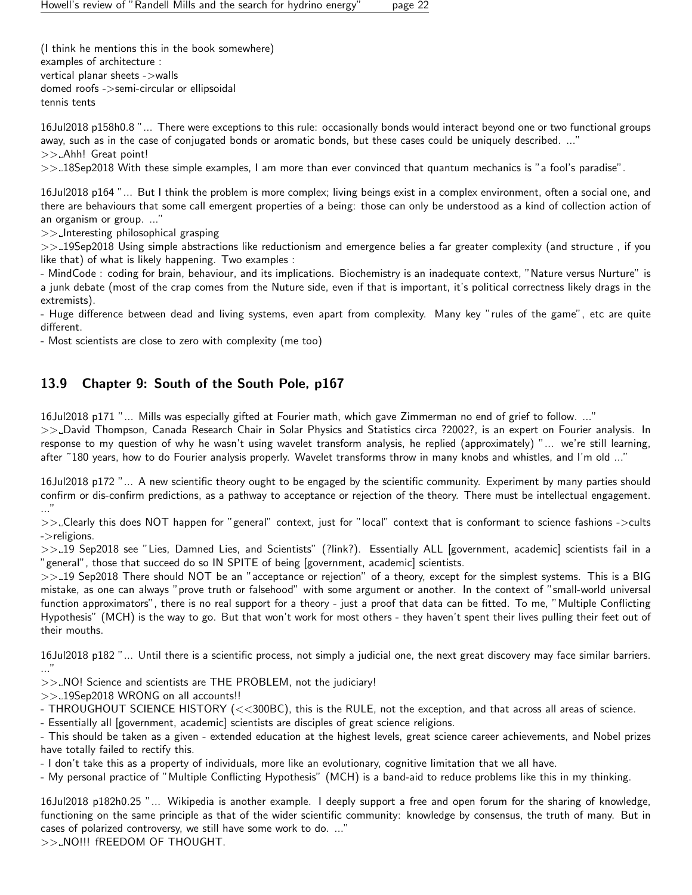(I think he mentions this in the book somewhere)
examples of architecture :
vertical planar sheets ->walls
domed roofs ->semi-circular or ellipsoidal
tennis tents

16Jul2018 p158h0.8 "... There were exceptions to this rule: occasionally bonds would interact beyond one or two functional groups away, such as in the case of conjugated bonds or aromatic bonds, but these cases could be uniquely described. ..."
>>_Ahh! Great point!
>>_18Sep2018 With these simple examples, I am more than ever convinced that quantum mechanics is "a fool's paradise".

16Jul2018 p164 "... But I think the problem is more complex; living beings exist in a complex environment, often a social one, and there are behaviours that some call emergent properties of a being: those can only be understood as a kind of collection action of an organism or group. ..."
>>_Interesting philosophical grasping
>>_19Sep2018 Using simple abstractions like reductionism and emergence belies a far greater complexity (and structure , if you like that) of what is likely happening. Two examples :
- MindCode : coding for brain, behaviour, and its implications. Biochemistry is an inadequate context, "Nature versus Nurture" is a junk debate (most of the crap comes from the Nuture side, even if that is important, it's political correctness likely drags in the extremists).
- Huge difference between dead and living systems, even apart from complexity. Many key "rules of the game", etc are quite different.
- Most scientists are close to zero with complexity (me too)

## 13.9 Chapter 9: South of the South Pole, p167

16Jul2018 p171 "... Mills was especially gifted at Fourier math, which gave Zimmerman no end of grief to follow. ..."
>>_David Thompson, Canada Research Chair in Solar Physics and Statistics circa ?2002?, is an expert on Fourier analysis. In response to my question of why he wasn't using wavelet transform analysis, he replied (approximately) "... we're still learning, after ~180 years, how to do Fourier analysis properly. Wavelet transforms throw in many knobs and whistles, and I'm old ..."

16Jul2018 p172 "... A new scientific theory ought to be engaged by the scientific community. Experiment by many parties should confirm or dis-confirm predictions, as a pathway to acceptance or rejection of the theory. There must be intellectual engagement. ..."
>>_Clearly this does NOT happen for "general" context, just for "local" context that is conformant to science fashions ->cults ->religions.
>>_19 Sep2018 see "Lies, Damned Lies, and Scientists" (?link?). Essentially ALL [government, academic] scientists fail in a "general", those that succeed do so IN SPITE of being [government, academic] scientists.
>>_19 Sep2018 There should NOT be an "acceptance or rejection" of a theory, except for the simplest systems. This is a BIG mistake, as one can always "prove truth or falsehood" with some argument or another. In the context of "small-world universal function approximators", there is no real support for a theory - just a proof that data can be fitted. To me, "Multiple Conflicting Hypothesis" (MCH) is the way to go. But that won't work for most others - they haven't spent their lives pulling their feet out of their mouths.

16Jul2018 p182 "... Until there is a scientific process, not simply a judicial one, the next great discovery may face similar barriers. ..."
>>_NO! Science and scientists are THE PROBLEM, not the judiciary!
>>_19Sep2018 WRONG on all accounts!!
- THROUGHOUT SCIENCE HISTORY (<<300BC), this is the RULE, not the exception, and that across all areas of science.
- Essentially all [government, academic] scientists are disciples of great science religions.
- This should be taken as a given - extended education at the highest levels, great science career achievements, and Nobel prizes have totally failed to rectify this.
- I don't take this as a property of individuals, more like an evolutionary, cognitive limitation that we all have.
- My personal practice of "Multiple Conflicting Hypothesis" (MCH) is a band-aid to reduce problems like this in my thinking.

16Jul2018 p182h0.25 "... Wikipedia is another example. I deeply support a free and open forum for the sharing of knowledge, functioning on the same principle as that of the wider scientific community: knowledge by consensus, the truth of many. But in cases of polarized controversy, we still have some work to do. ..."
>>_NO!!! fREEDOM OF THOUGHT.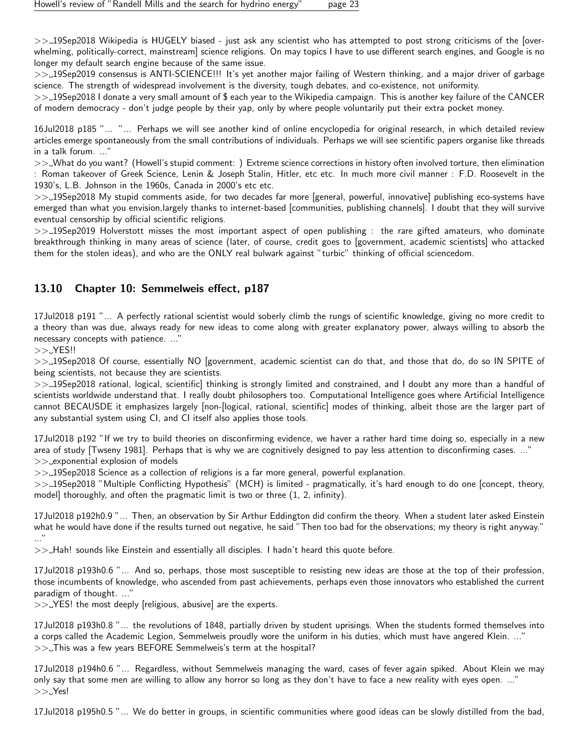>> 19Sep2018 Wikipedia is HUGELY biased - just ask any scientist who has attempted to post strong criticisms of the [overwhelming, politically-correct, mainstream] science religions. On may topics I have to use different search engines, and Google is no longer my default search engine because of the same issue.

>> 19Sep2019 consensus is ANTI-SCIENCE!!! It's yet another major failing of Western thinking, and a major driver of garbage science. The strength of widespread involvement is the diversity, tough debates, and co-existence, not uniformity.

>> 19Sep2018 I donate a very small amount of $ each year to the Wikipedia campaign. This is another key failure of the CANCER of modern democracy - don't judge people by their yap, only by where people voluntarily put their extra pocket money.

16Jul2018 p185 "... "... Perhaps we will see another kind of online encyclopedia for original research, in which detailed review articles emerge spontaneously from the small contributions of individuals. Perhaps we will see scientific papers organise like threads in a talk forum. ..."

>> What do you want? (Howell's stupid comment: ) Extreme science corrections in history often involved torture, then elimination : Roman takeover of Greek Science, Lenin & Joseph Stalin, Hitler, etc etc. In much more civil manner : F.D. Roosevelt in the 1930's, L.B. Johnson in the 1960s, Canada in 2000's etc etc.

>> 19Sep2018 My stupid comments aside, for two decades far more [general, powerful, innovative] publishing eco-systems have emerged than what you envision,largely thanks to internet-based [communities, publishing channels]. I doubt that they will survive eventual censorship by official scientific religions.

>> 19Sep2019 Holverstott misses the most important aspect of open publishing : the rare gifted amateurs, who dominate breakthrough thinking in many areas of science (later, of course, credit goes to [government, academic scientists] who attacked them for the stolen ideas), and who are the ONLY real bulwark against "turbic" thinking of official sciencedom.

## 13.10 Chapter 10: Semmelweis effect, p187

17Jul2018 p191 "... A perfectly rational scientist would soberly climb the rungs of scientific knowledge, giving no more credit to a theory than was due, always ready for new ideas to come along with greater explanatory power, always willing to absorb the necessary concepts with patience. ..."

>> YES!!

>> 19Sep2018 Of course, essentially NO [government, academic scientist can do that, and those that do, do so IN SPITE of being scientists, not because they are scientists.

>> 19Sep2018 rational, logical, scientific] thinking is strongly limited and constrained, and I doubt any more than a handful of scientists worldwide understand that. I really doubt philosophers too. Computational Intelligence goes where Artificial Intelligence cannot BECAUSDE it emphasizes largely [non-[logical, rational, scientific] modes of thinking, albeit those are the larger part of any substantial system using CI, and CI itself also applies those tools.

17Jul2018 p192 "If we try to build theories on disconfirming evidence, we haver a rather hard time doing so, especially in a new area of study [Twseny 1981]. Perhaps that is why we are cognitively designed to pay less attention to disconfirming cases. ..."

>> exponential explosion of models

>> 19Sep2018 Science as a collection of religions is a far more general, powerful explanation.

>> 19Sep2018 "Multiple Conflicting Hypothesis" (MCH) is limited - pragmatically, it's hard enough to do one [concept, theory, model] thoroughly, and often the pragmatic limit is two or three (1, 2, infinity).

17Jul2018 p192h0.9 "... Then, an observation by Sir Arthur Eddington did confirm the theory. When a student later asked Einstein what he would have done if the results turned out negative, he said "Then too bad for the observations; my theory is right anyway." ..."

>> Hah! sounds like Einstein and essentially all disciples. I hadn't heard this quote before.

17Jul2018 p193h0.6 "... And so, perhaps, those most susceptible to resisting new ideas are those at the top of their profession, those incumbents of knowledge, who ascended from past achievements, perhaps even those innovators who established the current paradigm of thought. ..."

>> YES! the most deeply [religious, abusive] are the experts.

17Jul2018 p193h0.8 "... the revolutions of 1848, partially driven by student uprisings. When the students formed themselves into a corps called the Academic Legion, Semmelweis proudly wore the uniform in his duties, which must have angered Klein. ..."

>> This was a few years BEFORE Semmelweis's term at the hospital?

17Jul2018 p194h0.6 "... Regardless, without Semmelweis managing the ward, cases of fever again spiked. About Klein we may only say that some men are willing to allow any horror so long as they don't have to face a new reality with eyes open. ..."

>> Yes!

17Jul2018 p195h0.5 "... We do better in groups, in scientific communities where good ideas can be slowly distilled from the bad,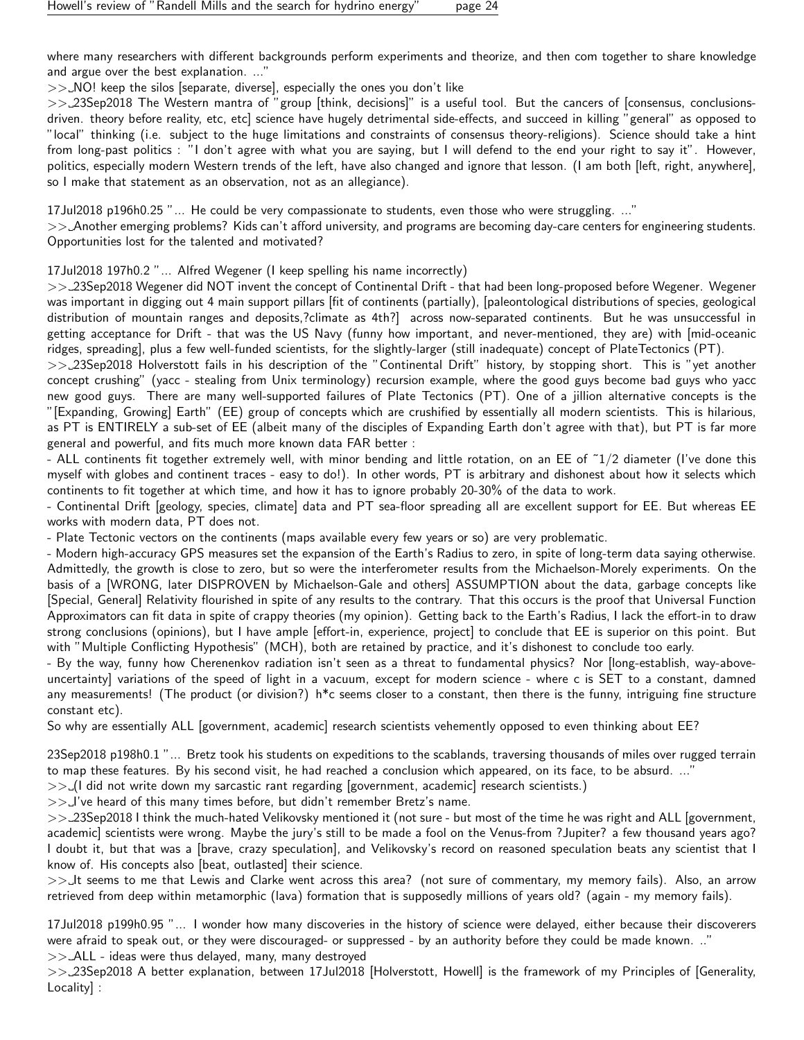where many researchers with different backgrounds perform experiments and theorize, and then com together to share knowledge and argue over the best explanation. ..."

>> NO! keep the silos [separate, diverse], especially the ones you don't like

>> 23Sep2018 The Western mantra of "group [think, decisions]" is a useful tool. But the cancers of [consensus, conclusions-driven. theory before reality, etc, etc] science have hugely detrimental side-effects, and succeed in killing "general" as opposed to "local" thinking (i.e. subject to the huge limitations and constraints of consensus theory-religions). Science should take a hint from long-past politics : "I don't agree with what you are saying, but I will defend to the end your right to say it". However, politics, especially modern Western trends of the left, have also changed and ignore that lesson. (I am both [left, right, anywhere], so I make that statement as an observation, not as an allegiance).

17Jul2018 p196h0.25 "... He could be very compassionate to students, even those who were struggling. ..."

>> Another emerging problems? Kids can't afford university, and programs are becoming day-care centers for engineering students. Opportunities lost for the talented and motivated?

17Jul2018 197h0.2 "... Alfred Wegener (I keep spelling his name incorrectly)

>> 23Sep2018 Wegener did NOT invent the concept of Continental Drift - that had been long-proposed before Wegener. Wegener was important in digging out 4 main support pillars [fit of continents (partially), [paleontological distributions of species, geological distribution of mountain ranges and deposits,?climate as 4th?] across now-separated continents. But he was unsuccessful in getting acceptance for Drift - that was the US Navy (funny how important, and never-mentioned, they are) with [mid-oceanic ridges, spreading], plus a few well-funded scientists, for the slightly-larger (still inadequate) concept of PlateTectonics (PT).

>> 23Sep2018 Holverstott fails in his description of the "Continental Drift" history, by stopping short. This is "yet another concept crushing" (yacc - stealing from Unix terminology) recursion example, where the good guys become bad guys who yacc new good guys. There are many well-supported failures of Plate Tectonics (PT). One of a jillion alternative concepts is the "[Expanding, Growing] Earth" (EE) group of concepts which are crushified by essentially all modern scientists. This is hilarious, as PT is ENTIRELY a sub-set of EE (albeit many of the disciples of Expanding Earth don't agree with that), but PT is far more general and powerful, and fits much more known data FAR better :

- ALL continents fit together extremely well, with minor bending and little rotation, on an EE of ~1/2 diameter (I've done this myself with globes and continent traces - easy to do!). In other words, PT is arbitrary and dishonest about how it selects which continents to fit together at which time, and how it has to ignore probably 20-30% of the data to work.
- Continental Drift [geology, species, climate] data and PT sea-floor spreading all are excellent support for EE. But whereas EE works with modern data, PT does not.
- Plate Tectonic vectors on the continents (maps available every few years or so) are very problematic.
- Modern high-accuracy GPS measures set the expansion of the Earth's Radius to zero, in spite of long-term data saying otherwise. Admittedly, the growth is close to zero, but so were the interferometer results from the Michaelson-Morely experiments. On the basis of a [WRONG, later DISPROVEN by Michaelson-Gale and others] ASSUMPTION about the data, garbage concepts like [Special, General] Relativity flourished in spite of any results to the contrary. That this occurs is the proof that Universal Function Approximators can fit data in spite of crappy theories (my opinion). Getting back to the Earth's Radius, I lack the effort-in to draw strong conclusions (opinions), but I have ample [effort-in, experience, project] to conclude that EE is superior on this point. But with "Multiple Conflicting Hypothesis" (MCH), both are retained by practice, and it's dishonest to conclude too early.
- By the way, funny how Cherenenkov radiation isn't seen as a threat to fundamental physics? Nor [long-establish, way-above-uncertainty] variations of the speed of light in a vacuum, except for modern science - where c is SET to a constant, damned any measurements! (The product (or division?) h*c seems closer to a constant, then there is the funny, intriguing fine structure constant etc).

So why are essentially ALL [government, academic] research scientists vehemently opposed to even thinking about EE?

23Sep2018 p198h0.1 "... Bretz took his students on expeditions to the scablands, traversing thousands of miles over rugged terrain to map these features. By his second visit, he had reached a conclusion which appeared, on its face, to be absurd. ..."

>> (I did not write down my sarcastic rant regarding [government, academic] research scientists.)

>> I've heard of this many times before, but didn't remember Bretz's name.

>> 23Sep2018 I think the much-hated Velikovsky mentioned it (not sure - but most of the time he was right and ALL [government, academic] scientists were wrong. Maybe the jury's still to be made a fool on the Venus-from ?Jupiter? a few thousand years ago? I doubt it, but that was a [brave, crazy speculation], and Velikovsky's record on reasoned speculation beats any scientist that I know of. His concepts also [beat, outlasted] their science.

>> It seems to me that Lewis and Clarke went across this area? (not sure of commentary, my memory fails). Also, an arrow retrieved from deep within metamorphic (lava) formation that is supposedly millions of years old? (again - my memory fails).

17Jul2018 p199h0.95 "... I wonder how many discoveries in the history of science were delayed, either because their discoverers were afraid to speak out, or they were discouraged- or suppressed - by an authority before they could be made known. .."

>> ALL - ideas were thus delayed, many, many destroyed

>> 23Sep2018 A better explanation, between 17Jul2018 [Holverstott, Howell] is the framework of my Principles of [Generality, Locality] :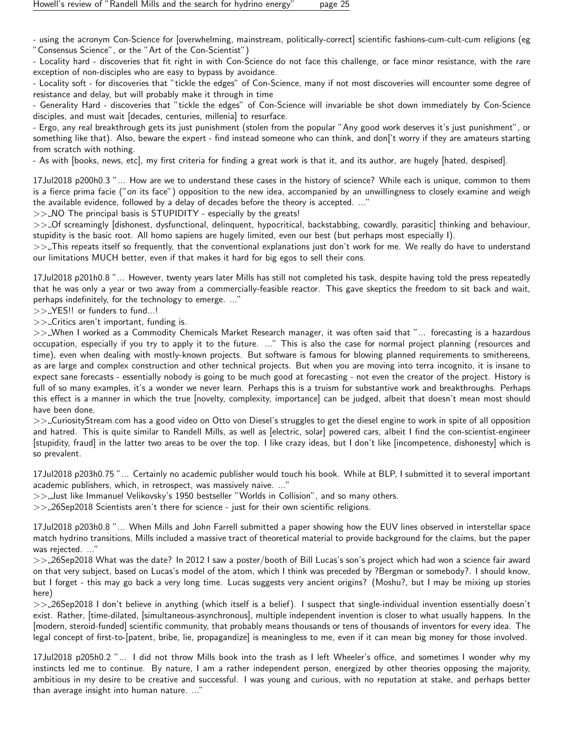- using the acronym Con-Science for [overwhelming, mainstream, politically-correct] scientific fashions-cum-cult-cum religions (eg "Consensus Science", or the "Art of the Con-Scientist")
- Locality hard - discoveries that fit right in with Con-Science do not face this challenge, or face minor resistance, with the rare exception of non-disciples who are easy to bypass by avoidance.
- Locality soft - for discoveries that "tickle the edges" of Con-Science, many if not most discoveries will encounter some degree of resistance and delay, but will probably make it through in time
- Generality Hard - discoveries that "tickle the edges" of Con-Science will invariable be shot down immediately by Con-Science disciples, and must wait [decades, centuries, millenia] to resurface.
- Ergo, any real breakthrough gets its just punishment (stolen from the popular "Any good work deserves it's just punishment", or something like that). Also, beware the expert - find instead someone who can think, and don['t worry if they are amateurs starting from scratch with nothing.
- As with [books, news, etc], my first criteria for finding a great work is that it, and its author, are hugely [hated, despised].

17Jul2018 p200h0.3 "... How are we to understand these cases in the history of science? While each is unique, common to them is a fierce prima facie ("on its face") opposition to the new idea, accompanied by an unwillingness to closely examine and weigh the available evidence, followed by a delay of decades before the theory is accepted. ..."
>>_NO The principal basis is STUPIDITY - especially by the greats!
>>_Of screamingly [dishonest, dysfunctional, delinquent, hypocritical, backstabbing, cowardly, parasitic] thinking and behaviour, stupidity is the basic root. All homo sapiens are hugely limited, even our best (but perhaps most especially I).
>>_This repeats itself so frequently, that the conventional explanations just don't work for me. We really do have to understand our limitations MUCH better, even if that makes it hard for big egos to sell their cons.

17Jul2018 p201h0.8 "... However, twenty years later Mills has still not completed his task, despite having told the press repeatedly that he was only a year or two away from a commercially-feasible reactor. This gave skeptics the freedom to sit back and wait, perhaps indefinitely, for the technology to emerge. ..."
>>_YES!! or funders to fund...!
>>_Critics aren't important, funding is.
>>_When I worked as a Commodity Chemicals Market Research manager, it was often said that "... forecasting is a hazardous occupation, especially if you try to apply it to the future. ..." This is also the case for normal project planning (resources and time), even when dealing with mostly-known projects. But software is famous for blowing planned requirements to smithereens, as are large and complex construction and other technical projects. But when you are moving into terra incognito, it is insane to expect sane forecasts - essentially nobody is going to be much good at forecasting - not even the creator of the project. History is full of so many examples, it's a wonder we never learn. Perhaps this is a truism for substantive work and breakthroughs. Perhaps this effect is a manner in which the true [novelty, complexity, importance] can be judged, albeit that doesn't mean most should have been done.
>>_CuriosityStream.com has a good video on Otto von Diesel's struggles to get the diesel engine to work in spite of all opposition and hatred. This is quite similar to Randell Mills, as well as [electric, solar] powered cars, albeit I find the con-scientist-engineer [stupidity, fraud] in the latter two areas to be over the top. I like crazy ideas, but I don't like [incompetence, dishonesty] which is so prevalent.

17Jul2018 p203h0.75 "... Certainly no academic publisher would touch his book. While at BLP, I submitted it to several important academic publishers, which, in retrospect, was massively naive. ..."
>>_Just like Immanuel Velikovsky's 1950 bestseller "Worlds in Collision", and so many others.
>>_26Sep2018 Scientists aren't there for science - just for their own scientific religions.

17Jul2018 p203h0.8 "... When Mills and John Farrell submitted a paper showing how the EUV lines observed in interstellar space match hydrino transitions, Mills included a massive tract of theoretical material to provide background for the claims, but the paper was rejected. ..."
>>_26Sep2018 What was the date? In 2012 I saw a poster/booth of Bill Lucas's son's project which had won a science fair award on that very subject, based on Lucas's model of the atom, which I think was preceded by ?Bergman or somebody?. I should know, but I forget - this may go back a very long time. Lucas suggests very ancient origins? (Moshu?, but I may be mixing up stories here)
>>_26Sep2018 I don't believe in anything (which itself is a belief). I suspect that single-individual invention essentially doesn't exist. Rather, [time-dilated, [simultaneous-asynchronous], multiple independent invention is closer to what usually happens. In the [modern, steroid-funded] scientific community, that probably means thousands or tens of thousands of inventors for every idea. The legal concept of first-to-[patent, bribe, lie, propagandize] is meaningless to me, even if it can mean big money for those involved.

17Jul2018 p205h0.2 "... I did not throw Mills book into the trash as I left Wheeler's office, and sometimes I wonder why my instincts led me to continue. By nature, I am a rather independent person, energized by other theories opposing the majority, ambitious in my desire to be creative and successful. I was young and curious, with no reputation at stake, and perhaps better than average insight into human nature. ..."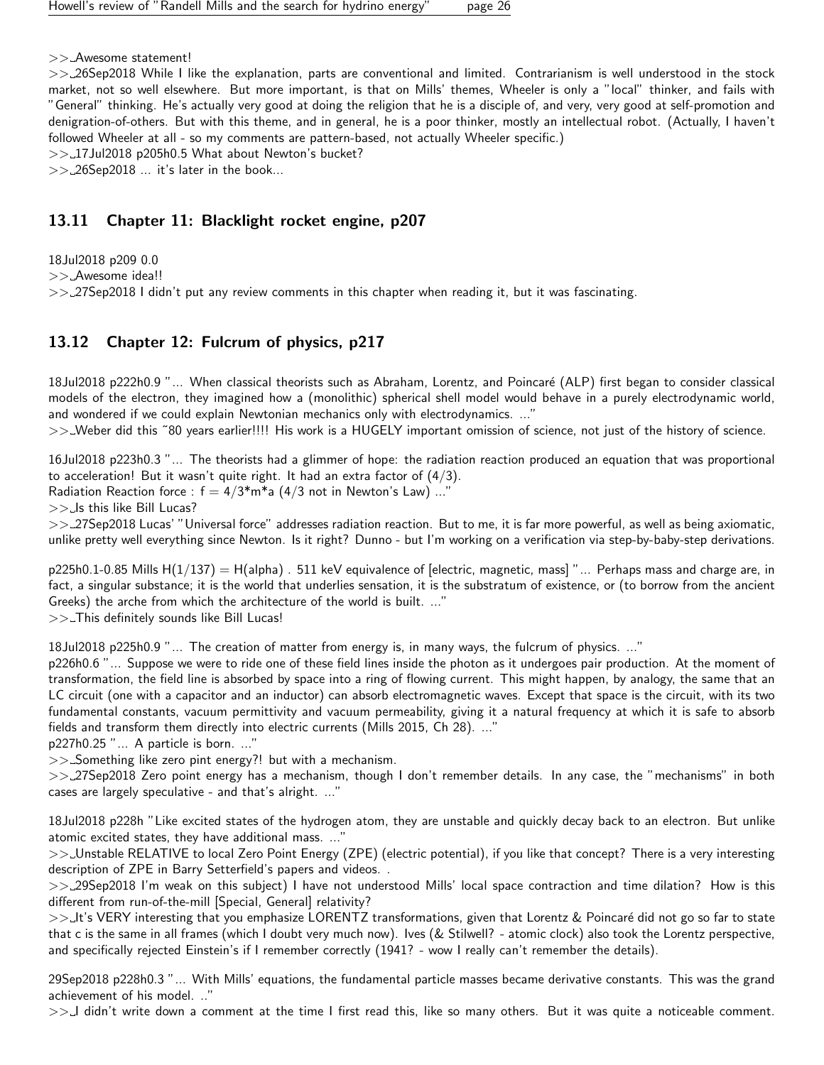>>_Awesome statement!

>>_26Sep2018 While I like the explanation, parts are conventional and limited. Contrarianism is well understood in the stock market, not so well elsewhere. But more important, is that on Mills' themes, Wheeler is only a "local" thinker, and fails with "General" thinking. He's actually very good at doing the religion that he is a disciple of, and very, very good at self-promotion and denigration-of-others. But with this theme, and in general, he is a poor thinker, mostly an intellectual robot. (Actually, I haven't followed Wheeler at all - so my comments are pattern-based, not actually Wheeler specific.)

>>_17Jul2018 p205h0.5 What about Newton's bucket?

>>_26Sep2018 ... it's later in the book...

## 13.11 Chapter 11: Blacklight rocket engine, p207

18Jul2018 p209 0.0

>>_Awesome idea!!

>>_27Sep2018 I didn't put any review comments in this chapter when reading it, but it was fascinating.

## 13.12 Chapter 12: Fulcrum of physics, p217

18Jul2018 p222h0.9 "... When classical theorists such as Abraham, Lorentz, and Poincaré (ALP) first began to consider classical models of the electron, they imagined how a (monolithic) spherical shell model would behave in a purely electrodynamic world, and wondered if we could explain Newtonian mechanics only with electrodynamics. ..."

>>_Weber did this ~80 years earlier!!!! His work is a HUGELY important omission of science, not just of the history of science.

16Jul2018 p223h0.3 "... The theorists had a glimmer of hope: the radiation reaction produced an equation that was proportional to acceleration! But it wasn't quite right. It had an extra factor of (4/3).
Radiation Reaction force : f = 4/3*m*a (4/3 not in Newton's Law) ..."

>>_Is this like Bill Lucas?

>>_27Sep2018 Lucas' "Universal force" addresses radiation reaction. But to me, it is far more powerful, as well as being axiomatic, unlike pretty well everything since Newton. Is it right? Dunno - but I'm working on a verification via step-by-baby-step derivations.

p225h0.1-0.85 Mills H(1/137) = H(alpha) . 511 keV equivalence of [electric, magnetic, mass] "... Perhaps mass and charge are, in fact, a singular substance; it is the world that underlies sensation, it is the substratum of existence, or (to borrow from the ancient Greeks) the arche from which the architecture of the world is built. ..."

>>_This definitely sounds like Bill Lucas!

18Jul2018 p225h0.9 "... The creation of matter from energy is, in many ways, the fulcrum of physics. ..."
p226h0.6 "... Suppose we were to ride one of these field lines inside the photon as it undergoes pair production. At the moment of transformation, the field line is absorbed by space into a ring of flowing current. This might happen, by analogy, the same that an LC circuit (one with a capacitor and an inductor) can absorb electromagnetic waves. Except that space is the circuit, with its two fundamental constants, vacuum permittivity and vacuum permeability, giving it a natural frequency at which it is safe to absorb fields and transform them directly into electric currents (Mills 2015, Ch 28). ..."
p227h0.25 "... A particle is born. ..."

>>_Something like zero pint energy?! but with a mechanism.

>>_27Sep2018 Zero point energy has a mechanism, though I don't remember details. In any case, the "mechanisms" in both cases are largely speculative - and that's alright. ..."

18Jul2018 p228h "Like excited states of the hydrogen atom, they are unstable and quickly decay back to an electron. But unlike atomic excited states, they have additional mass. ..."

>>_Unstable RELATIVE to local Zero Point Energy (ZPE) (electric potential), if you like that concept? There is a very interesting description of ZPE in Barry Setterfield's papers and videos. .

>>_29Sep2018 I'm weak on this subject) I have not understood Mills' local space contraction and time dilation? How is this different from run-of-the-mill [Special, General] relativity?

>>_It's VERY interesting that you emphasize LORENTZ transformations, given that Lorentz & Poincaré did not go so far to state that c is the same in all frames (which I doubt very much now). Ives (& Stilwell? - atomic clock) also took the Lorentz perspective, and specifically rejected Einstein's if I remember correctly (1941? - wow I really can't remember the details).

29Sep2018 p228h0.3 "... With Mills' equations, the fundamental particle masses became derivative constants. This was the grand achievement of his model. .."

>>_I didn't write down a comment at the time I first read this, like so many others. But it was quite a noticeable comment.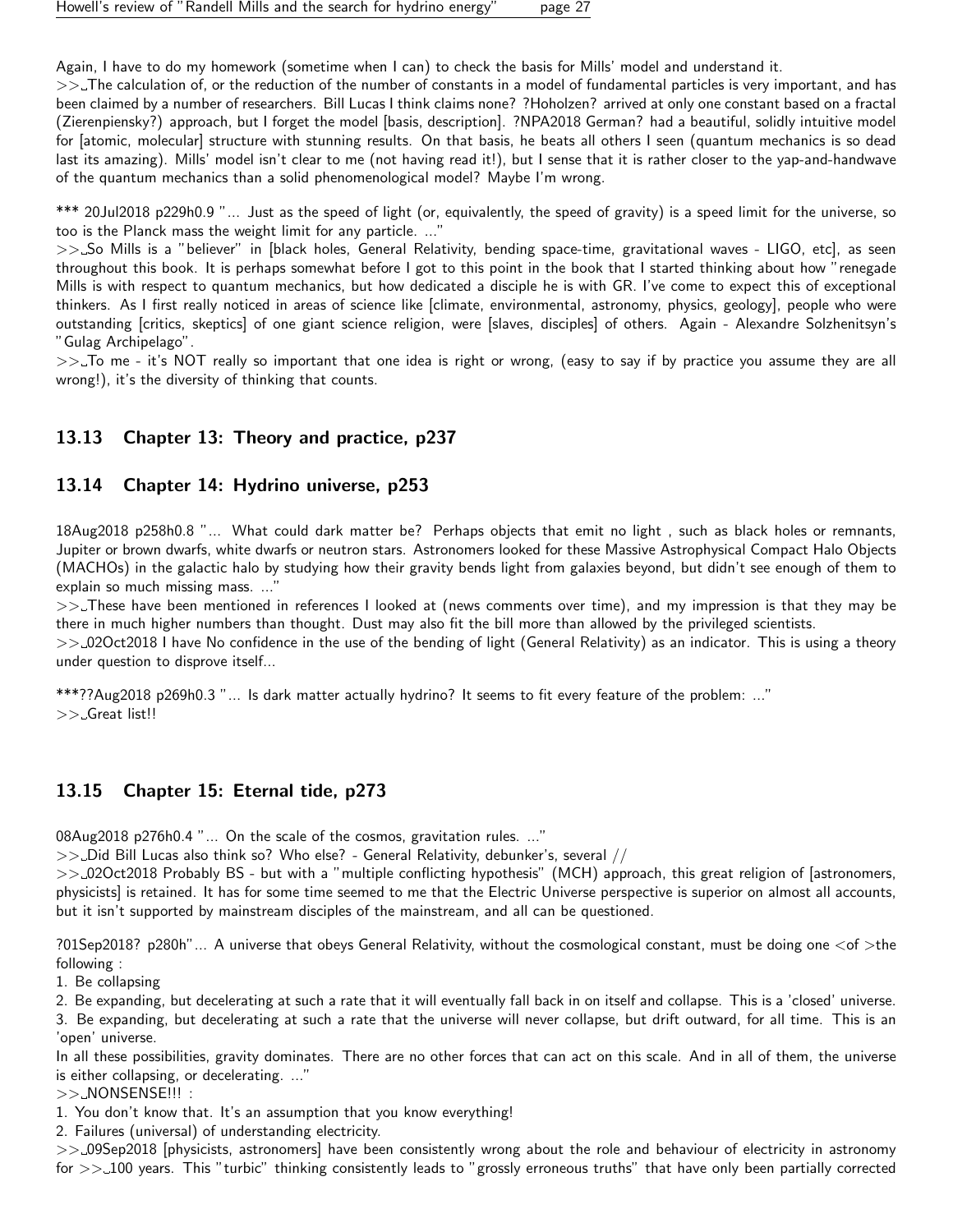Again, I have to do my homework (sometime when I can) to check the basis for Mills' model and understand it.
>> The calculation of, or the reduction of the number of constants in a model of fundamental particles is very important, and has been claimed by a number of researchers. Bill Lucas I think claims none? ?Hoholzen? arrived at only one constant based on a fractal (Zierenpiensky?) approach, but I forget the model [basis, description]. ?NPA2018 German? had a beautiful, solidly intuitive model for [atomic, molecular] structure with stunning results. On that basis, he beats all others I seen (quantum mechanics is so dead last its amazing). Mills' model isn't clear to me (not having read it!), but I sense that it is rather closer to the yap-and-handwave of the quantum mechanics than a solid phenomenological model? Maybe I'm wrong.

*** 20Jul2018 p229h0.9 "... Just as the speed of light (or, equivalently, the speed of gravity) is a speed limit for the universe, so too is the Planck mass the weight limit for any particle. ..."
>> So Mills is a "believer" in [black holes, General Relativity, bending space-time, gravitational waves - LIGO, etc], as seen throughout this book. It is perhaps somewhat before I got to this point in the book that I started thinking about how "renegade Mills is with respect to quantum mechanics, but how dedicated a disciple he is with GR. I've come to expect this of exceptional thinkers. As I first really noticed in areas of science like [climate, environmental, astronomy, physics, geology], people who were outstanding [critics, skeptics] of one giant science religion, were [slaves, disciples] of others. Again - Alexandre Solzhenitsyn's "Gulag Archipelago".
>> To me - it's NOT really so important that one idea is right or wrong, (easy to say if by practice you assume they are all wrong!), it's the diversity of thinking that counts.

### 13.13 Chapter 13: Theory and practice, p237

### 13.14 Chapter 14: Hydrino universe, p253

18Aug2018 p258h0.8 "... What could dark matter be? Perhaps objects that emit no light , such as black holes or remnants, Jupiter or brown dwarfs, white dwarfs or neutron stars. Astronomers looked for these Massive Astrophysical Compact Halo Objects (MACHOs) in the galactic halo by studying how their gravity bends light from galaxies beyond, but didn't see enough of them to explain so much missing mass. ..."
>> These have been mentioned in references I looked at (news comments over time), and my impression is that they may be there in much higher numbers than thought. Dust may also fit the bill more than allowed by the privileged scientists.
>> 02Oct2018 I have No confidence in the use of the bending of light (General Relativity) as an indicator. This is using a theory under question to disprove itself...

***??Aug2018 p269h0.3 "... Is dark matter actually hydrino? It seems to fit every feature of the problem: ..."
>> Great list!!

### 13.15 Chapter 15: Eternal tide, p273

08Aug2018 p276h0.4 "... On the scale of the cosmos, gravitation rules. ..."
>> Did Bill Lucas also think so? Who else? - General Relativity, debunker's, several //
>> 02Oct2018 Probably BS - but with a "multiple conflicting hypothesis" (MCH) approach, this great religion of [astronomers, physicists] is retained. It has for some time seemed to me that the Electric Universe perspective is superior on almost all accounts, but it isn't supported by mainstream disciples of the mainstream, and all can be questioned.

?01Sep2018? p280h"... A universe that obeys General Relativity, without the cosmological constant, must be doing one <of >the following :
1. Be collapsing
2. Be expanding, but decelerating at such a rate that it will eventually fall back in on itself and collapse. This is a 'closed' universe.
3. Be expanding, but decelerating at such a rate that the universe will never collapse, but drift outward, for all time. This is an 'open' universe.
In all these possibilities, gravity dominates. There are no other forces that can act on this scale. And in all of them, the universe is either collapsing, or decelerating. ..."
>> NONSENSE!!! :
1. You don't know that. It's an assumption that you know everything!
2. Failures (universal) of understanding electricity.
>> 09Sep2018 [physicists, astronomers] have been consistently wrong about the role and behaviour of electricity in astronomy for >> 100 years. This "turbic" thinking consistently leads to "grossly erroneous truths" that have only been partially corrected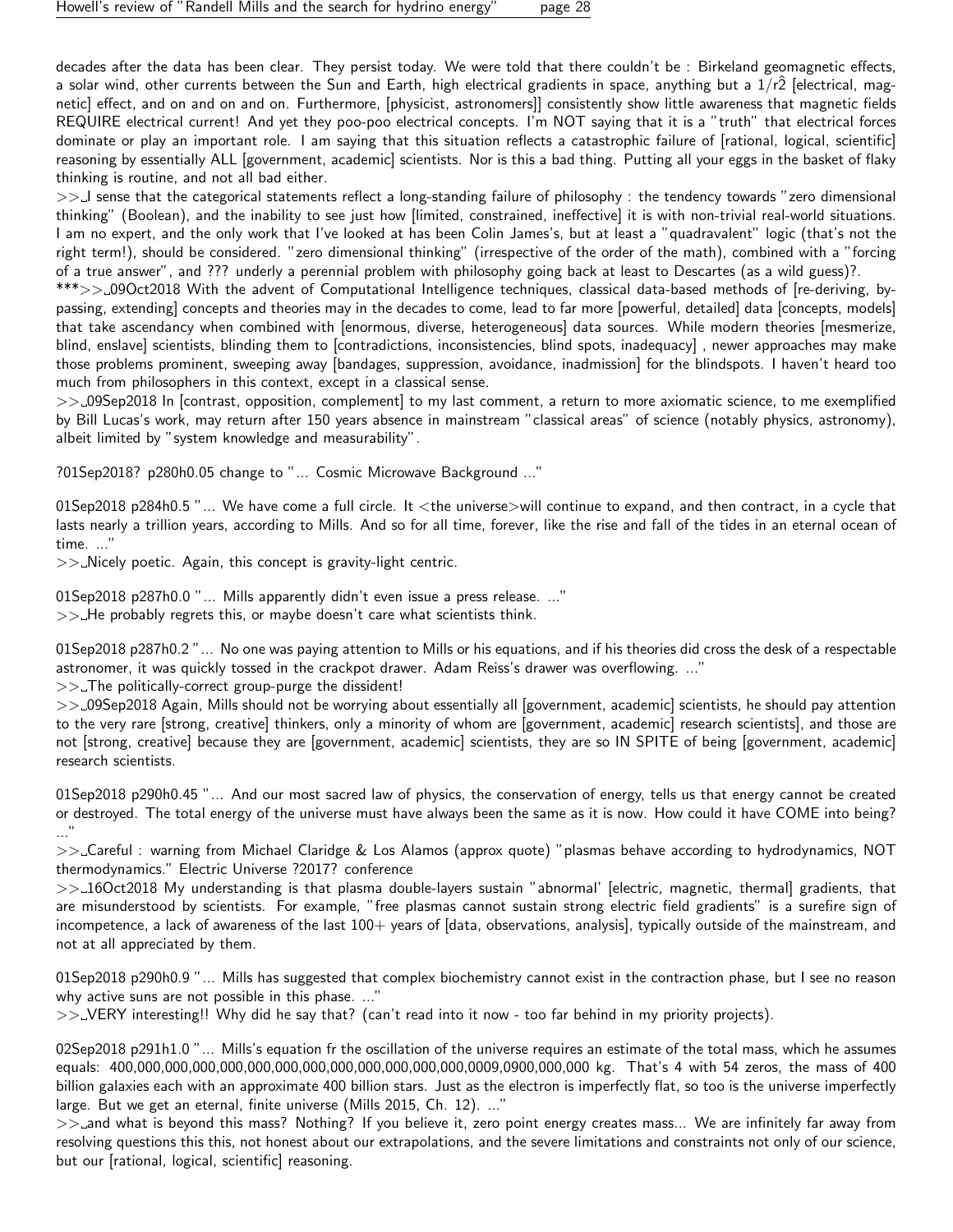decades after the data has been clear. They persist today. We were told that there couldn't be : Birkeland geomagnetic effects, a solar wind, other currents between the Sun and Earth, high electrical gradients in space, anything but a $1/\hat{r2}$ [electrical, magnetic] effect, and on and on and on. Furthermore, [physicist, astronomers]] consistently show little awareness that magnetic fields REQUIRE electrical current! And yet they poo-poo electrical concepts. I'm NOT saying that it is a "truth" that electrical forces dominate or play an important role. I am saying that this situation reflects a catastrophic failure of [rational, logical, scientific] reasoning by essentially ALL [government, academic] scientists. Nor is this a bad thing. Putting all your eggs in the basket of flaky thinking is routine, and not all bad either.

>>_I sense that the categorical statements reflect a long-standing failure of philosophy : the tendency towards "zero dimensional thinking" (Boolean), and the inability to see just how [limited, constrained, ineffective] it is with non-trivial real-world situations. I am no expert, and the only work that I've looked at has been Colin James's, but at least a "quadravalent" logic (that's not the right term!), should be considered. "zero dimensional thinking" (irrespective of the order of the math), combined with a "forcing of a true answer", and ??? underly a perennial problem with philosophy going back at least to Descartes (as a wild guess)?.

***>>_09Oct2018 With the advent of Computational Intelligence techniques, classical data-based methods of [re-deriving, by-passing, extending] concepts and theories may in the decades to come, lead to far more [powerful, detailed] data [concepts, models] that take ascendancy when combined with [enormous, diverse, heterogeneous] data sources. While modern theories [mesmerize, blind, enslave] scientists, blinding them to [contradictions, inconsistencies, blind spots, inadequacy] , newer approaches may make those problems prominent, sweeping away [bandages, suppression, avoidance, inadmission] for the blindspots. I haven't heard too much from philosophers in this context, except in a classical sense.

>>_09Sep2018 In [contrast, opposition, complement] to my last comment, a return to more axiomatic science, to me exemplified by Bill Lucas's work, may return after 150 years absence in mainstream "classical areas" of science (notably physics, astronomy), albeit limited by "system knowledge and measurability".

?01Sep2018? p280h0.05 change to "... Cosmic Microwave Background ..."

01Sep2018 p284h0.5 "... We have come a full circle. It <the universe>will continue to expand, and then contract, in a cycle that lasts nearly a trillion years, according to Mills. And so for all time, forever, like the rise and fall of the tides in an eternal ocean of time. ..."

>>_Nicely poetic. Again, this concept is gravity-light centric.

01Sep2018 p287h0.0 "... Mills apparently didn't even issue a press release. ..."

>>_He probably regrets this, or maybe doesn't care what scientists think.

01Sep2018 p287h0.2 "... No one was paying attention to Mills or his equations, and if his theories did cross the desk of a respectable astronomer, it was quickly tossed in the crackpot drawer. Adam Reiss's drawer was overflowing. ..."

>>_The politically-correct group-purge the dissident!

>>_09Sep2018 Again, Mills should not be worrying about essentially all [government, academic] scientists, he should pay attention to the very rare [strong, creative] thinkers, only a minority of whom are [government, academic] research scientists], and those are not [strong, creative] because they are [government, academic] scientists, they are so IN SPITE of being [government, academic] research scientists.

01Sep2018 p290h0.45 "... And our most sacred law of physics, the conservation of energy, tells us that energy cannot be created or destroyed. The total energy of the universe must have always been the same as it is now. How could it have COME into being? ..."

>>_Careful : warning from Michael Claridge & Los Alamos (approx quote) "plasmas behave according to hydrodynamics, NOT thermodynamics." Electric Universe ?2017? conference

>>_16Oct2018 My understanding is that plasma double-layers sustain "abnormal' [electric, magnetic, thermal] gradients, that are misunderstood by scientists. For example, "free plasmas cannot sustain strong electric field gradients" is a surefire sign of incompetence, a lack of awareness of the last 100+ years of [data, observations, analysis], typically outside of the mainstream, and not at all appreciated by them.

01Sep2018 p290h0.9 "... Mills has suggested that complex biochemistry cannot exist in the contraction phase, but I see no reason why active suns are not possible in this phase. ..."

>>_VERY interesting!! Why did he say that? (can't read into it now - too far behind in my priority projects).

02Sep2018 p291h1.0 "... Mills's equation fr the oscillation of the universe requires an estimate of the total mass, which he assumes equals: 400,000,000,000,000,000,000,000,000,000,000,000,000,0009,0900,000,000 kg. That's 4 with 54 zeros, the mass of 400 billion galaxies each with an approximate 400 billion stars. Just as the electron is imperfectly flat, so too is the universe imperfectly large. But we get an eternal, finite universe (Mills 2015, Ch. 12). ..."

>>_and what is beyond this mass? Nothing? If you believe it, zero point energy creates mass... We are infinitely far away from resolving questions this this, not honest about our extrapolations, and the severe limitations and constraints not only of our science, but our [rational, logical, scientific] reasoning.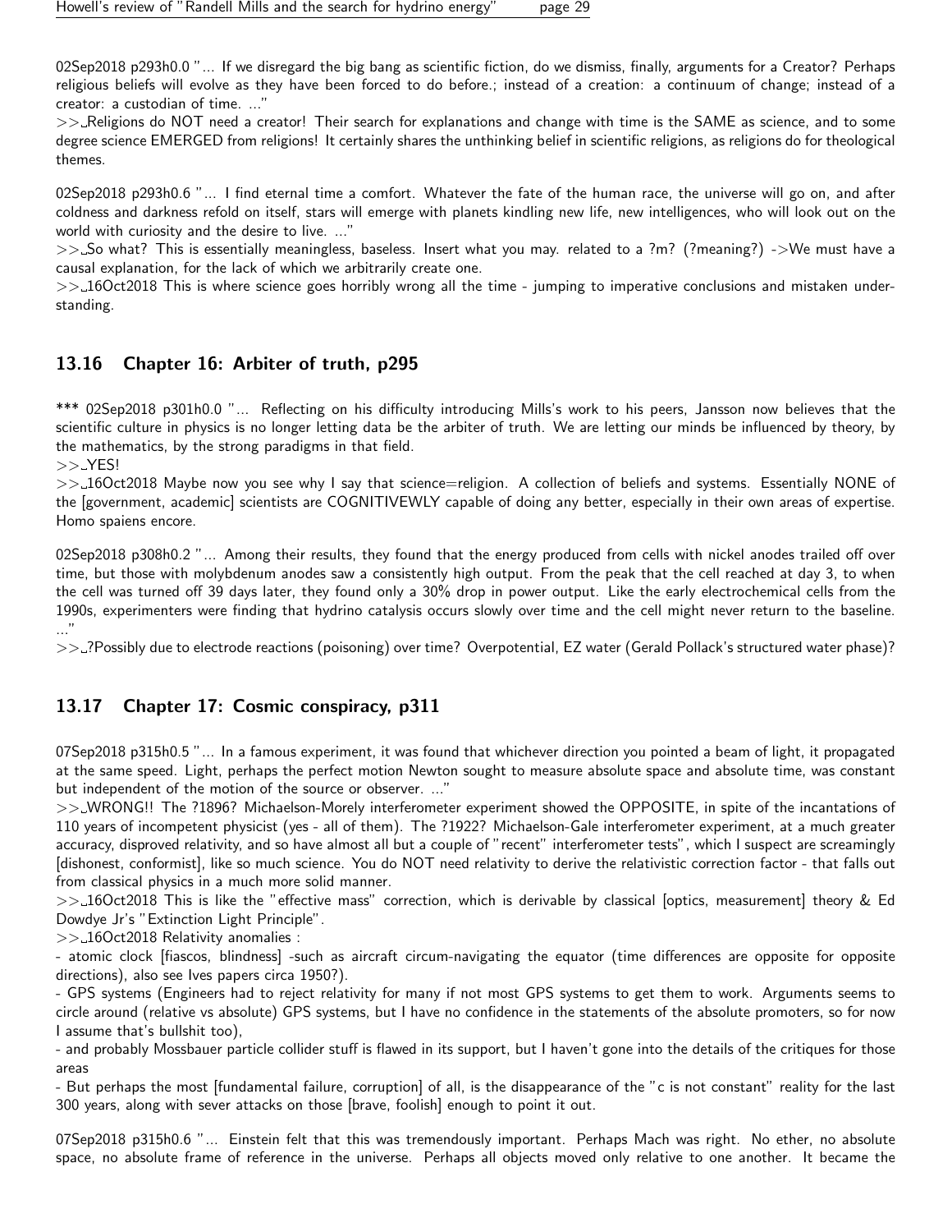02Sep2018 p293h0.0 "... If we disregard the big bang as scientific fiction, do we dismiss, finally, arguments for a Creator? Perhaps religious beliefs will evolve as they have been forced to do before.; instead of a creation: a continuum of change; instead of a creator: a custodian of time. ..."

>>_Religions do NOT need a creator! Their search for explanations and change with time is the SAME as science, and to some degree science EMERGED from religions! It certainly shares the unthinking belief in scientific religions, as religions do for theological themes.

02Sep2018 p293h0.6 "... I find eternal time a comfort. Whatever the fate of the human race, the universe will go on, and after coldness and darkness refold on itself, stars will emerge with planets kindling new life, new intelligences, who will look out on the world with curiosity and the desire to live. ..."

>>_So what? This is essentially meaningless, baseless. Insert what you may. related to a ?m? (?meaning?) ->We must have a causal explanation, for the lack of which we arbitrarily create one.

>>_16Oct2018 This is where science goes horribly wrong all the time - jumping to imperative conclusions and mistaken understanding.

## 13.16 Chapter 16: Arbiter of truth, p295

*** 02Sep2018 p301h0.0 "... Reflecting on his difficulty introducing Mills's work to his peers, Jansson now believes that the scientific culture in physics is no longer letting data be the arbiter of truth. We are letting our minds be influenced by theory, by the mathematics, by the strong paradigms in that field.

>>_YES!

>>_16Oct2018 Maybe now you see why I say that science=religion. A collection of beliefs and systems. Essentially NONE of the [government, academic] scientists are COGNITIVEWLY capable of doing any better, especially in their own areas of expertise. Homo spaiens encore.

02Sep2018 p308h0.2 "... Among their results, they found that the energy produced from cells with nickel anodes trailed off over time, but those with molybdenum anodes saw a consistently high output. From the peak that the cell reached at day 3, to when the cell was turned off 39 days later, they found only a 30% drop in power output. Like the early electrochemical cells from the 1990s, experimenters were finding that hydrino catalysis occurs slowly over time and the cell might never return to the baseline. ..."

>>_?Possibly due to electrode reactions (poisoning) over time? Overpotential, EZ water (Gerald Pollack's structured water phase)?

## 13.17 Chapter 17: Cosmic conspiracy, p311

07Sep2018 p315h0.5 "... In a famous experiment, it was found that whichever direction you pointed a beam of light, it propagated at the same speed. Light, perhaps the perfect motion Newton sought to measure absolute space and absolute time, was constant but independent of the motion of the source or observer. ..."

>>_WRONG!! The ?1896? Michaelson-Morely interferometer experiment showed the OPPOSITE, in spite of the incantations of 110 years of incompetent physicist (yes - all of them). The ?1922? Michaelson-Gale interferometer experiment, at a much greater accuracy, disproved relativity, and so have almost all but a couple of "recent" interferometer tests", which I suspect are screamingly [dishonest, conformist], like so much science. You do NOT need relativity to derive the relativistic correction factor - that falls out from classical physics in a much more solid manner.

>>_16Oct2018 This is like the "effective mass" correction, which is derivable by classical [optics, measurement] theory & Ed Dowdye Jr's "Extinction Light Principle".

>>_16Oct2018 Relativity anomalies :

- atomic clock [fiascos, blindness] -such as aircraft circum-navigating the equator (time differences are opposite for opposite directions), also see Ives papers circa 1950?).
- GPS systems (Engineers had to reject relativity for many if not most GPS systems to get them to work. Arguments seems to circle around (relative vs absolute) GPS systems, but I have no confidence in the statements of the absolute promoters, so for now I assume that's bullshit too),
- and probably Mossbauer particle collider stuff is flawed in its support, but I haven't gone into the details of the critiques for those areas
- But perhaps the most [fundamental failure, corruption] of all, is the disappearance of the "c is not constant" reality for the last 300 years, along with sever attacks on those [brave, foolish] enough to point it out.

07Sep2018 p315h0.6 "... Einstein felt that this was tremendously important. Perhaps Mach was right. No ether, no absolute space, no absolute frame of reference in the universe. Perhaps all objects moved only relative to one another. It became the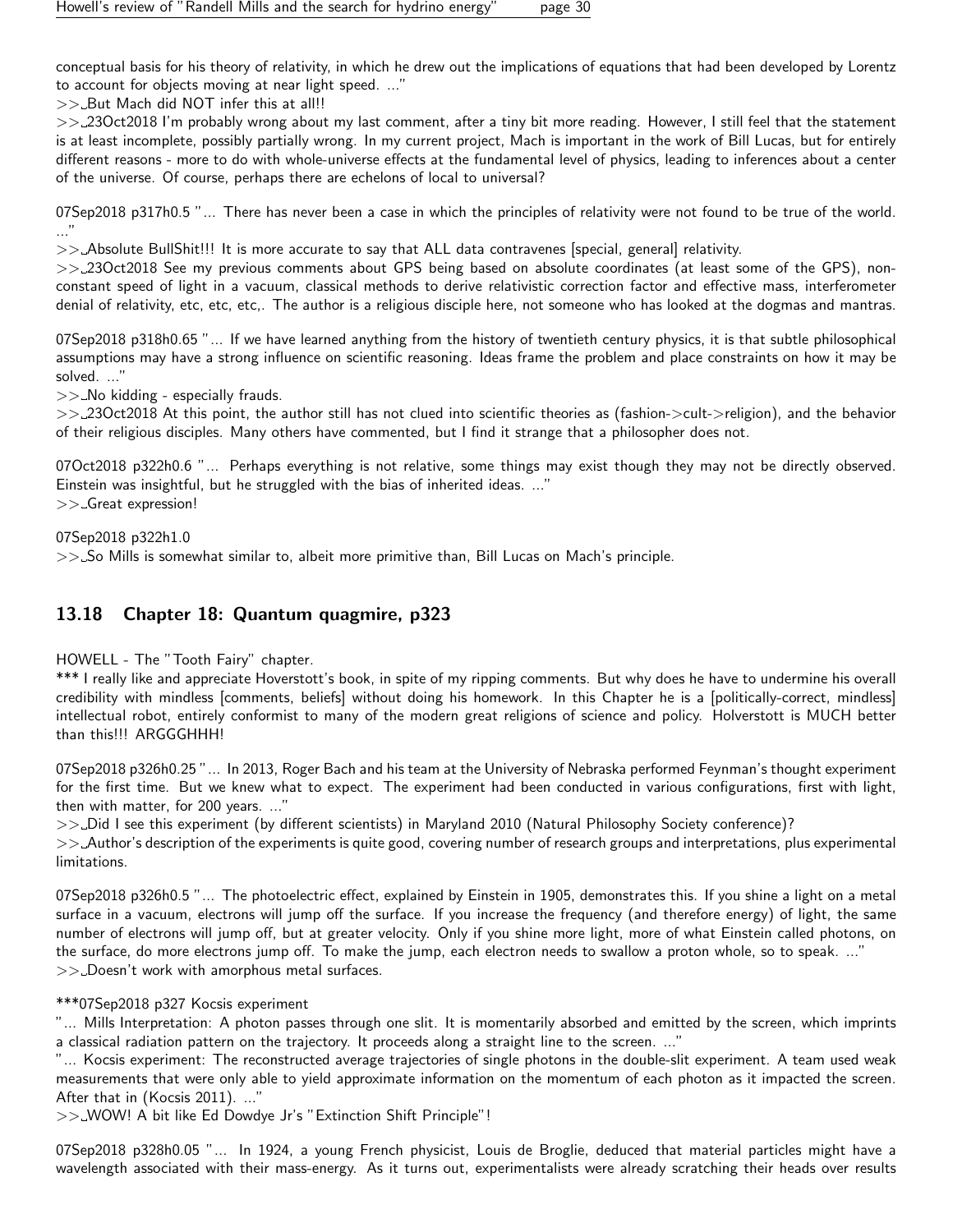conceptual basis for his theory of relativity, in which he drew out the implications of equations that had been developed by Lorentz to account for objects moving at near light speed. ..."

>>_But Mach did NOT infer this at all!!

>>_23Oct2018 I'm probably wrong about my last comment, after a tiny bit more reading. However, I still feel that the statement is at least incomplete, possibly partially wrong. In my current project, Mach is important in the work of Bill Lucas, but for entirely different reasons - more to do with whole-universe effects at the fundamental level of physics, leading to inferences about a center of the universe. Of course, perhaps there are echelons of local to universal?

07Sep2018 p317h0.5 "... There has never been a case in which the principles of relativity were not found to be true of the world. ..."

>>_Absolute BullShit!!! It is more accurate to say that ALL data contravenes [special, general] relativity.

>>_23Oct2018 See my previous comments about GPS being based on absolute coordinates (at least some of the GPS), non-constant speed of light in a vacuum, classical methods to derive relativistic correction factor and effective mass, interferometer denial of relativity, etc, etc, etc,. The author is a religious disciple here, not someone who has looked at the dogmas and mantras.

07Sep2018 p318h0.65 "... If we have learned anything from the history of twentieth century physics, it is that subtle philosophical assumptions may have a strong influence on scientific reasoning. Ideas frame the problem and place constraints on how it may be solved. ..."

>>_No kidding - especially frauds.

>>_23Oct2018 At this point, the author still has not clued into scientific theories as (fashion->cult->religion), and the behavior of their religious disciples. Many others have commented, but I find it strange that a philosopher does not.

07Oct2018 p322h0.6 "... Perhaps everything is not relative, some things may exist though they may not be directly observed. Einstein was insightful, but he struggled with the bias of inherited ideas. ..."

>>_Great expression!

07Sep2018 p322h1.0

>>_So Mills is somewhat similar to, albeit more primitive than, Bill Lucas on Mach's principle.

## 13.18 Chapter 18: Quantum quagmire, p323

HOWELL - The "Tooth Fairy" chapter.

*** I really like and appreciate Hoverstott's book, in spite of my ripping comments. But why does he have to undermine his overall credibility with mindless [comments, beliefs] without doing his homework. In this Chapter he is a [politically-correct, mindless] intellectual robot, entirely conformist to many of the modern great religions of science and policy. Holverstott is MUCH better than this!!! ARGGGHHH!

07Sep2018 p326h0.25 "... In 2013, Roger Bach and his team at the University of Nebraska performed Feynman's thought experiment for the first time. But we knew what to expect. The experiment had been conducted in various configurations, first with light, then with matter, for 200 years. ..."

>>_Did I see this experiment (by different scientists) in Maryland 2010 (Natural Philosophy Society conference)?

>>_Author's description of the experiments is quite good, covering number of research groups and interpretations, plus experimental limitations.

07Sep2018 p326h0.5 "... The photoelectric effect, explained by Einstein in 1905, demonstrates this. If you shine a light on a metal surface in a vacuum, electrons will jump off the surface. If you increase the frequency (and therefore energy) of light, the same number of electrons will jump off, but at greater velocity. Only if you shine more light, more of what Einstein called photons, on the surface, do more electrons jump off. To make the jump, each electron needs to swallow a proton whole, so to speak. ..."

>>_Doesn't work with amorphous metal surfaces.

***07Sep2018 p327 Kocsis experiment

"... Mills Interpretation: A photon passes through one slit. It is momentarily absorbed and emitted by the screen, which imprints a classical radiation pattern on the trajectory. It proceeds along a straight line to the screen. ..."

"... Kocsis experiment: The reconstructed average trajectories of single photons in the double-slit experiment. A team used weak measurements that were only able to yield approximate information on the momentum of each photon as it impacted the screen. After that in (Kocsis 2011). ..."

>>_WOW! A bit like Ed Dowdye Jr's "Extinction Shift Principle"!

07Sep2018 p328h0.05 "... In 1924, a young French physicist, Louis de Broglie, deduced that material particles might have a wavelength associated with their mass-energy. As it turns out, experimentalists were already scratching their heads over results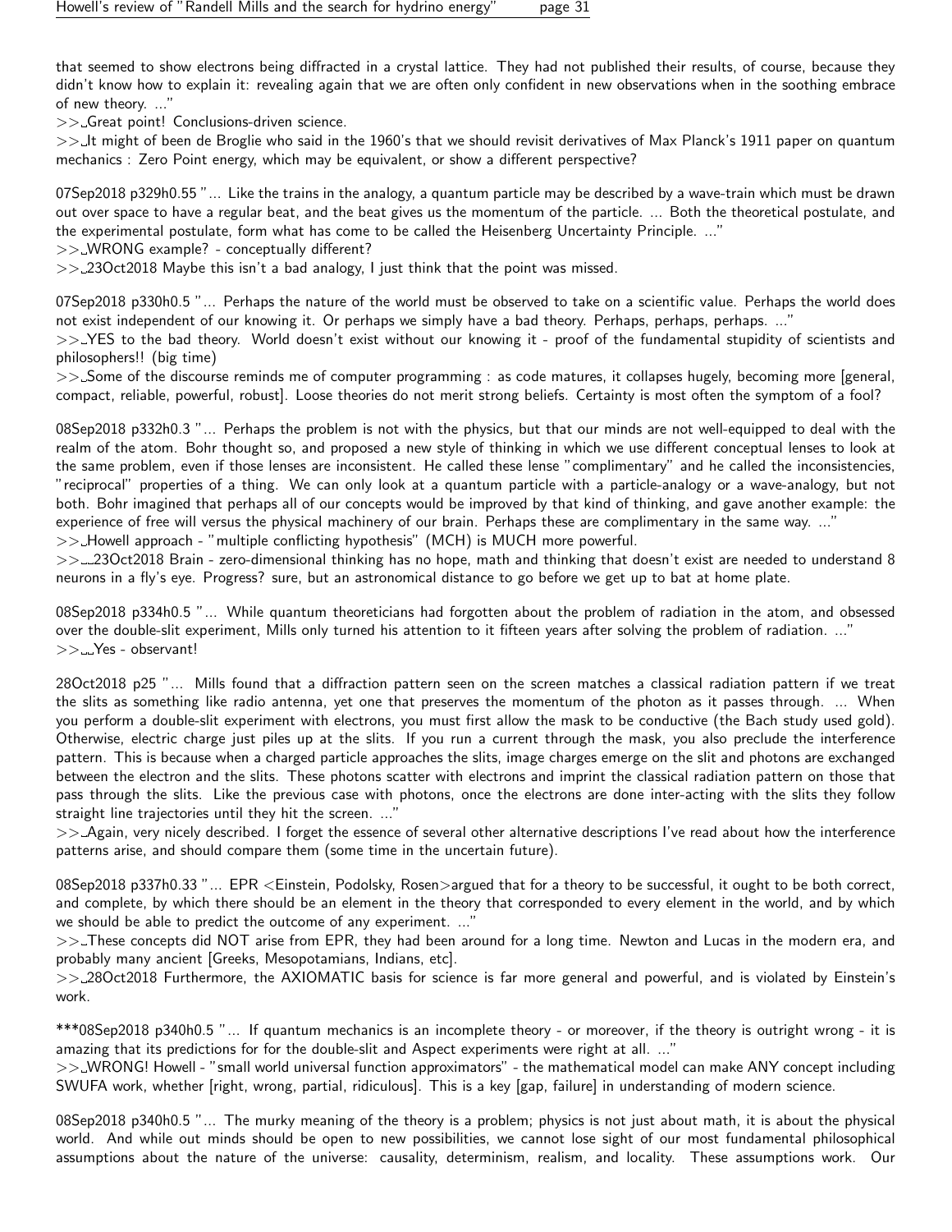that seemed to show electrons being diffracted in a crystal lattice. They had not published their results, of course, because they didn't know how to explain it: revealing again that we are often only confident in new observations when in the soothing embrace of new theory. ..."

>> Great point! Conclusions-driven science.

>> It might of been de Broglie who said in the 1960's that we should revisit derivatives of Max Planck's 1911 paper on quantum mechanics : Zero Point energy, which may be equivalent, or show a different perspective?

07Sep2018 p329h0.55 "... Like the trains in the analogy, a quantum particle may be described by a wave-train which must be drawn out over space to have a regular beat, and the beat gives us the momentum of the particle. ... Both the theoretical postulate, and the experimental postulate, form what has come to be called the Heisenberg Uncertainty Principle. ..."

>> WRONG example? - conceptually different?

>> 23Oct2018 Maybe this isn't a bad analogy, I just think that the point was missed.

07Sep2018 p330h0.5 "... Perhaps the nature of the world must be observed to take on a scientific value. Perhaps the world does not exist independent of our knowing it. Or perhaps we simply have a bad theory. Perhaps, perhaps, perhaps. ..."

>> YES to the bad theory. World doesn't exist without our knowing it - proof of the fundamental stupidity of scientists and philosophers!! (big time)

>> Some of the discourse reminds me of computer programming : as code matures, it collapses hugely, becoming more [general, compact, reliable, powerful, robust]. Loose theories do not merit strong beliefs. Certainty is most often the symptom of a fool?

08Sep2018 p332h0.3 "... Perhaps the problem is not with the physics, but that our minds are not well-equipped to deal with the realm of the atom. Bohr thought so, and proposed a new style of thinking in which we use different conceptual lenses to look at the same problem, even if those lenses are inconsistent. He called these lense "complimentary" and he called the inconsistencies, "reciprocal" properties of a thing. We can only look at a quantum particle with a particle-analogy or a wave-analogy, but not both. Bohr imagined that perhaps all of our concepts would be improved by that kind of thinking, and gave another example: the experience of free will versus the physical machinery of our brain. Perhaps these are complimentary in the same way. ..."

>> Howell approach - "multiple conflicting hypothesis" (MCH) is MUCH more powerful.

>> 23Oct2018 Brain - zero-dimensional thinking has no hope, math and thinking that doesn't exist are needed to understand 8 neurons in a fly's eye. Progress? sure, but an astronomical distance to go before we get up to bat at home plate.

08Sep2018 p334h0.5 "... While quantum theoreticians had forgotten about the problem of radiation in the atom, and obsessed over the double-slit experiment, Mills only turned his attention to it fifteen years after solving the problem of radiation. ..."

>> Yes - observant!

28Oct2018 p25 "... Mills found that a diffraction pattern seen on the screen matches a classical radiation pattern if we treat the slits as something like radio antenna, yet one that preserves the momentum of the photon as it passes through. ... When you perform a double-slit experiment with electrons, you must first allow the mask to be conductive (the Bach study used gold). Otherwise, electric charge just piles up at the slits. If you run a current through the mask, you also preclude the interference pattern. This is because when a charged particle approaches the slits, image charges emerge on the slit and photons are exchanged between the electron and the slits. These photons scatter with electrons and imprint the classical radiation pattern on those that pass through the slits. Like the previous case with photons, once the electrons are done inter-acting with the slits they follow straight line trajectories until they hit the screen. ..."

>> Again, very nicely described. I forget the essence of several other alternative descriptions I've read about how the interference patterns arise, and should compare them (some time in the uncertain future).

08Sep2018 p337h0.33 "... EPR <Einstein, Podolsky, Rosen>argued that for a theory to be successful, it ought to be both correct, and complete, by which there should be an element in the theory that corresponded to every element in the world, and by which we should be able to predict the outcome of any experiment. ..."

>> These concepts did NOT arise from EPR, they had been around for a long time. Newton and Lucas in the modern era, and probably many ancient [Greeks, Mesopotamians, Indians, etc].

>> 28Oct2018 Furthermore, the AXIOMATIC basis for science is far more general and powerful, and is violated by Einstein's work.

***08Sep2018 p340h0.5 "... If quantum mechanics is an incomplete theory - or moreover, if the theory is outright wrong - it is amazing that its predictions for for the double-slit and Aspect experiments were right at all. ..."

>> WRONG! Howell - "small world universal function approximators" - the mathematical model can make ANY concept including SWUFA work, whether [right, wrong, partial, ridiculous]. This is a key [gap, failure] in understanding of modern science.

08Sep2018 p340h0.5 "... The murky meaning of the theory is a problem; physics is not just about math, it is about the physical world. And while out minds should be open to new possibilities, we cannot lose sight of our most fundamental philosophical assumptions about the nature of the universe: causality, determinism, realism, and locality. These assumptions work. Our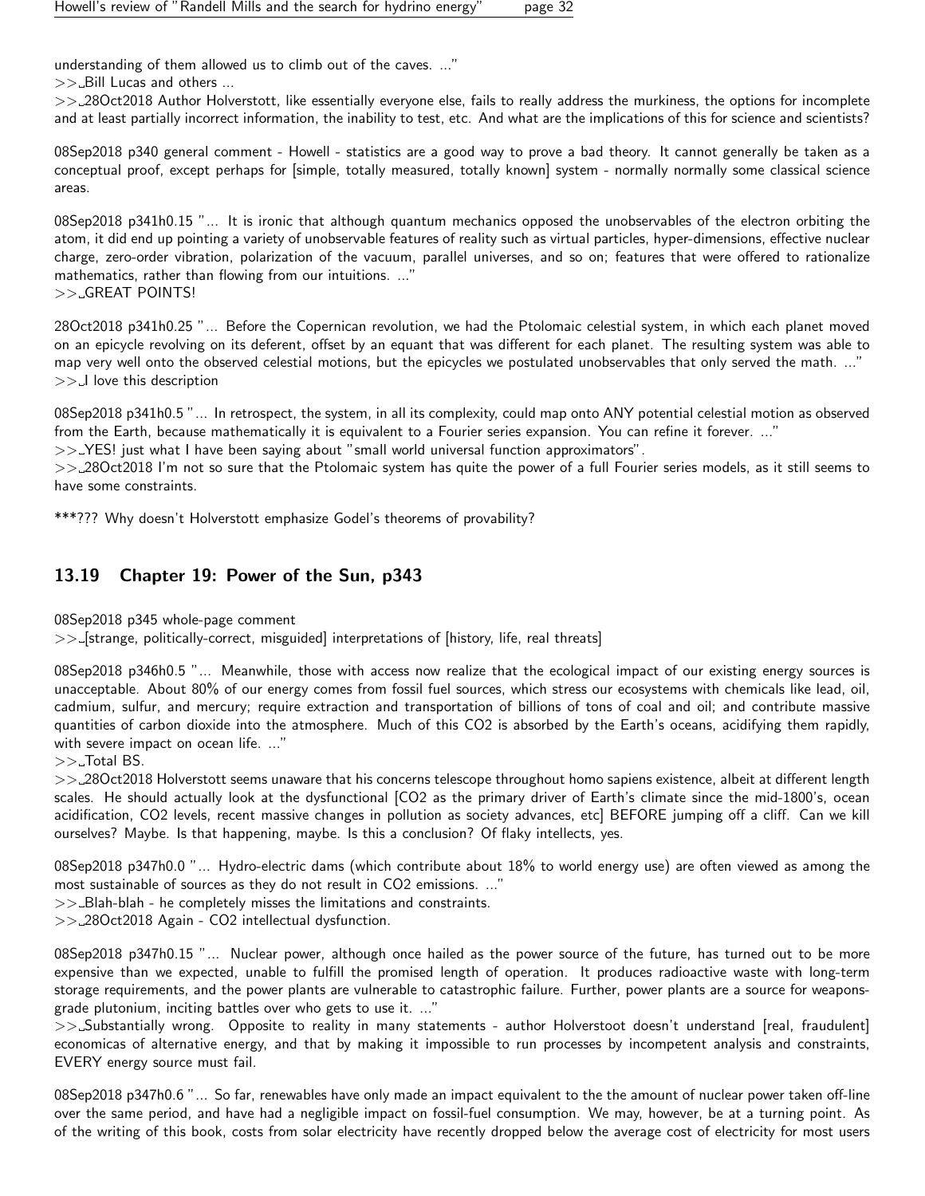understanding of them allowed us to climb out of the caves. ..."

>> Bill Lucas and others ...

>> 28Oct2018 Author Holverstott, like essentially everyone else, fails to really address the murkiness, the options for incomplete and at least partially incorrect information, the inability to test, etc. And what are the implications of this for science and scientists?

08Sep2018 p340 general comment - Howell - statistics are a good way to prove a bad theory. It cannot generally be taken as a conceptual proof, except perhaps for [simple, totally measured, totally known] system - normally normally some classical science areas.

08Sep2018 p341h0.15 "... It is ironic that although quantum mechanics opposed the unobservables of the electron orbiting the atom, it did end up pointing a variety of unobservable features of reality such as virtual particles, hyper-dimensions, effective nuclear charge, zero-order vibration, polarization of the vacuum, parallel universes, and so on; features that were offered to rationalize mathematics, rather than flowing from our intuitions. ..."

>> GREAT POINTS!

28Oct2018 p341h0.25 "... Before the Copernican revolution, we had the Ptolomaic celestial system, in which each planet moved on an epicycle revolving on its deferent, offset by an equant that was different for each planet. The resulting system was able to map very well onto the observed celestial motions, but the epicycles we postulated unobservables that only served the math. ..."

>> I love this description

08Sep2018 p341h0.5 "... In retrospect, the system, in all its complexity, could map onto ANY potential celestial motion as observed from the Earth, because mathematically it is equivalent to a Fourier series expansion. You can refine it forever. ..."

>> YES! just what I have been saying about "small world universal function approximators".

>> 28Oct2018 I'm not so sure that the Ptolomaic system has quite the power of a full Fourier series models, as it still seems to have some constraints.

***??? Why doesn't Holverstott emphasize Godel's theorems of provability?

## 13.19 Chapter 19: Power of the Sun, p343

08Sep2018 p345 whole-page comment

>> [strange, politically-correct, misguided] interpretations of [history, life, real threats]

08Sep2018 p346h0.5 "... Meanwhile, those with access now realize that the ecological impact of our existing energy sources is unacceptable. About 80% of our energy comes from fossil fuel sources, which stress our ecosystems with chemicals like lead, oil, cadmium, sulfur, and mercury; require extraction and transportation of billions of tons of coal and oil; and contribute massive quantities of carbon dioxide into the atmosphere. Much of this CO2 is absorbed by the Earth's oceans, acidifying them rapidly, with severe impact on ocean life. ..."

>> Total BS.

>> 28Oct2018 Holverstott seems unaware that his concerns telescope throughout homo sapiens existence, albeit at different length scales. He should actually look at the dysfunctional [CO2 as the primary driver of Earth's climate since the mid-1800's, ocean acidification, CO2 levels, recent massive changes in pollution as society advances, etc] BEFORE jumping off a cliff. Can we kill ourselves? Maybe. Is that happening, maybe. Is this a conclusion? Of flaky intellects, yes.

08Sep2018 p347h0.0 "... Hydro-electric dams (which contribute about 18% to world energy use) are often viewed as among the most sustainable of sources as they do not result in CO2 emissions. ..."

>> Blah-blah - he completely misses the limitations and constraints.

>> 28Oct2018 Again - CO2 intellectual dysfunction.

08Sep2018 p347h0.15 "... Nuclear power, although once hailed as the power source of the future, has turned out to be more expensive than we expected, unable to fulfill the promised length of operation. It produces radioactive waste with long-term storage requirements, and the power plants are vulnerable to catastrophic failure. Further, power plants are a source for weapons-grade plutonium, inciting battles over who gets to use it. ..."

>> Substantially wrong. Opposite to reality in many statements - author Holverstoot doesn't understand [real, fraudulent] economicas of alternative energy, and that by making it impossible to run processes by incompetent analysis and constraints, EVERY energy source must fail.

08Sep2018 p347h0.6 "... So far, renewables have only made an impact equivalent to the the amount of nuclear power taken off-line over the same period, and have had a negligible impact on fossil-fuel consumption. We may, however, be at a turning point. As of the writing of this book, costs from solar electricity have recently dropped below the average cost of electricity for most users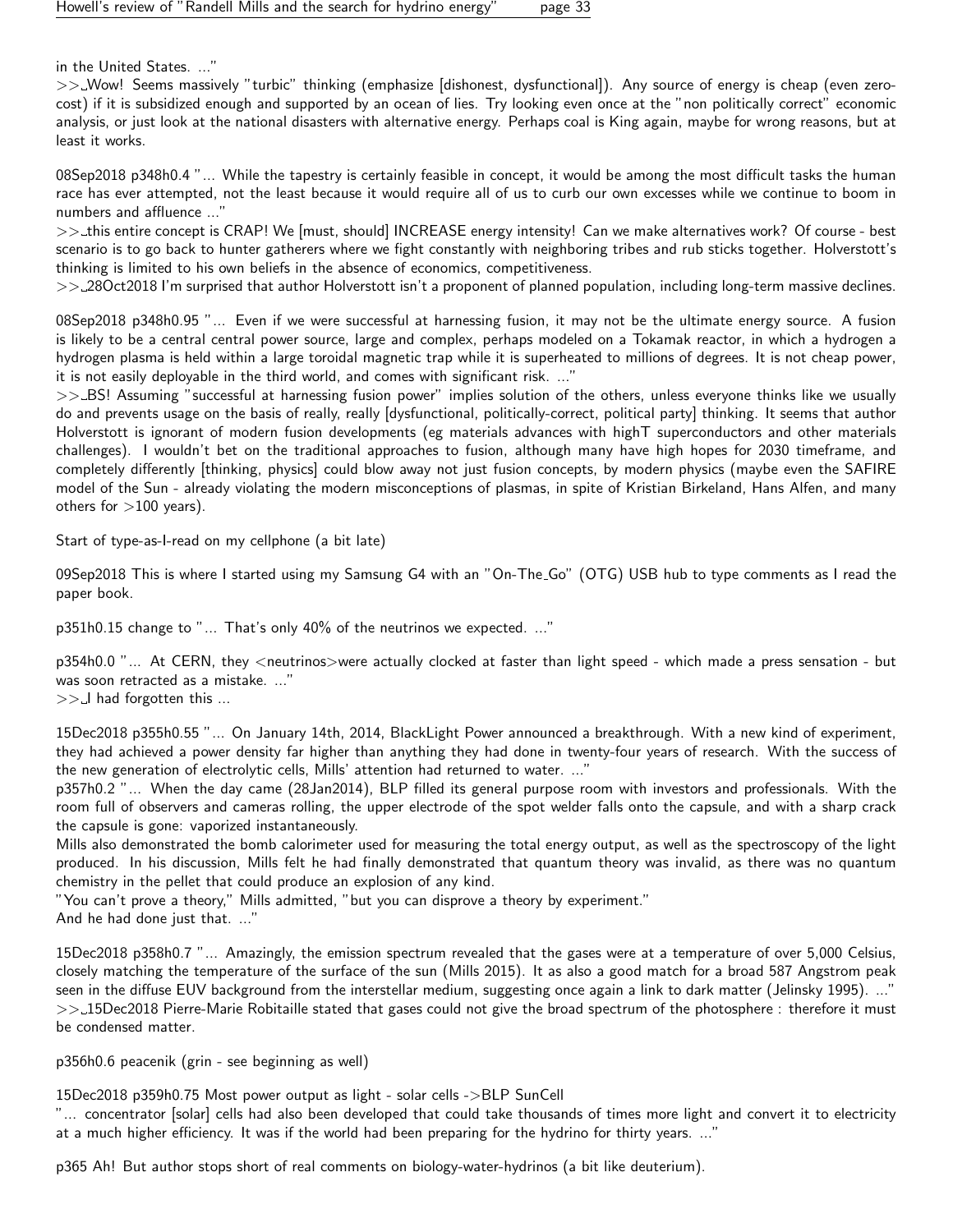in the United States. ..."
>>_Wow! Seems massively "turbic" thinking (emphasize [dishonest, dysfunctional]). Any source of energy is cheap (even zero-cost) if it is subsidized enough and supported by an ocean of lies. Try looking even once at the "non politically correct" economic analysis, or just look at the national disasters with alternative energy. Perhaps coal is King again, maybe for wrong reasons, but at least it works.

08Sep2018 p348h0.4 "... While the tapestry is certainly feasible in concept, it would be among the most difficult tasks the human race has ever attempted, not the least because it would require all of us to curb our own excesses while we continue to boom in numbers and affluence ..."
>>_this entire concept is CRAP! We [must, should] INCREASE energy intensity! Can we make alternatives work? Of course - best scenario is to go back to hunter gatherers where we fight constantly with neighboring tribes and rub sticks together. Holverstott's thinking is limited to his own beliefs in the absence of economics, competitiveness.
>>_28Oct2018 I'm surprised that author Holverstott isn't a proponent of planned population, including long-term massive declines.

08Sep2018 p348h0.95 "... Even if we were successful at harnessing fusion, it may not be the ultimate energy source. A fusion is likely to be a central central power source, large and complex, perhaps modeled on a Tokamak reactor, in which a hydrogen a hydrogen plasma is held within a large toroidal magnetic trap while it is superheated to millions of degrees. It is not cheap power, it is not easily deployable in the third world, and comes with significant risk. ..."
>>_BS! Assuming "successful at harnessing fusion power" implies solution of the others, unless everyone thinks like we usually do and prevents usage on the basis of really, really [dysfunctional, politically-correct, political party] thinking. It seems that author Holverstott is ignorant of modern fusion developments (eg materials advances with highT superconductors and other materials challenges). I wouldn't bet on the traditional approaches to fusion, although many have high hopes for 2030 timeframe, and completely differently [thinking, physics] could blow away not just fusion concepts, by modern physics (maybe even the SAFIRE model of the Sun - already violating the modern misconceptions of plasmas, in spite of Kristian Birkeland, Hans Alfen, and many others for >100 years).

Start of type-as-I-read on my cellphone (a bit late)

09Sep2018 This is where I started using my Samsung G4 with an "On-The_Go" (OTG) USB hub to type comments as I read the paper book.

p351h0.15 change to "... That's only 40% of the neutrinos we expected. ..."

p354h0.0 "... At CERN, they <neutrinos>were actually clocked at faster than light speed - which made a press sensation - but was soon retracted as a mistake. ..."
>>_I had forgotten this ...

15Dec2018 p355h0.55 "... On January 14th, 2014, BlackLight Power announced a breakthrough. With a new kind of experiment, they had achieved a power density far higher than anything they had done in twenty-four years of research. With the success of the new generation of electrolytic cells, Mills' attention had returned to water. ..."
p357h0.2 "... When the day came (28Jan2014), BLP filled its general purpose room with investors and professionals. With the room full of observers and cameras rolling, the upper electrode of the spot welder falls onto the capsule, and with a sharp crack the capsule is gone: vaporized instantaneously.
Mills also demonstrated the bomb calorimeter used for measuring the total energy output, as well as the spectroscopy of the light produced. In his discussion, Mills felt he had finally demonstrated that quantum theory was invalid, as there was no quantum chemistry in the pellet that could produce an explosion of any kind.
"You can't prove a theory," Mills admitted, "but you can disprove a theory by experiment."
And he had done just that. ..."

15Dec2018 p358h0.7 "... Amazingly, the emission spectrum revealed that the gases were at a temperature of over 5,000 Celsius, closely matching the temperature of the surface of the sun (Mills 2015). It as also a good match for a broad 587 Angstrom peak seen in the diffuse EUV background from the interstellar medium, suggesting once again a link to dark matter (Jelinsky 1995). ..."
>>_15Dec2018 Pierre-Marie Robitaille stated that gases could not give the broad spectrum of the photosphere : therefore it must be condensed matter.

p356h0.6 peacenik (grin - see beginning as well)

15Dec2018 p359h0.75 Most power output as light - solar cells ->BLP SunCell
"... concentrator [solar] cells had also been developed that could take thousands of times more light and convert it to electricity at a much higher efficiency. It was if the world had been preparing for the hydrino for thirty years. ..."

p365 Ah! But author stops short of real comments on biology-water-hydrinos (a bit like deuterium).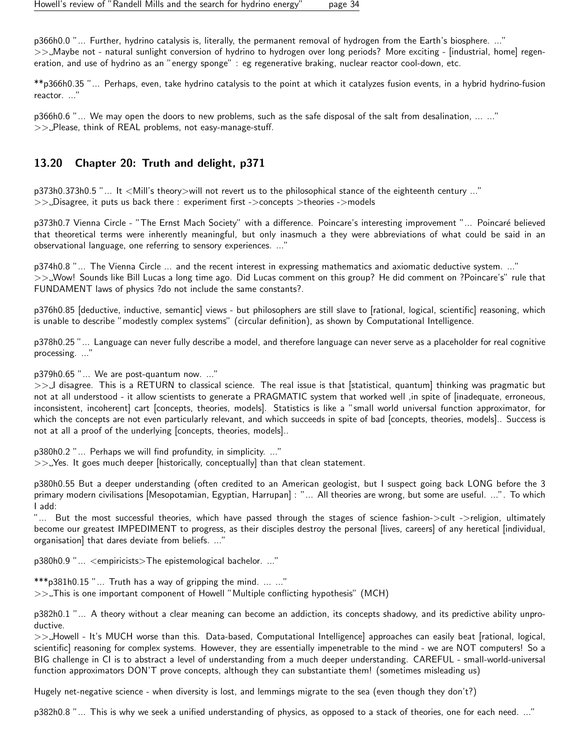p366h0.0 "... Further, hydrino catalysis is, literally, the permanent removal of hydrogen from the Earth's biosphere. ..."
>> Maybe not - natural sunlight conversion of hydrino to hydrogen over long periods? More exciting - [industrial, home] regeneration, and use of hydrino as an "energy sponge" : eg regenerative braking, nuclear reactor cool-down, etc.

**p366h0.35 "... Perhaps, even, take hydrino catalysis to the point at which it catalyzes fusion events, in a hybrid hydrino-fusion reactor. ..."

p366h0.6 "... We may open the doors to new problems, such as the safe disposal of the salt from desalination, ... ..."
>> Please, think of REAL problems, not easy-manage-stuff.

## 13.20 Chapter 20: Truth and delight, p371

p373h0.373h0.5 "... It <Mill's theory>will not revert us to the philosophical stance of the eighteenth century ..."
>> Disagree, it puts us back there : experiment first ->concepts >theories ->models

p373h0.7 Vienna Circle - "The Ernst Mach Society" with a difference. Poincare's interesting improvement "... Poincaré believed that theoretical terms were inherently meaningful, but only inasmuch a they were abbreviations of what could be said in an observational language, one referring to sensory experiences. ..."

p374h0.8 "... The Vienna Circle ... and the recent interest in expressing mathematics and axiomatic deductive system. ..."
>> Wow! Sounds like Bill Lucas a long time ago. Did Lucas comment on this group? He did comment on ?Poincare's" rule that FUNDAMENT laws of physics ?do not include the same constants?.

p376h0.85 [deductive, inductive, semantic] views - but philosophers are still slave to [rational, logical, scientific] reasoning, which is unable to describe "modestly complex systems" (circular definition), as shown by Computational Intelligence.

p378h0.25 "... Language can never fully describe a model, and therefore language can never serve as a placeholder for real cognitive processing. ..."

p379h0.65 "... We are post-quantum now. ..."
>> I disagree. This is a RETURN to classical science. The real issue is that [statistical, quantum] thinking was pragmatic but not at all understood - it allow scientists to generate a PRAGMATIC system that worked well ,in spite of [inadequate, erroneous, inconsistent, incoherent] cart [concepts, theories, models]. Statistics is like a "small world universal function approximator, for which the concepts are not even particularly relevant, and which succeeds in spite of bad [concepts, theories, models].. Success is not at all a proof of the underlying [concepts, theories, models]..

p380h0.2 "... Perhaps we will find profundity, in simplicity. ..."
>> Yes. It goes much deeper [historically, conceptually] than that clean statement.

p380h0.55 But a deeper understanding (often credited to an American geologist, but I suspect going back LONG before the 3 primary modern civilisations [Mesopotamian, Egyptian, Harrupan] : "... All theories are wrong, but some are useful. ...". To which I add:
"... But the most successful theories, which have passed through the stages of science fashion->cult ->religion, ultimately become our greatest IMPEDIMENT to progress, as their disciples destroy the personal [lives, careers] of any heretical [individual, organisation] that dares deviate from beliefs. ..."

p380h0.9 "... <empiricists>The epistemological bachelor. ..."

***p381h0.15 "... Truth has a way of gripping the mind. ... ..."
>> This is one important component of Howell "Multiple conflicting hypothesis" (MCH)

p382h0.1 "... A theory without a clear meaning can become an addiction, its concepts shadowy, and its predictive ability unproductive.
>> Howell - It's MUCH worse than this. Data-based, Computational Intelligence] approaches can easily beat [rational, logical, scientific] reasoning for complex systems. However, they are essentially impenetrable to the mind - we are NOT computers! So a BIG challenge in CI is to abstract a level of understanding from a much deeper understanding. CAREFUL - small-world-universal function approximators DON'T prove concepts, although they can substantiate them! (sometimes misleading us)

Hugely net-negative science - when diversity is lost, and lemmings migrate to the sea (even though they don't?)

p382h0.8 "... This is why we seek a unified understanding of physics, as opposed to a stack of theories, one for each need. ..."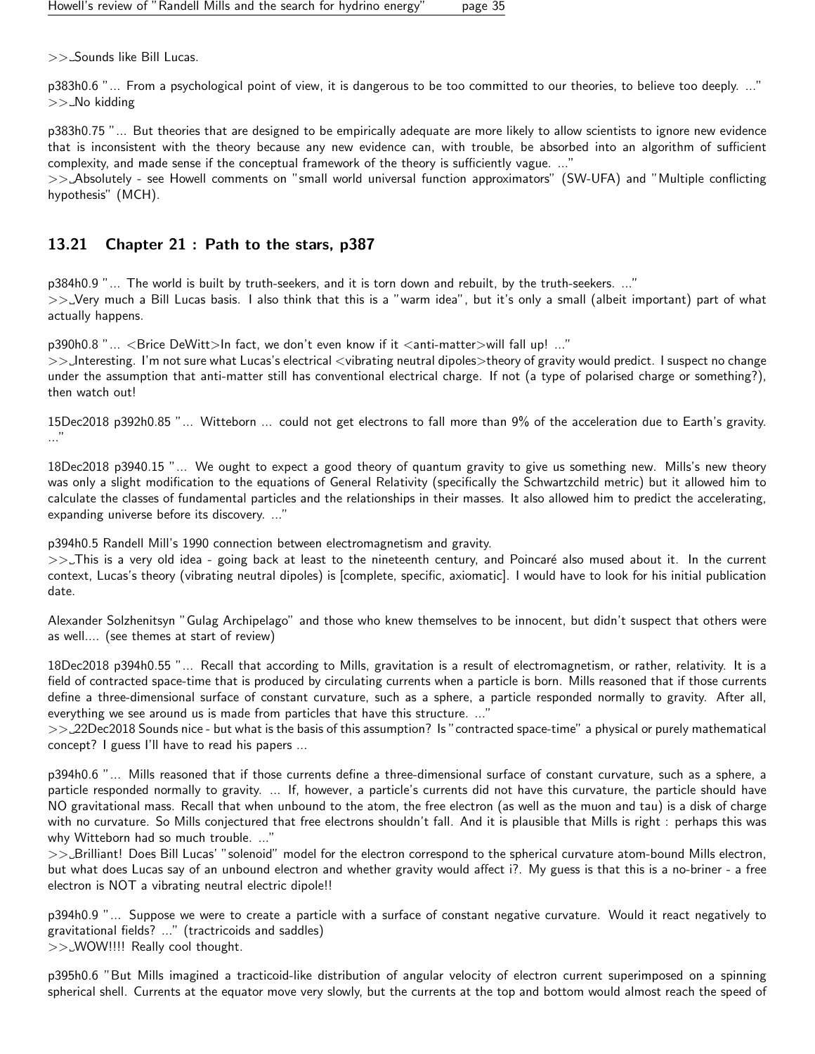>> Sounds like Bill Lucas.

p383h0.6 "... From a psychological point of view, it is dangerous to be too committed to our theories, to believe too deeply. ..."
>> No kidding

p383h0.75 "... But theories that are designed to be empirically adequate are more likely to allow scientists to ignore new evidence that is inconsistent with the theory because any new evidence can, with trouble, be absorbed into an algorithm of sufficient complexity, and made sense if the conceptual framework of the theory is sufficiently vague. ..."
>> Absolutely - see Howell comments on "small world universal function approximators" (SW-UFA) and "Multiple conflicting hypothesis" (MCH).

### 13.21 Chapter 21 : Path to the stars, p387

p384h0.9 "... The world is built by truth-seekers, and it is torn down and rebuilt, by the truth-seekers. ..."
>> Very much a Bill Lucas basis. I also think that this is a "warm idea", but it's only a small (albeit important) part of what actually happens.

p390h0.8 "... <Brice DeWitt>In fact, we don't even know if it <anti-matter>will fall up! ..."
>> Interesting. I'm not sure what Lucas's electrical <vibrating neutral dipoles>theory of gravity would predict. I suspect no change under the assumption that anti-matter still has conventional electrical charge. If not (a type of polarised charge or something?), then watch out!

15Dec2018 p392h0.85 "... Witteborn ... could not get electrons to fall more than 9% of the acceleration due to Earth's gravity. ..."

18Dec2018 p3940.15 "... We ought to expect a good theory of quantum gravity to give us something new. Mills's new theory was only a slight modification to the equations of General Relativity (specifically the Schwartzchild metric) but it allowed him to calculate the classes of fundamental particles and the relationships in their masses. It also allowed him to predict the accelerating, expanding universe before its discovery. ..."

p394h0.5 Randell Mill's 1990 connection between electromagnetism and gravity.
>> This is a very old idea - going back at least to the nineteenth century, and Poincaré also mused about it. In the current context, Lucas's theory (vibrating neutral dipoles) is [complete, specific, axiomatic]. I would have to look for his initial publication date.

Alexander Solzhenitsyn "Gulag Archipelago" and those who knew themselves to be innocent, but didn't suspect that others were as well.... (see themes at start of review)

18Dec2018 p394h0.55 "... Recall that according to Mills, gravitation is a result of electromagnetism, or rather, relativity. It is a field of contracted space-time that is produced by circulating currents when a particle is born. Mills reasoned that if those currents define a three-dimensional surface of constant curvature, such as a sphere, a particle responded normally to gravity. After all, everything we see around us is made from particles that have this structure. ..."
>> 22Dec2018 Sounds nice - but what is the basis of this assumption? Is "contracted space-time" a physical or purely mathematical concept? I guess I'll have to read his papers ...

p394h0.6 "... Mills reasoned that if those currents define a three-dimensional surface of constant curvature, such as a sphere, a particle responded normally to gravity. ... If, however, a particle's currents did not have this curvature, the particle should have NO gravitational mass. Recall that when unbound to the atom, the free electron (as well as the muon and tau) is a disk of charge with no curvature. So Mills conjectured that free electrons shouldn't fall. And it is plausible that Mills is right : perhaps this was why Witteborn had so much trouble. ..."
>> Brilliant! Does Bill Lucas' "solenoid" model for the electron correspond to the spherical curvature atom-bound Mills electron, but what does Lucas say of an unbound electron and whether gravity would affect i?. My guess is that this is a no-briner - a free electron is NOT a vibrating neutral electric dipole!!

p394h0.9 "... Suppose we were to create a particle with a surface of constant negative curvature. Would it react negatively to gravitational fields? ..." (tractricoids and saddles)
>> WOW!!!! Really cool thought.

p395h0.6 "But Mills imagined a tracticoid-like distribution of angular velocity of electron current superimposed on a spinning spherical shell. Currents at the equator move very slowly, but the currents at the top and bottom would almost reach the speed of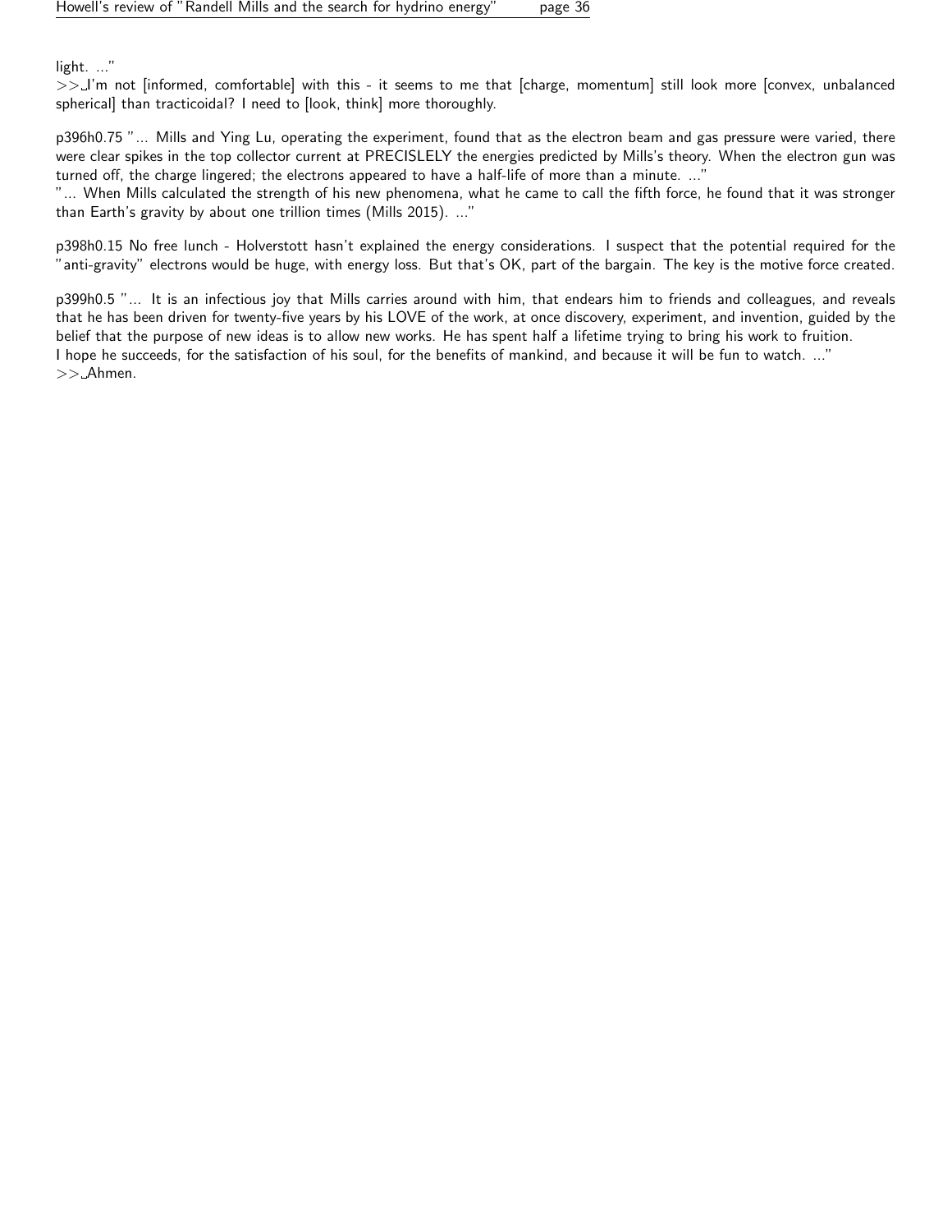light. ..."
>>␣I'm not [informed, comfortable] with this - it seems to me that [charge, momentum] still look more [convex, unbalanced spherical] than tracticoidal? I need to [look, think] more thoroughly.

p396h0.75 "... Mills and Ying Lu, operating the experiment, found that as the electron beam and gas pressure were varied, there were clear spikes in the top collector current at PRECISLELY the energies predicted by Mills's theory. When the electron gun was turned off, the charge lingered; the electrons appeared to have a half-life of more than a minute. ..."
"... When Mills calculated the strength of his new phenomena, what he came to call the fifth force, he found that it was stronger than Earth's gravity by about one trillion times (Mills 2015). ..."

p398h0.15 No free lunch - Holverstott hasn't explained the energy considerations. I suspect that the potential required for the "anti-gravity" electrons would be huge, with energy loss. But that's OK, part of the bargain. The key is the motive force created.

p399h0.5 "... It is an infectious joy that Mills carries around with him, that endears him to friends and colleagues, and reveals that he has been driven for twenty-five years by his LOVE of the work, at once discovery, experiment, and invention, guided by the belief that the purpose of new ideas is to allow new works. He has spent half a lifetime trying to bring his work to fruition.
I hope he succeeds, for the satisfaction of his soul, for the benefits of mankind, and because it will be fun to watch. ..."
>>␣Ahmen.